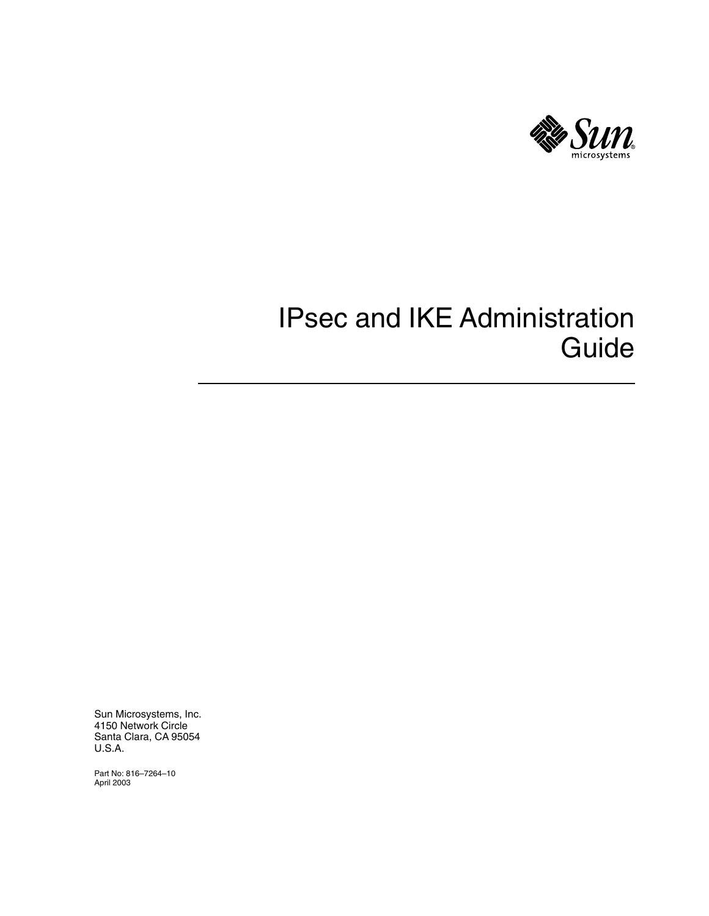# IPsec and IKE Administration Guide

Sun Microsystems, Inc.
4150 Network Circle
Santa Clara, CA 95054
U.S.A.

Part No: 816–7264–10
April 2003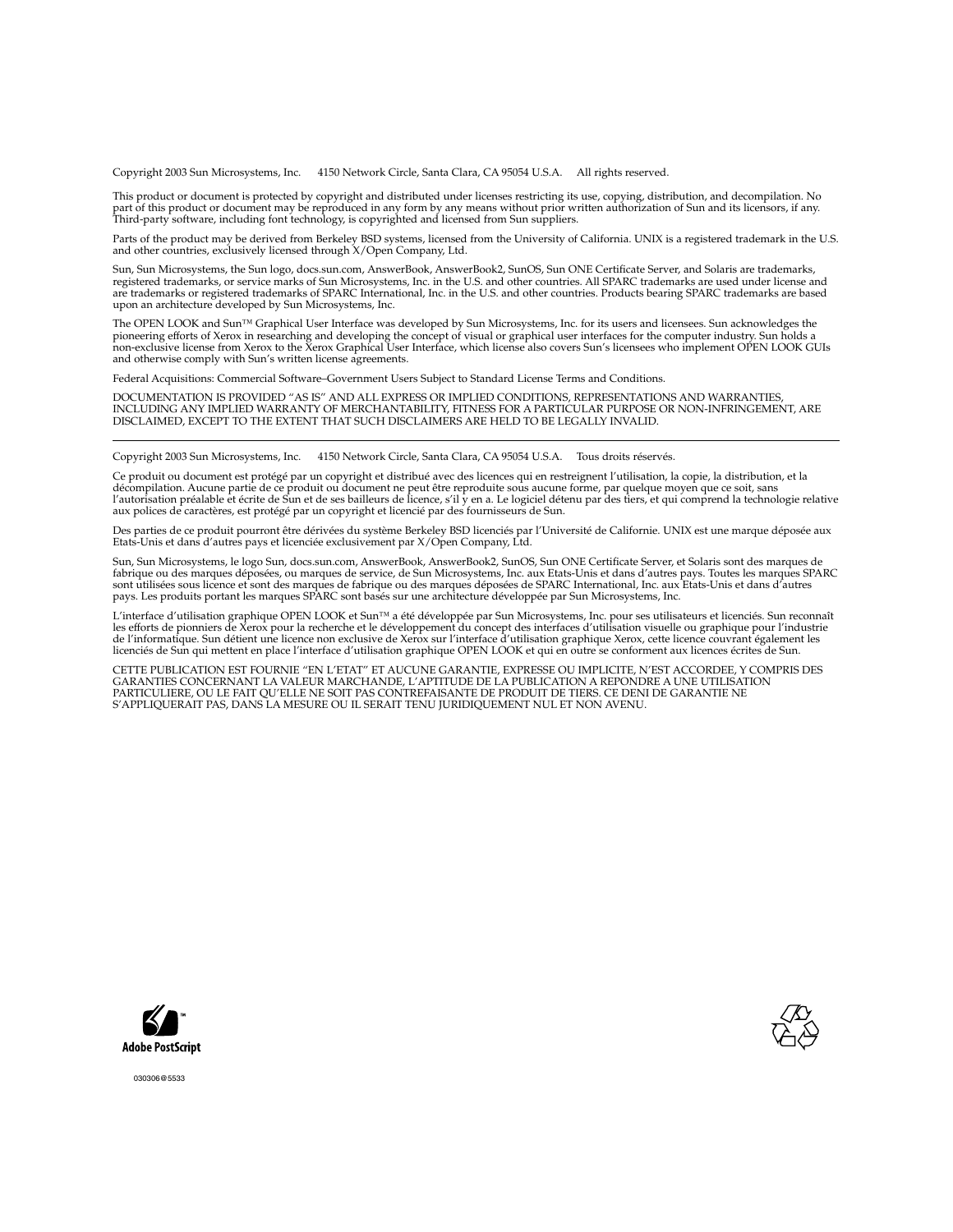Copyright 2003 Sun Microsystems, Inc.   4150 Network Circle, Santa Clara, CA 95054 U.S.A.   All rights reserved.

This product or document is protected by copyright and distributed under licenses restricting its use, copying, distribution, and decompilation. No part of this product or document may be reproduced in any form by any means without prior written authorization of Sun and its licensors, if any. Third-party software, including font technology, is copyrighted and licensed from Sun suppliers.

Parts of the product may be derived from Berkeley BSD systems, licensed from the University of California. UNIX is a registered trademark in the U.S. and other countries, exclusively licensed through X/Open Company, Ltd.

Sun, Sun Microsystems, the Sun logo, docs.sun.com, AnswerBook, AnswerBook2, SunOS, Sun ONE Certificate Server, and Solaris are trademarks, registered trademarks, or service marks of Sun Microsystems, Inc. in the U.S. and other countries. All SPARC trademarks are used under license and are trademarks or registered trademarks of SPARC International, Inc. in the U.S. and other countries. Products bearing SPARC trademarks are based upon an architecture developed by Sun Microsystems, Inc.

The OPEN LOOK and Sun™ Graphical User Interface was developed by Sun Microsystems, Inc. for its users and licensees. Sun acknowledges the pioneering efforts of Xerox in researching and developing the concept of visual or graphical user interfaces for the computer industry. Sun holds a non-exclusive license from Xerox to the Xerox Graphical User Interface, which license also covers Sun's licensees who implement OPEN LOOK GUIs and otherwise comply with Sun's written license agreements.

Federal Acquisitions: Commercial Software–Government Users Subject to Standard License Terms and Conditions.

DOCUMENTATION IS PROVIDED "AS IS" AND ALL EXPRESS OR IMPLIED CONDITIONS, REPRESENTATIONS AND WARRANTIES, INCLUDING ANY IMPLIED WARRANTY OF MERCHANTABILITY, FITNESS FOR A PARTICULAR PURPOSE OR NON-INFRINGEMENT, ARE DISCLAIMED, EXCEPT TO THE EXTENT THAT SUCH DISCLAIMERS ARE HELD TO BE LEGALLY INVALID.

---

Copyright 2003 Sun Microsystems, Inc.   4150 Network Circle, Santa Clara, CA 95054 U.S.A.   Tous droits réservés.

Ce produit ou document est protégé par un copyright et distribué avec des licences qui en restreignent l'utilisation, la copie, la distribution, et la décompilation. Aucune partie de ce produit ou document ne peut être reproduite sous aucune forme, par quelque moyen que ce soit, sans l'autorisation préalable et écrite de Sun et de ses bailleurs de licence, s'il y en a. Le logiciel détenu par des tiers, et qui comprend la technologie relative aux polices de caractères, est protégé par un copyright et licencié par des fournisseurs de Sun.

Des parties de ce produit pourront être dérivées du système Berkeley BSD licenciés par l'Université de Californie. UNIX est une marque déposée aux Etats-Unis et dans d'autres pays et licenciée exclusivement par X/Open Company, Ltd.

Sun, Sun Microsystems, le logo Sun, docs.sun.com, AnswerBook, AnswerBook2, SunOS, Sun ONE Certificate Server, et Solaris sont des marques de fabrique ou des marques déposées, ou marques de service, de Sun Microsystems, Inc. aux Etats-Unis et dans d'autres pays. Toutes les marques SPARC sont utilisées sous licence et sont des marques de fabrique ou des marques déposées de SPARC International, Inc. aux Etats-Unis et dans d'autres pays. Les produits portant les marques SPARC sont basés sur une architecture développée par Sun Microsystems, Inc.

L'interface d'utilisation graphique OPEN LOOK et Sun™ a été développée par Sun Microsystems, Inc. pour ses utilisateurs et licenciés. Sun reconnaît les efforts de pionniers de Xerox pour la recherche et le développement du concept des interfaces d'utilisation visuelle ou graphique pour l'industrie de l'informatique. Sun détient une licence non exclusive de Xerox sur l'interface d'utilisation graphique Xerox, cette licence couvrant également les licenciés de Sun qui mettent en place l'interface d'utilisation graphique OPEN LOOK et qui en outre se conforment aux licences écrites de Sun.

CETTE PUBLICATION EST FOURNIE "EN L'ETAT" ET AUCUNE GARANTIE, EXPRESSE OU IMPLICITE, N'EST ACCORDEE, Y COMPRIS DES GARANTIES CONCERNANT LA VALEUR MARCHANDE, L'APTITUDE DE LA PUBLICATION A REPONDRE A UNE UTILISATION PARTICULIERE, OU LE FAIT QU'ELLE NE SOIT PAS CONTREFAISANTE DE PRODUIT DE TIERS. CE DENI DE GARANTIE NE S'APPLIQUERAIT PAS, DANS LA MESURE OU IL SERAIT TENU JURIDIQUEMENT NUL ET NON AVENU.

Adobe PostScript

030306@5533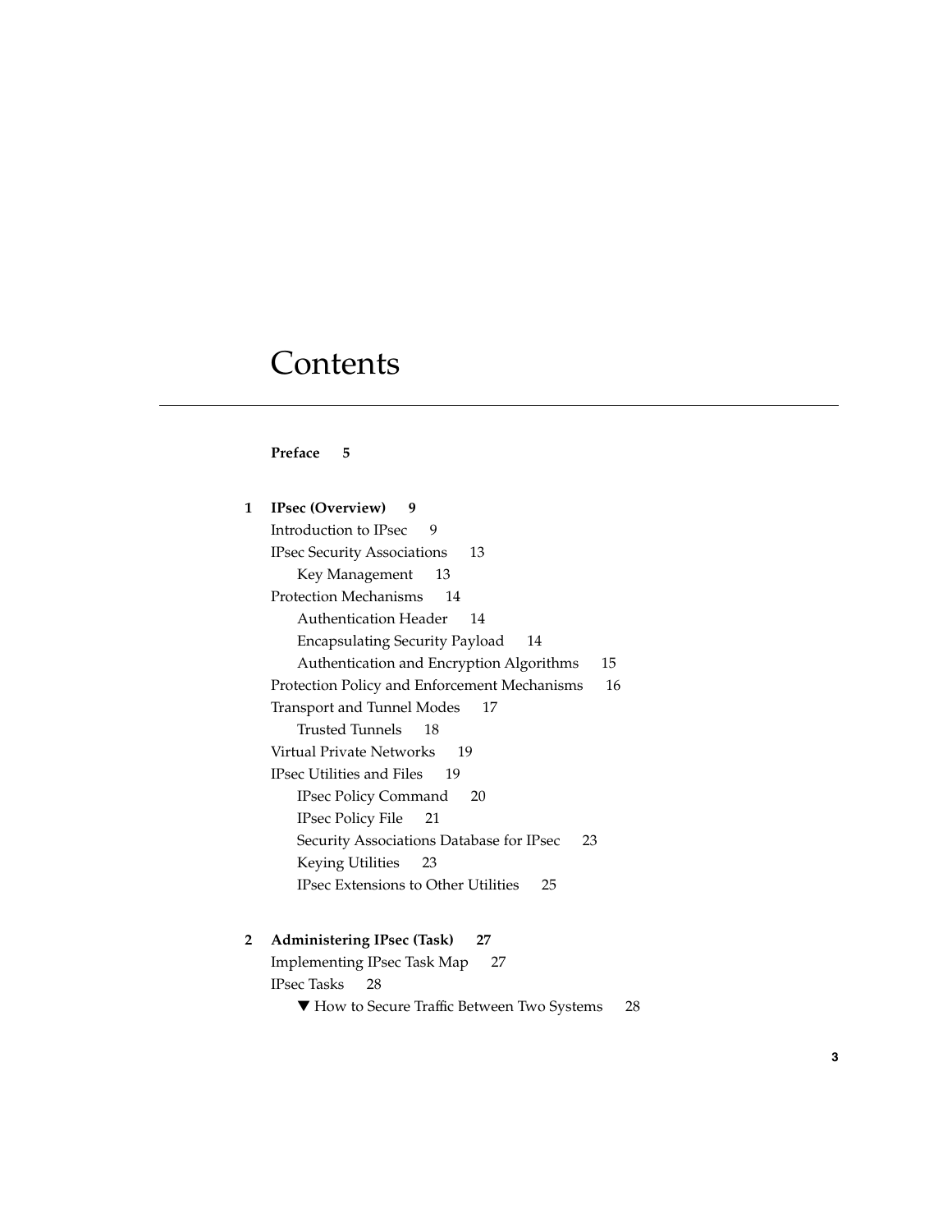# Contents

**Preface 5**

**1 IPsec (Overview) 9**

- Introduction to IPsec 9
- IPsec Security Associations 13
  - Key Management 13
- Protection Mechanisms 14
  - Authentication Header 14
  - Encapsulating Security Payload 14
  - Authentication and Encryption Algorithms 15
- Protection Policy and Enforcement Mechanisms 16
- Transport and Tunnel Modes 17
  - Trusted Tunnels 18
- Virtual Private Networks 19
- IPsec Utilities and Files 19
  - IPsec Policy Command 20
  - IPsec Policy File 21
  - Security Associations Database for IPsec 23
  - Keying Utilities 23
  - IPsec Extensions to Other Utilities 25

**2 Administering IPsec (Task) 27**

- Implementing IPsec Task Map 27
- IPsec Tasks 28
  - ▼ How to Secure Traffic Between Two Systems 28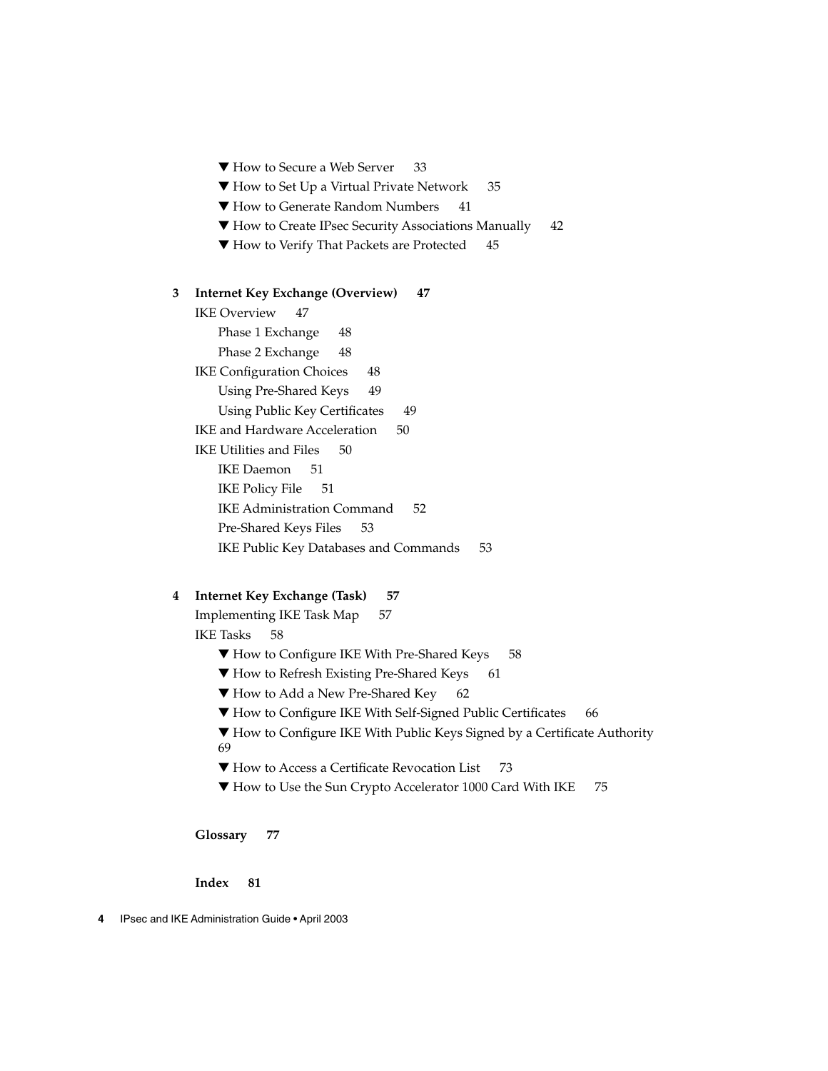▼ How to Secure a Web Server 33

▼ How to Set Up a Virtual Private Network 35

▼ How to Generate Random Numbers 41

▼ How to Create IPsec Security Associations Manually 42

▼ How to Verify That Packets are Protected 45

**3 Internet Key Exchange (Overview) 47**

IKE Overview 47

- Phase 1 Exchange 48
- Phase 2 Exchange 48

IKE Configuration Choices 48

- Using Pre-Shared Keys 49
- Using Public Key Certificates 49

IKE and Hardware Acceleration 50

IKE Utilities and Files 50

- IKE Daemon 51
- IKE Policy File 51
- IKE Administration Command 52
- Pre-Shared Keys Files 53
- IKE Public Key Databases and Commands 53

**4 Internet Key Exchange (Task) 57**

Implementing IKE Task Map 57

IKE Tasks 58

▼ How to Configure IKE With Pre-Shared Keys 58

▼ How to Refresh Existing Pre-Shared Keys 61

▼ How to Add a New Pre-Shared Key 62

▼ How to Configure IKE With Self-Signed Public Certificates 66

▼ How to Configure IKE With Public Keys Signed by a Certificate Authority 69

▼ How to Access a Certificate Revocation List 73

▼ How to Use the Sun Crypto Accelerator 1000 Card With IKE 75

**Glossary 77**

**Index 81**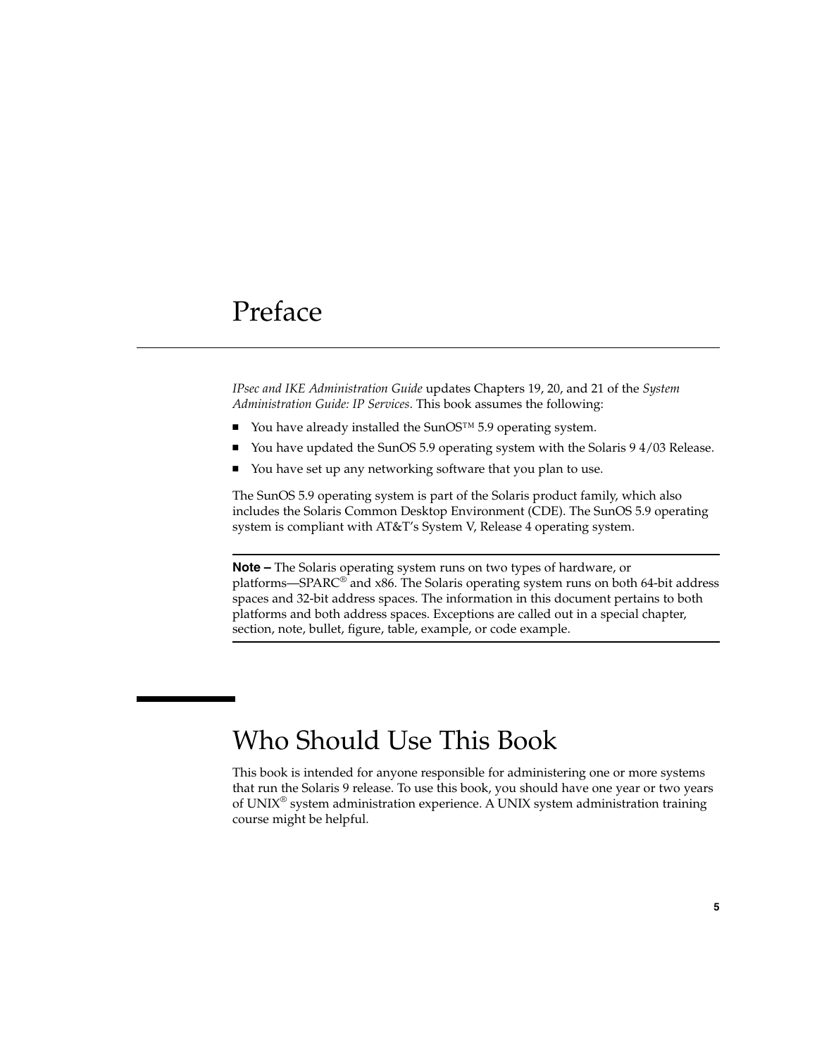# Preface

*IPsec and IKE Administration Guide* updates Chapters 19, 20, and 21 of the *System Administration Guide: IP Services*. This book assumes the following:

- You have already installed the SunOS™ 5.9 operating system.
- You have updated the SunOS 5.9 operating system with the Solaris 9 4/03 Release.
- You have set up any networking software that you plan to use.

The SunOS 5.9 operating system is part of the Solaris product family, which also includes the Solaris Common Desktop Environment (CDE). The SunOS 5.9 operating system is compliant with AT&T's System V, Release 4 operating system.

---

**Note –** The Solaris operating system runs on two types of hardware, or platforms—SPARC® and x86. The Solaris operating system runs on both 64-bit address spaces and 32-bit address spaces. The information in this document pertains to both platforms and both address spaces. Exceptions are called out in a special chapter, section, note, bullet, figure, table, example, or code example.

---

## Who Should Use This Book

This book is intended for anyone responsible for administering one or more systems that run the Solaris 9 release. To use this book, you should have one year or two years of UNIX® system administration experience. A UNIX system administration training course might be helpful.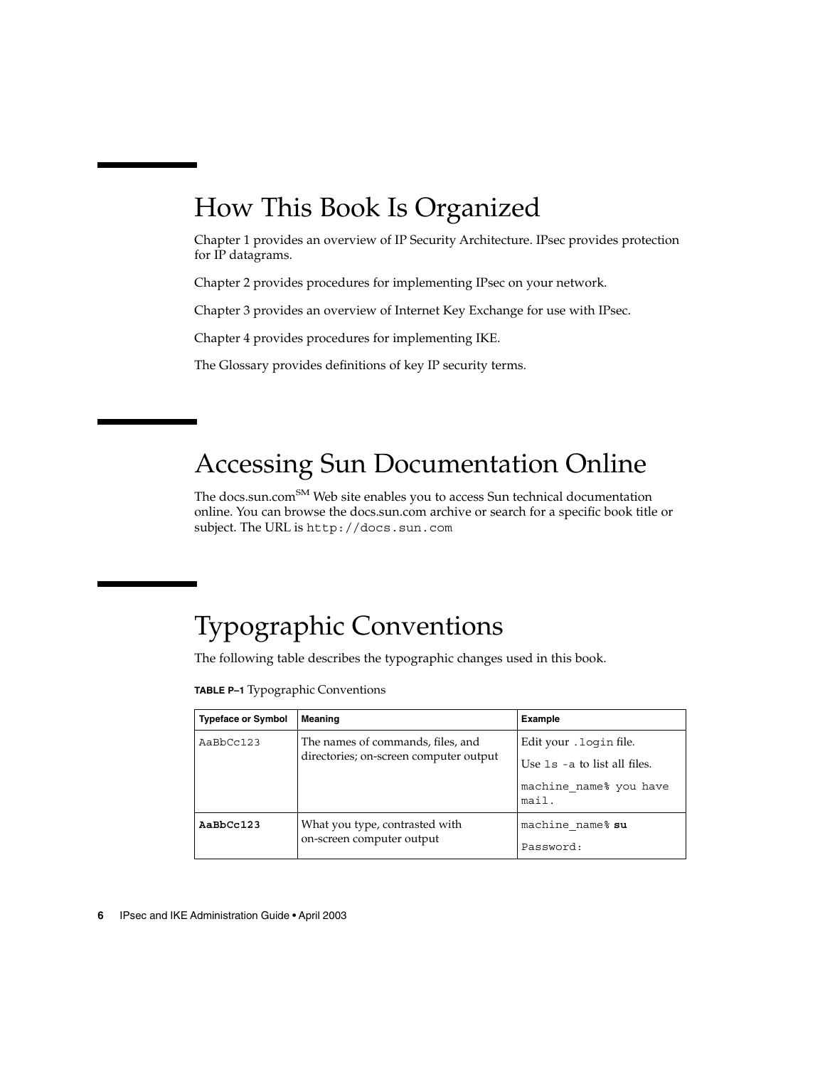## How This Book Is Organized

Chapter 1 provides an overview of IP Security Architecture. IPsec provides protection for IP datagrams.

Chapter 2 provides procedures for implementing IPsec on your network.

Chapter 3 provides an overview of Internet Key Exchange for use with IPsec.

Chapter 4 provides procedures for implementing IKE.

The Glossary provides definitions of key IP security terms.

## Accessing Sun Documentation Online

The docs.sun.com[SM] Web site enables you to access Sun technical documentation online. You can browse the docs.sun.com archive or search for a specific book title or subject. The URL is `http://docs.sun.com`

## Typographic Conventions

The following table describes the typographic changes used in this book.

**TABLE P–1** Typographic Conventions

| Typeface or Symbol | Meaning | Example |
| --- | --- | --- |
| `AaBbCc123` | The names of commands, files, and directories; on-screen computer output | Edit your `.login` file.<br>Use `ls -a` to list all files.<br>`machine_name% you have mail.` |
| **`AaBbCc123`** | What you type, contrasted with on-screen computer output | `machine_name%` **`su`**<br>`Password:` |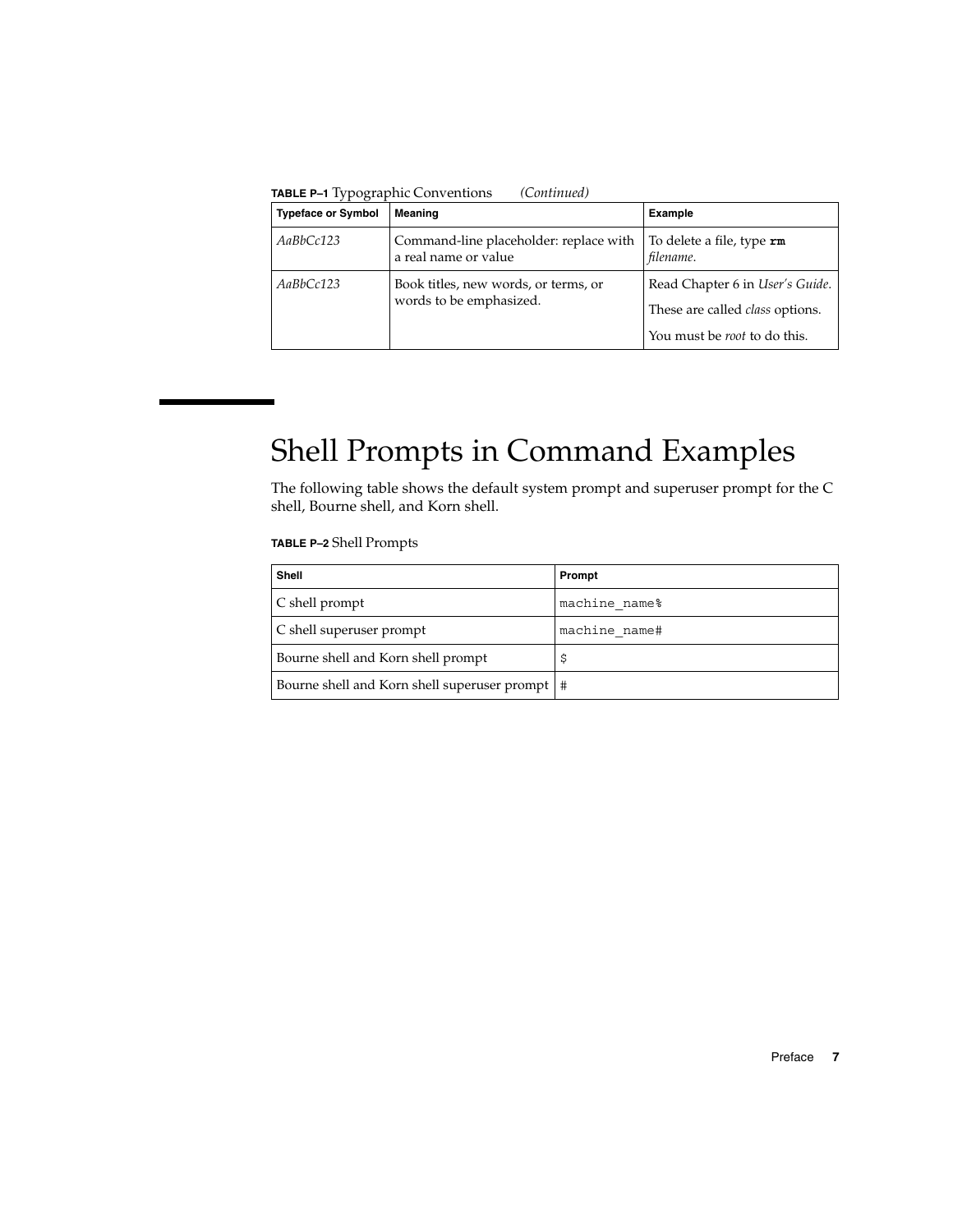**TABLE P–1** Typographic Conventions *(Continued)*

| Typeface or Symbol | Meaning | Example |
| --- | --- | --- |
| *AaBbCc123* | Command-line placeholder: replace with a real name or value | To delete a file, type **rm** *filename*. |
| *AaBbCc123* | Book titles, new words, or terms, or words to be emphasized. | Read Chapter 6 in *User's Guide*.<br>These are called *class* options.<br>You must be *root* to do this. |

# Shell Prompts in Command Examples

The following table shows the default system prompt and superuser prompt for the C shell, Bourne shell, and Korn shell.

**TABLE P–2** Shell Prompts

| Shell | Prompt |
| --- | --- |
| C shell prompt | `machine_name%` |
| C shell superuser prompt | `machine_name#` |
| Bourne shell and Korn shell prompt | `$` |
| Bourne shell and Korn shell superuser prompt | `#` |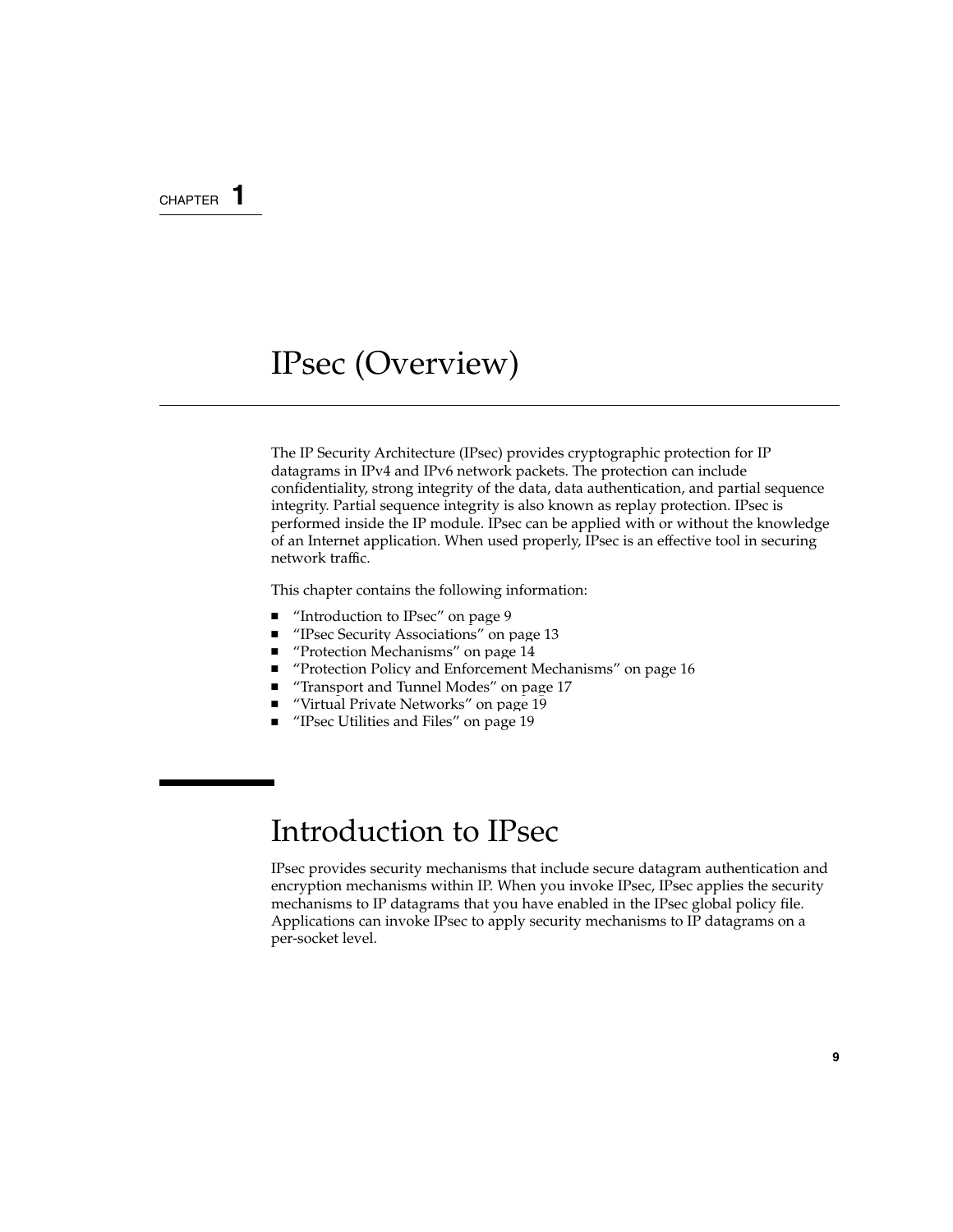CHAPTER 1

# IPsec (Overview)

The IP Security Architecture (IPsec) provides cryptographic protection for IP datagrams in IPv4 and IPv6 network packets. The protection can include confidentiality, strong integrity of the data, data authentication, and partial sequence integrity. Partial sequence integrity is also known as replay protection. IPsec is performed inside the IP module. IPsec can be applied with or without the knowledge of an Internet application. When used properly, IPsec is an effective tool in securing network traffic.

This chapter contains the following information:

- "Introduction to IPsec" on page 9
- "IPsec Security Associations" on page 13
- "Protection Mechanisms" on page 14
- "Protection Policy and Enforcement Mechanisms" on page 16
- "Transport and Tunnel Modes" on page 17
- "Virtual Private Networks" on page 19
- "IPsec Utilities and Files" on page 19

## Introduction to IPsec

IPsec provides security mechanisms that include secure datagram authentication and encryption mechanisms within IP. When you invoke IPsec, IPsec applies the security mechanisms to IP datagrams that you have enabled in the IPsec global policy file. Applications can invoke IPsec to apply security mechanisms to IP datagrams on a per-socket level.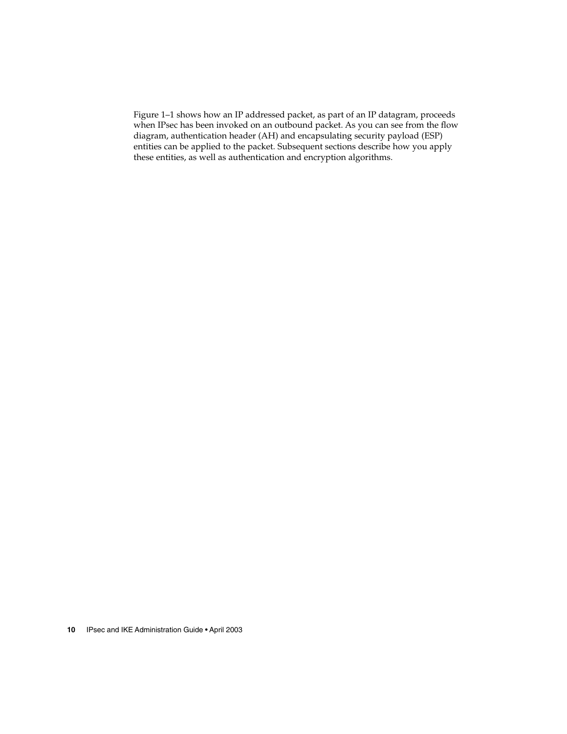Figure 1–1 shows how an IP addressed packet, as part of an IP datagram, proceeds when IPsec has been invoked on an outbound packet. As you can see from the flow diagram, authentication header (AH) and encapsulating security payload (ESP) entities can be applied to the packet. Subsequent sections describe how you apply these entities, as well as authentication and encryption algorithms.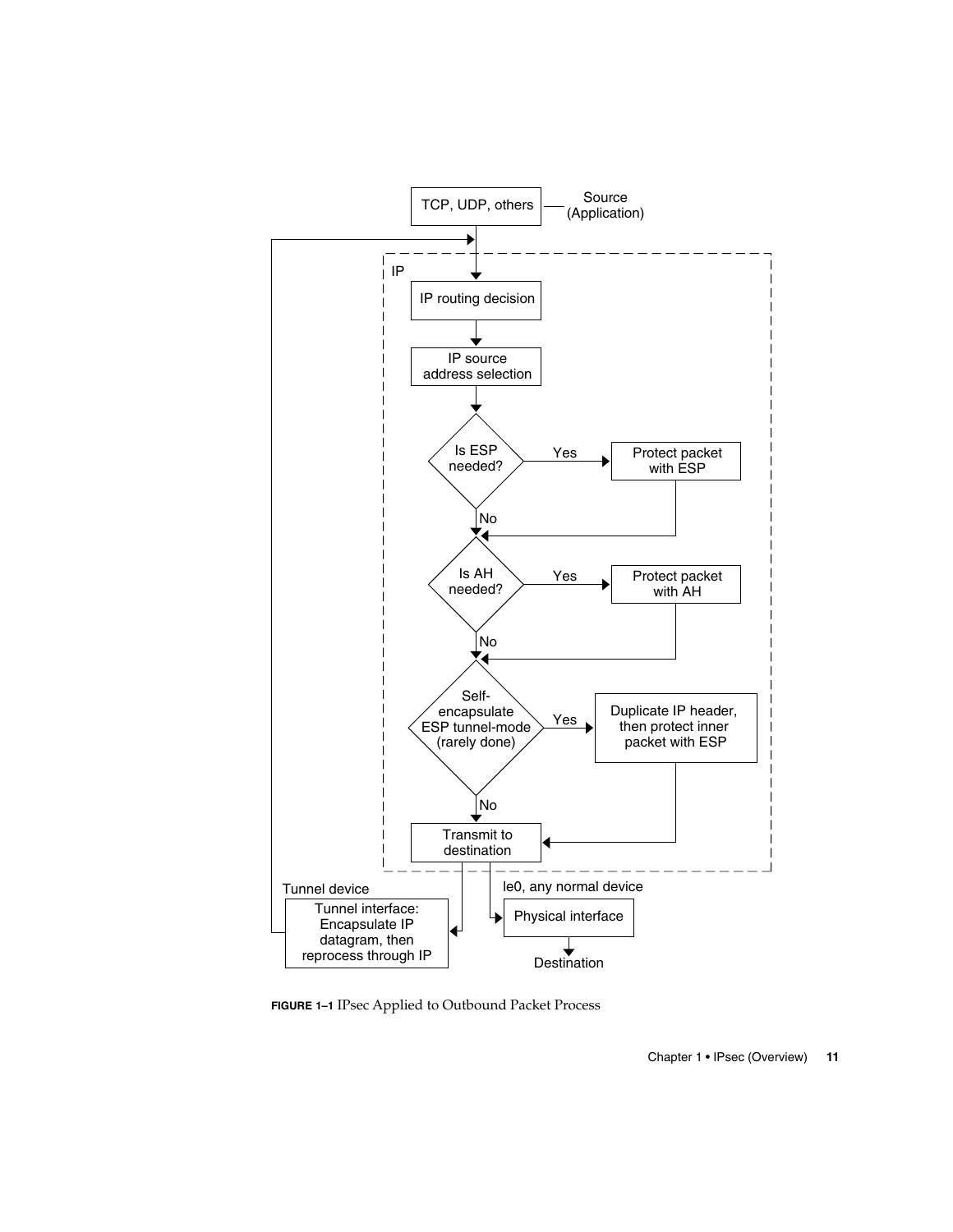**FIGURE 1–1** IPsec Applied to Outbound Packet Process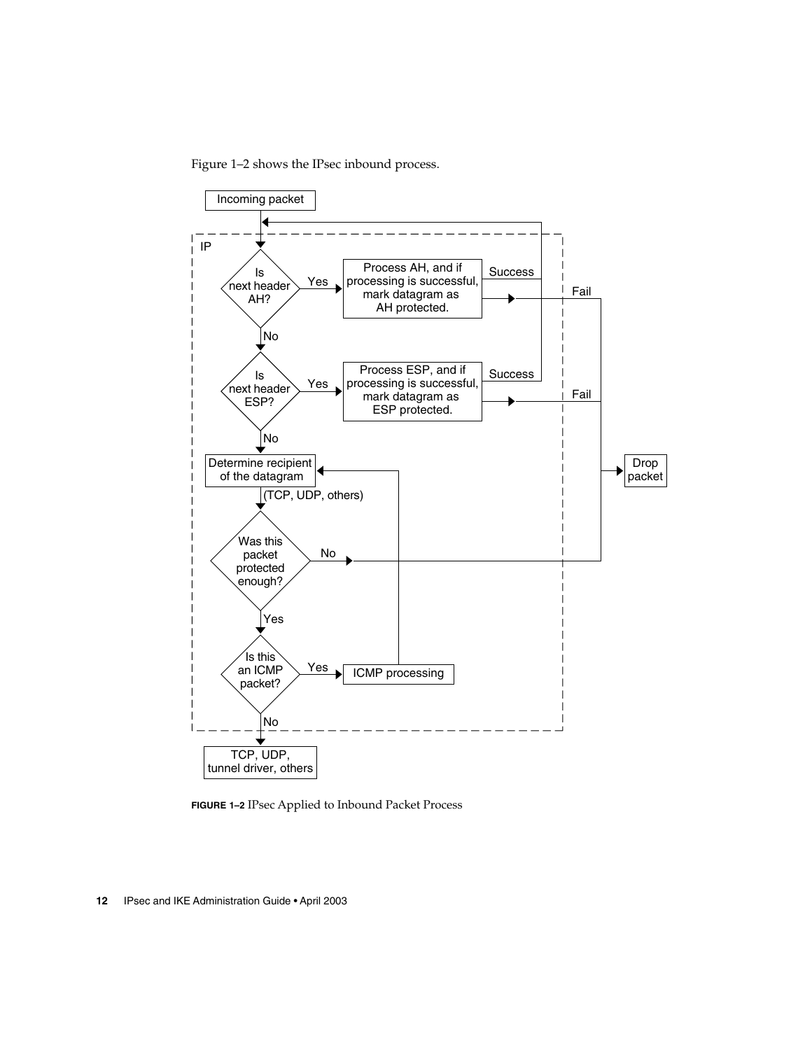Figure 1–2 shows the IPsec inbound process.

**FIGURE 1–2** IPsec Applied to Inbound Packet Process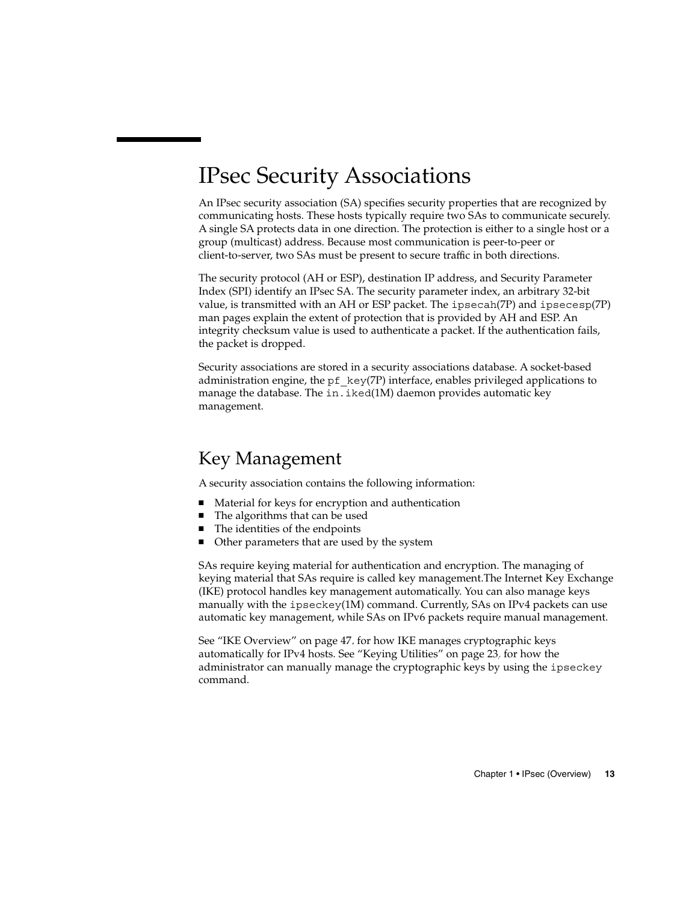## IPsec Security Associations

An IPsec security association (SA) specifies security properties that are recognized by communicating hosts. These hosts typically require two SAs to communicate securely. A single SA protects data in one direction. The protection is either to a single host or a group (multicast) address. Because most communication is peer-to-peer or client-to-server, two SAs must be present to secure traffic in both directions.

The security protocol (AH or ESP), destination IP address, and Security Parameter Index (SPI) identify an IPsec SA. The security parameter index, an arbitrary 32-bit value, is transmitted with an AH or ESP packet. The `ipsecah`(7P) and `ipsecesp`(7P) man pages explain the extent of protection that is provided by AH and ESP. An integrity checksum value is used to authenticate a packet. If the authentication fails, the packet is dropped.

Security associations are stored in a security associations database. A socket-based administration engine, the `pf_key`(7P) interface, enables privileged applications to manage the database. The `in.iked`(1M) daemon provides automatic key management.

### Key Management

A security association contains the following information:

- Material for keys for encryption and authentication
- The algorithms that can be used
- The identities of the endpoints
- Other parameters that are used by the system

SAs require keying material for authentication and encryption. The managing of keying material that SAs require is called key management.The Internet Key Exchange (IKE) protocol handles key management automatically. You can also manage keys manually with the `ipseckey`(1M) command. Currently, SAs on IPv4 packets can use automatic key management, while SAs on IPv6 packets require manual management.

See "IKE Overview" on page 47, for how IKE manages cryptographic keys automatically for IPv4 hosts. See "Keying Utilities" on page 23, for how the administrator can manually manage the cryptographic keys by using the `ipseckey` command.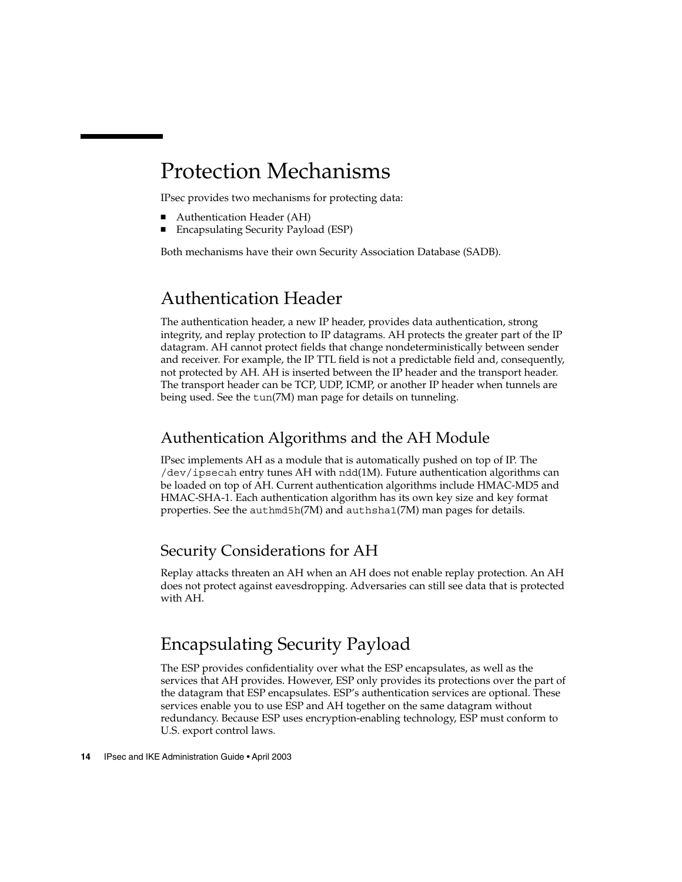# Protection Mechanisms

IPsec provides two mechanisms for protecting data:

- Authentication Header (AH)
- Encapsulating Security Payload (ESP)

Both mechanisms have their own Security Association Database (SADB).

## Authentication Header

The authentication header, a new IP header, provides data authentication, strong integrity, and replay protection to IP datagrams. AH protects the greater part of the IP datagram. AH cannot protect fields that change nondeterministically between sender and receiver. For example, the IP TTL field is not a predictable field and, consequently, not protected by AH. AH is inserted between the IP header and the transport header. The transport header can be TCP, UDP, ICMP, or another IP header when tunnels are being used. See the `tun`(7M) man page for details on tunneling.

### Authentication Algorithms and the AH Module

IPsec implements AH as a module that is automatically pushed on top of IP. The `/dev/ipsecah` entry tunes AH with `ndd`(1M). Future authentication algorithms can be loaded on top of AH. Current authentication algorithms include HMAC-MD5 and HMAC-SHA-1. Each authentication algorithm has its own key size and key format properties. See the `authmd5h`(7M) and `authsha1`(7M) man pages for details.

### Security Considerations for AH

Replay attacks threaten an AH when an AH does not enable replay protection. An AH does not protect against eavesdropping. Adversaries can still see data that is protected with AH.

## Encapsulating Security Payload

The ESP provides confidentiality over what the ESP encapsulates, as well as the services that AH provides. However, ESP only provides its protections over the part of the datagram that ESP encapsulates. ESP's authentication services are optional. These services enable you to use ESP and AH together on the same datagram without redundancy. Because ESP uses encryption-enabling technology, ESP must conform to U.S. export control laws.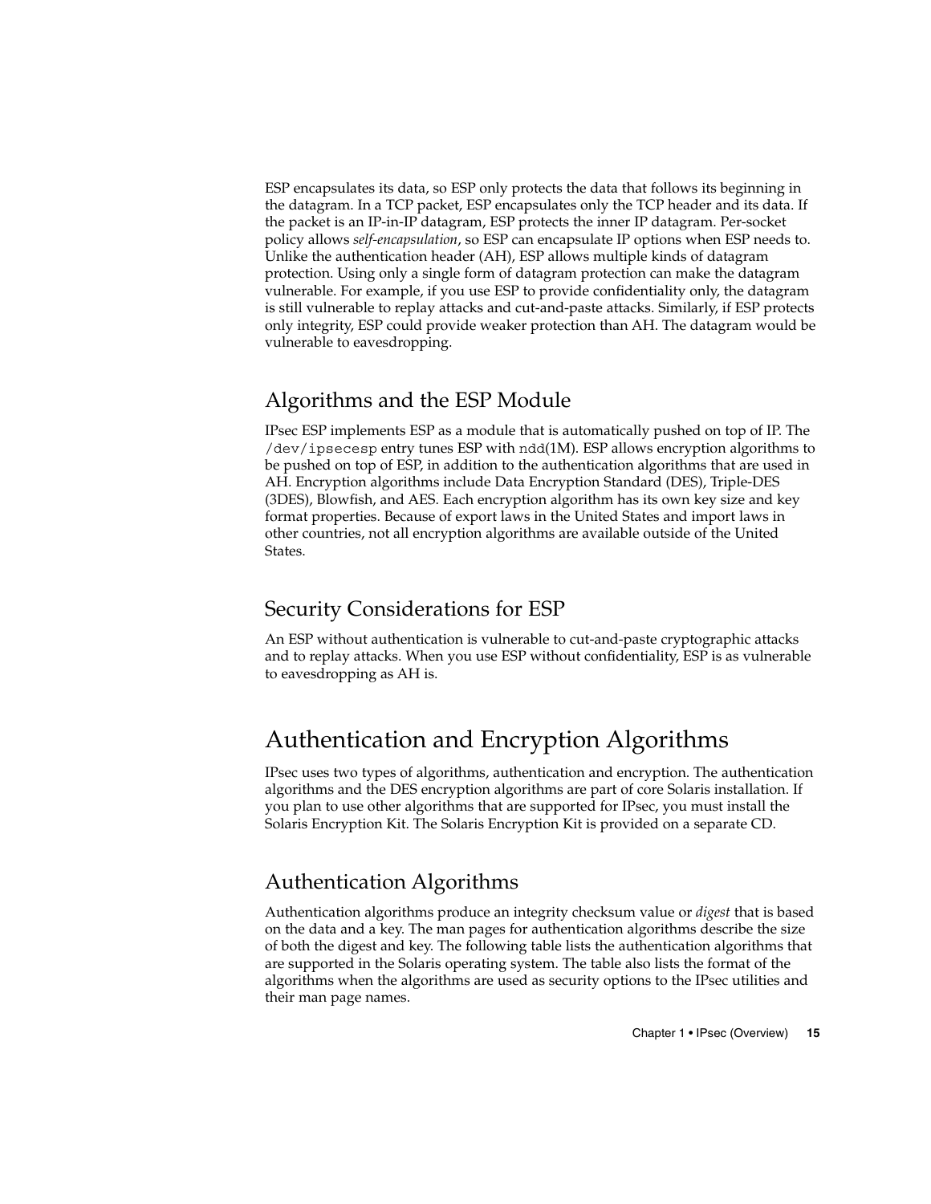ESP encapsulates its data, so ESP only protects the data that follows its beginning in the datagram. In a TCP packet, ESP encapsulates only the TCP header and its data. If the packet is an IP-in-IP datagram, ESP protects the inner IP datagram. Per-socket policy allows *self-encapsulation*, so ESP can encapsulate IP options when ESP needs to. Unlike the authentication header (AH), ESP allows multiple kinds of datagram protection. Using only a single form of datagram protection can make the datagram vulnerable. For example, if you use ESP to provide confidentiality only, the datagram is still vulnerable to replay attacks and cut-and-paste attacks. Similarly, if ESP protects only integrity, ESP could provide weaker protection than AH. The datagram would be vulnerable to eavesdropping.

### Algorithms and the ESP Module

IPsec ESP implements ESP as a module that is automatically pushed on top of IP. The `/dev/ipsecesp` entry tunes ESP with `ndd`(1M). ESP allows encryption algorithms to be pushed on top of ESP, in addition to the authentication algorithms that are used in AH. Encryption algorithms include Data Encryption Standard (DES), Triple-DES (3DES), Blowfish, and AES. Each encryption algorithm has its own key size and key format properties. Because of export laws in the United States and import laws in other countries, not all encryption algorithms are available outside of the United States.

### Security Considerations for ESP

An ESP without authentication is vulnerable to cut-and-paste cryptographic attacks and to replay attacks. When you use ESP without confidentiality, ESP is as vulnerable to eavesdropping as AH is.

## Authentication and Encryption Algorithms

IPsec uses two types of algorithms, authentication and encryption. The authentication algorithms and the DES encryption algorithms are part of core Solaris installation. If you plan to use other algorithms that are supported for IPsec, you must install the Solaris Encryption Kit. The Solaris Encryption Kit is provided on a separate CD.

### Authentication Algorithms

Authentication algorithms produce an integrity checksum value or *digest* that is based on the data and a key. The man pages for authentication algorithms describe the size of both the digest and key. The following table lists the authentication algorithms that are supported in the Solaris operating system. The table also lists the format of the algorithms when the algorithms are used as security options to the IPsec utilities and their man page names.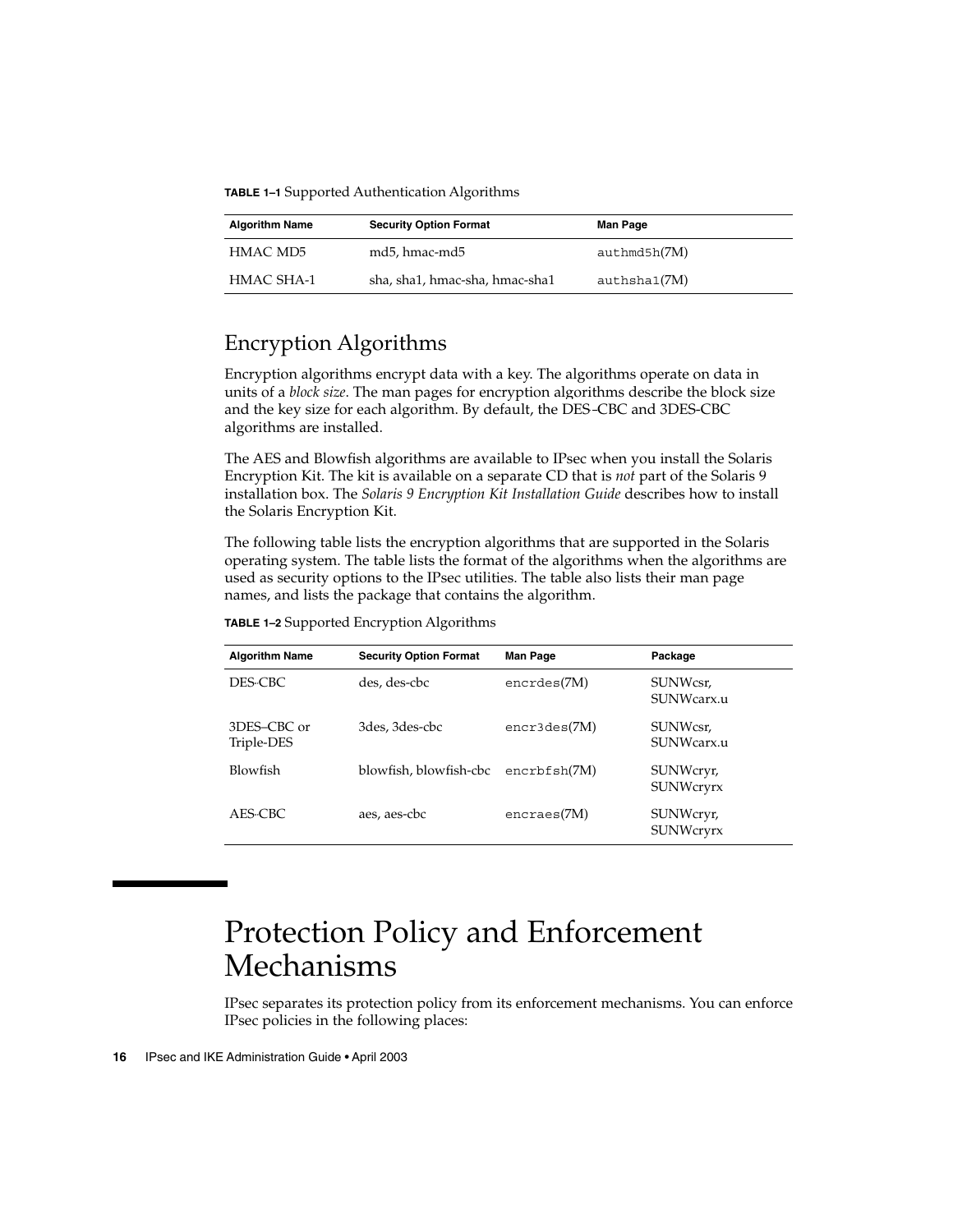**TABLE 1–1** Supported Authentication Algorithms

| Algorithm Name | Security Option Format | Man Page |
| --- | --- | --- |
| HMAC MD5 | md5, hmac-md5 | `authmd5h`(7M) |
| HMAC SHA-1 | sha, sha1, hmac-sha, hmac-sha1 | `authsha1`(7M) |

## Encryption Algorithms

Encryption algorithms encrypt data with a key. The algorithms operate on data in units of a *block size*. The man pages for encryption algorithms describe the block size and the key size for each algorithm. By default, the DES–CBC and 3DES-CBC algorithms are installed.

The AES and Blowfish algorithms are available to IPsec when you install the Solaris Encryption Kit. The kit is available on a separate CD that is *not* part of the Solaris 9 installation box. The *Solaris 9 Encryption Kit Installation Guide* describes how to install the Solaris Encryption Kit.

The following table lists the encryption algorithms that are supported in the Solaris operating system. The table lists the format of the algorithms when the algorithms are used as security options to the IPsec utilities. The table also lists their man page names, and lists the package that contains the algorithm.

**TABLE 1–2** Supported Encryption Algorithms

| Algorithm Name | Security Option Format | Man Page | Package |
| --- | --- | --- | --- |
| DES-CBC | des, des-cbc | `encrdes`(7M) | SUNWcsr, SUNWcarx.u |
| 3DES–CBC or Triple-DES | 3des, 3des-cbc | `encr3des`(7M) | SUNWcsr, SUNWcarx.u |
| Blowfish | blowfish, blowfish-cbc | `encrbfsh`(7M) | SUNWcryr, SUNWcryrx |
| AES-CBC | aes, aes-cbc | `encraes`(7M) | SUNWcryr, SUNWcryrx |

# Protection Policy and Enforcement Mechanisms

IPsec separates its protection policy from its enforcement mechanisms. You can enforce IPsec policies in the following places: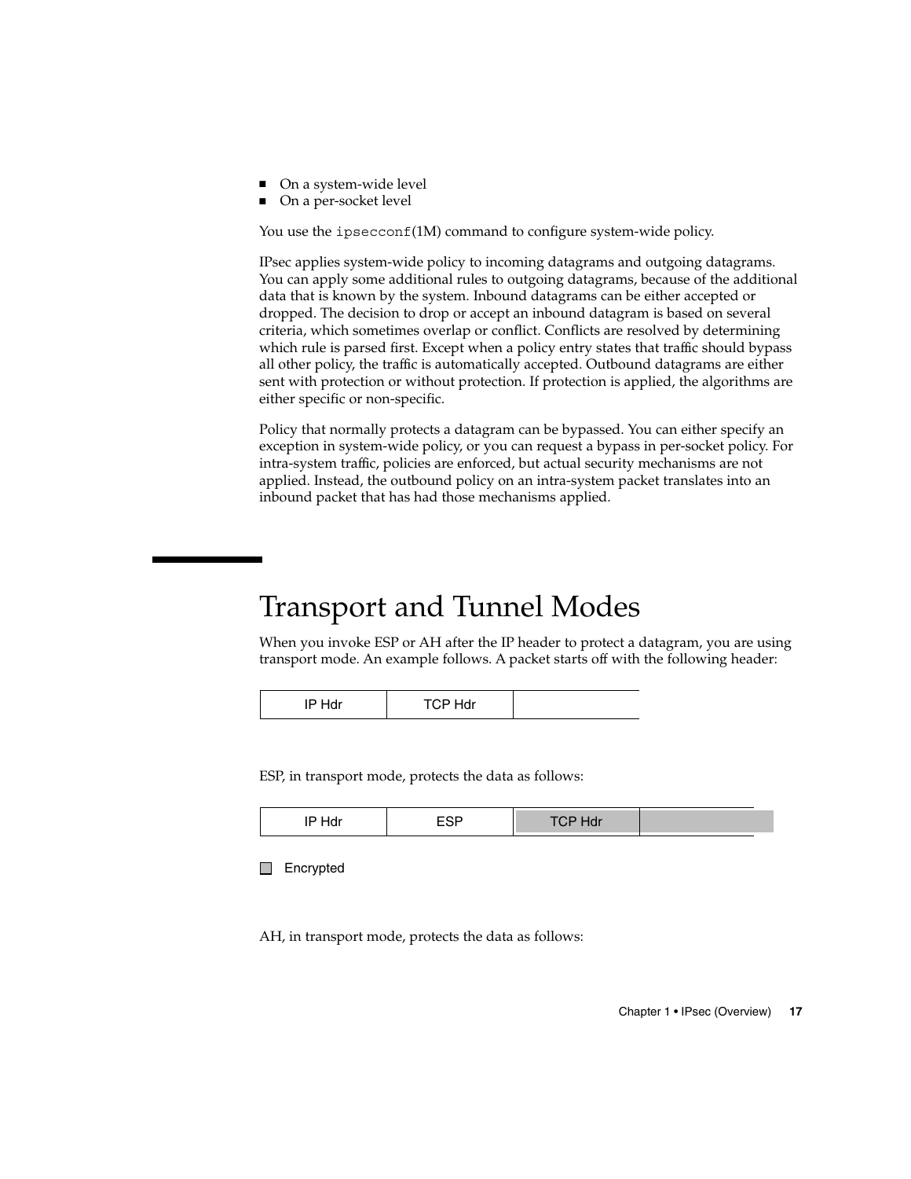- On a system-wide level
- On a per-socket level

You use the `ipsecconf`(1M) command to configure system-wide policy.

IPsec applies system-wide policy to incoming datagrams and outgoing datagrams. You can apply some additional rules to outgoing datagrams, because of the additional data that is known by the system. Inbound datagrams can be either accepted or dropped. The decision to drop or accept an inbound datagram is based on several criteria, which sometimes overlap or conflict. Conflicts are resolved by determining which rule is parsed first. Except when a policy entry states that traffic should bypass all other policy, the traffic is automatically accepted. Outbound datagrams are either sent with protection or without protection. If protection is applied, the algorithms are either specific or non-specific.

Policy that normally protects a datagram can be bypassed. You can either specify an exception in system-wide policy, or you can request a bypass in per-socket policy. For intra-system traffic, policies are enforced, but actual security mechanisms are not applied. Instead, the outbound policy on an intra-system packet translates into an inbound packet that has had those mechanisms applied.

# Transport and Tunnel Modes

When you invoke ESP or AH after the IP header to protect a datagram, you are using transport mode. An example follows. A packet starts off with the following header:

| IP Hdr | TCP Hdr | |
|---|---|---|

ESP, in transport mode, protects the data as follows:

| IP Hdr | ESP | TCP Hdr | |
|---|---|---|---|

Encrypted

AH, in transport mode, protects the data as follows: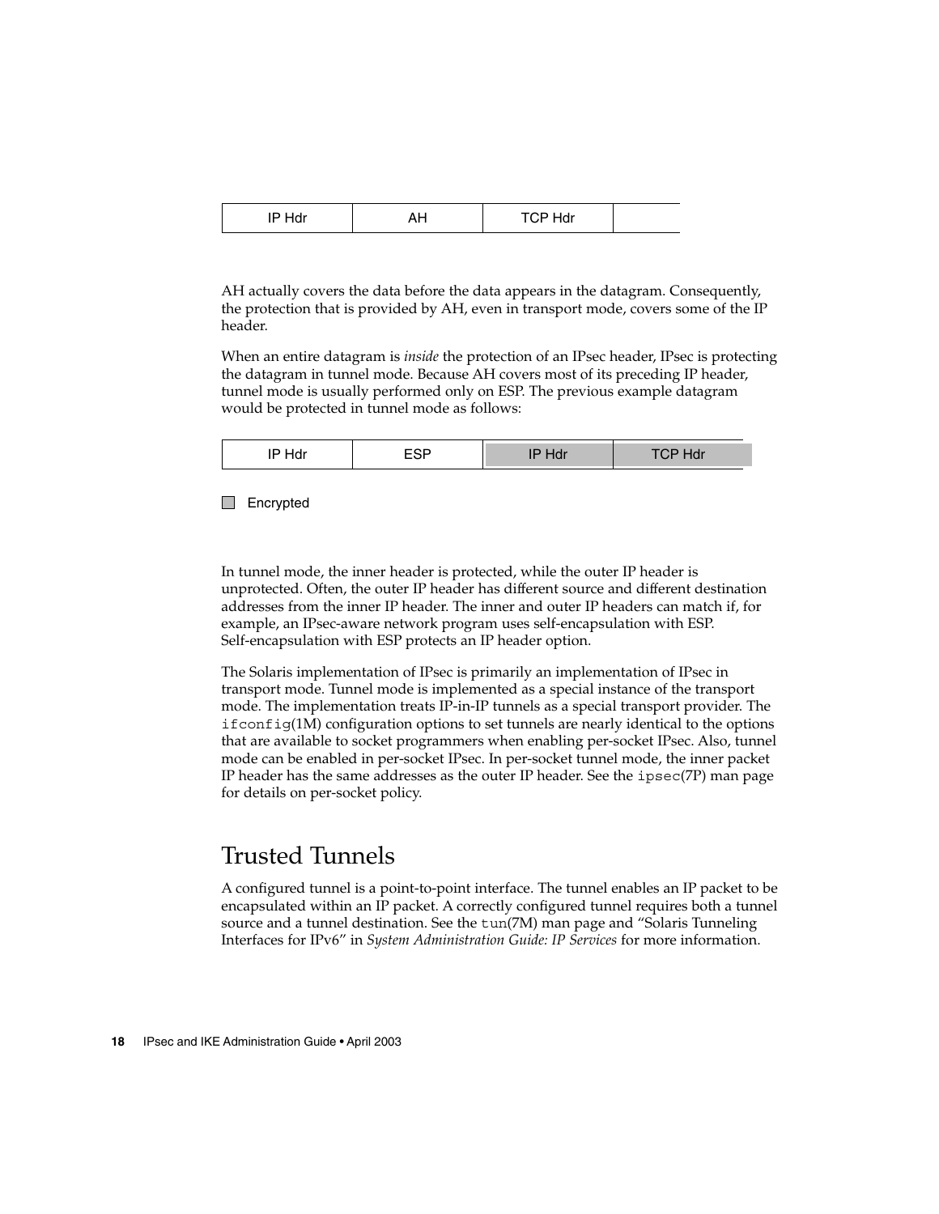| IP Hdr | AH | TCP Hdr | |
|---|---|---|---|

AH actually covers the data before the data appears in the datagram. Consequently, the protection that is provided by AH, even in transport mode, covers some of the IP header.

When an entire datagram is *inside* the protection of an IPsec header, IPsec is protecting the datagram in tunnel mode. Because AH covers most of its preceding IP header, tunnel mode is usually performed only on ESP. The previous example datagram would be protected in tunnel mode as follows:

| IP Hdr | ESP | IP Hdr | TCP Hdr |
|---|---|---|---|

Encrypted

In tunnel mode, the inner header is protected, while the outer IP header is unprotected. Often, the outer IP header has different source and different destination addresses from the inner IP header. The inner and outer IP headers can match if, for example, an IPsec-aware network program uses self-encapsulation with ESP. Self-encapsulation with ESP protects an IP header option.

The Solaris implementation of IPsec is primarily an implementation of IPsec in transport mode. Tunnel mode is implemented as a special instance of the transport mode. The implementation treats IP-in-IP tunnels as a special transport provider. The `ifconfig`(1M) configuration options to set tunnels are nearly identical to the options that are available to socket programmers when enabling per-socket IPsec. Also, tunnel mode can be enabled in per-socket IPsec. In per-socket tunnel mode, the inner packet IP header has the same addresses as the outer IP header. See the `ipsec`(7P) man page for details on per-socket policy.

## Trusted Tunnels

A configured tunnel is a point-to-point interface. The tunnel enables an IP packet to be encapsulated within an IP packet. A correctly configured tunnel requires both a tunnel source and a tunnel destination. See the `tun`(7M) man page and "Solaris Tunneling Interfaces for IPv6" in *System Administration Guide: IP Services* for more information.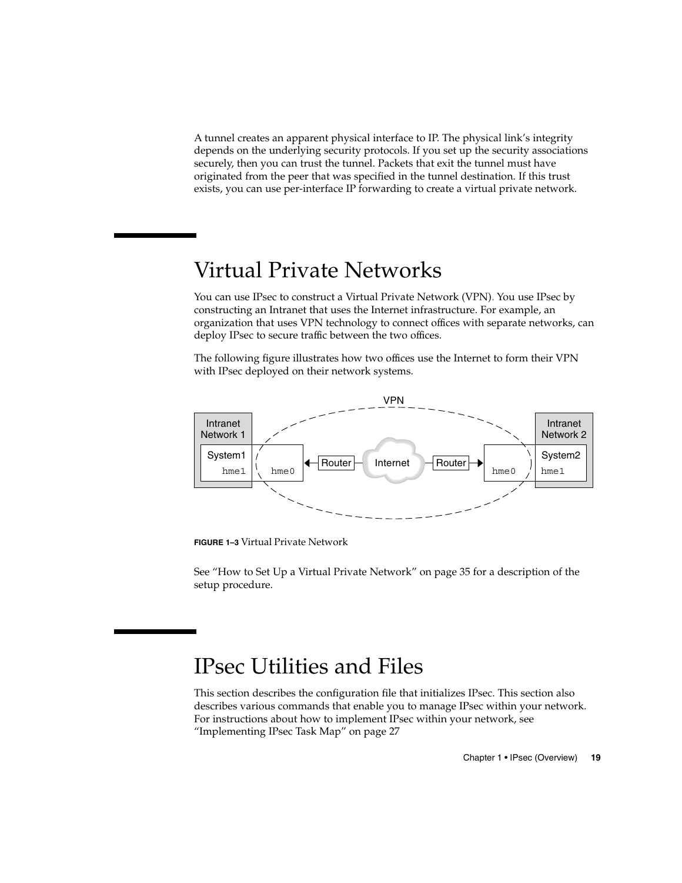A tunnel creates an apparent physical interface to IP. The physical link's integrity depends on the underlying security protocols. If you set up the security associations securely, then you can trust the tunnel. Packets that exit the tunnel must have originated from the peer that was specified in the tunnel destination. If this trust exists, you can use per-interface IP forwarding to create a virtual private network.

# Virtual Private Networks

You can use IPsec to construct a Virtual Private Network (VPN). You use IPsec by constructing an Intranet that uses the Internet infrastructure. For example, an organization that uses VPN technology to connect offices with separate networks, can deploy IPsec to secure traffic between the two offices.

The following figure illustrates how two offices use the Internet to form their VPN with IPsec deployed on their network systems.

**FIGURE 1–3** Virtual Private Network

See "How to Set Up a Virtual Private Network" on page 35 for a description of the setup procedure.

# IPsec Utilities and Files

This section describes the configuration file that initializes IPsec. This section also describes various commands that enable you to manage IPsec within your network. For instructions about how to implement IPsec within your network, see "Implementing IPsec Task Map" on page 27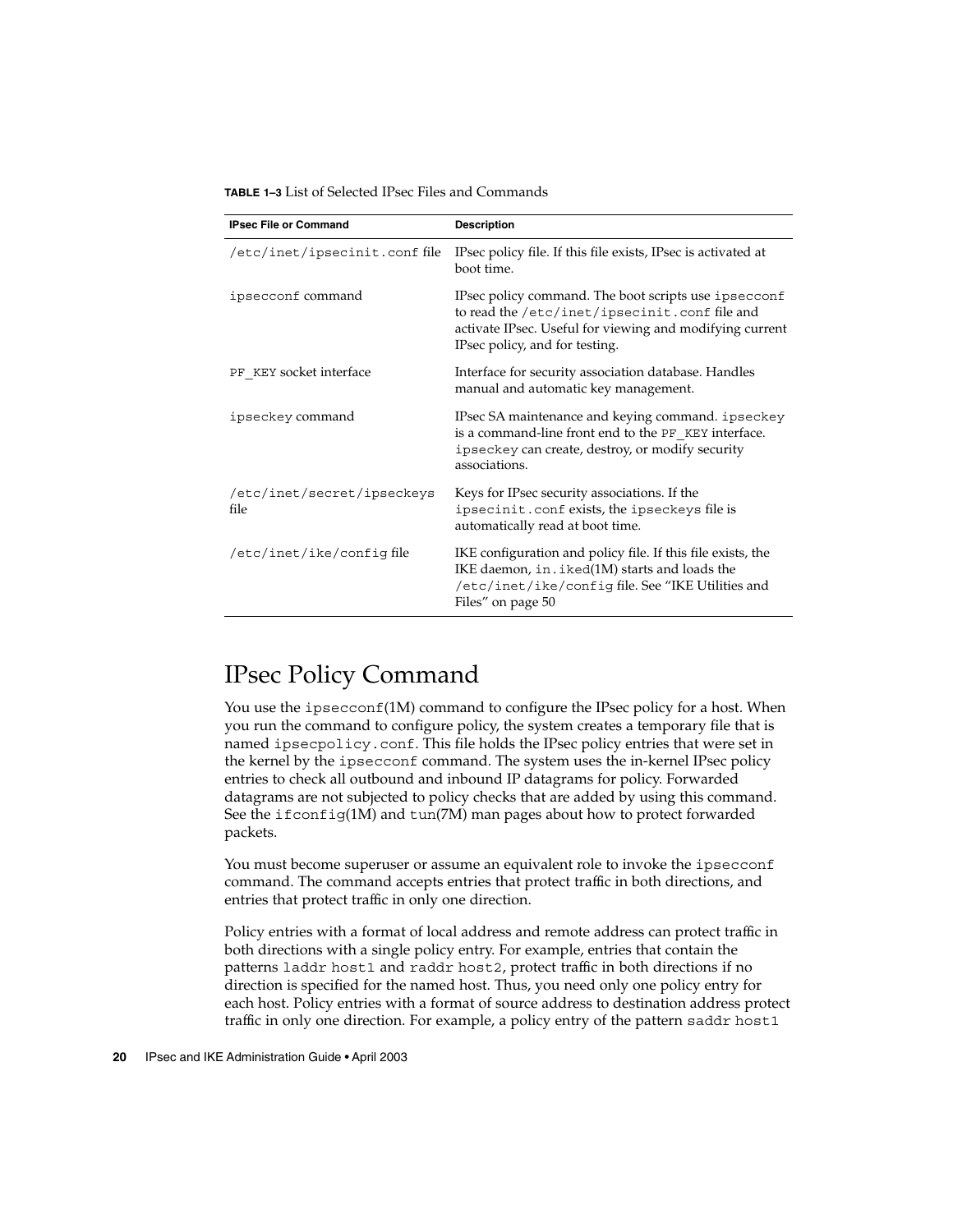**TABLE 1–3** List of Selected IPsec Files and Commands

| IPsec File or Command | Description |
| --- | --- |
| /etc/inet/ipsecinit.conf file | IPsec policy file. If this file exists, IPsec is activated at boot time. |
| ipsecconf command | IPsec policy command. The boot scripts use ipsecconf to read the /etc/inet/ipsecinit.conf file and activate IPsec. Useful for viewing and modifying current IPsec policy, and for testing. |
| PF_KEY socket interface | Interface for security association database. Handles manual and automatic key management. |
| ipseckey command | IPsec SA maintenance and keying command. ipseckey is a command-line front end to the PF_KEY interface. ipseckey can create, destroy, or modify security associations. |
| /etc/inet/secret/ipseckeys file | Keys for IPsec security associations. If the ipsecinit.conf exists, the ipseckeys file is automatically read at boot time. |
| /etc/inet/ike/config file | IKE configuration and policy file. If this file exists, the IKE daemon, in.iked(1M) starts and loads the /etc/inet/ike/config file. See "IKE Utilities and Files" on page 50 |

## IPsec Policy Command

You use the ipsecconf(1M) command to configure the IPsec policy for a host. When you run the command to configure policy, the system creates a temporary file that is named ipsecpolicy.conf. This file holds the IPsec policy entries that were set in the kernel by the ipsecconf command. The system uses the in-kernel IPsec policy entries to check all outbound and inbound IP datagrams for policy. Forwarded datagrams are not subjected to policy checks that are added by using this command. See the ifconfig(1M) and tun(7M) man pages about how to protect forwarded packets.

You must become superuser or assume an equivalent role to invoke the ipsecconf command. The command accepts entries that protect traffic in both directions, and entries that protect traffic in only one direction.

Policy entries with a format of local address and remote address can protect traffic in both directions with a single policy entry. For example, entries that contain the patterns laddr host1 and raddr host2, protect traffic in both directions if no direction is specified for the named host. Thus, you need only one policy entry for each host. Policy entries with a format of source address to destination address protect traffic in only one direction. For example, a policy entry of the pattern saddr host1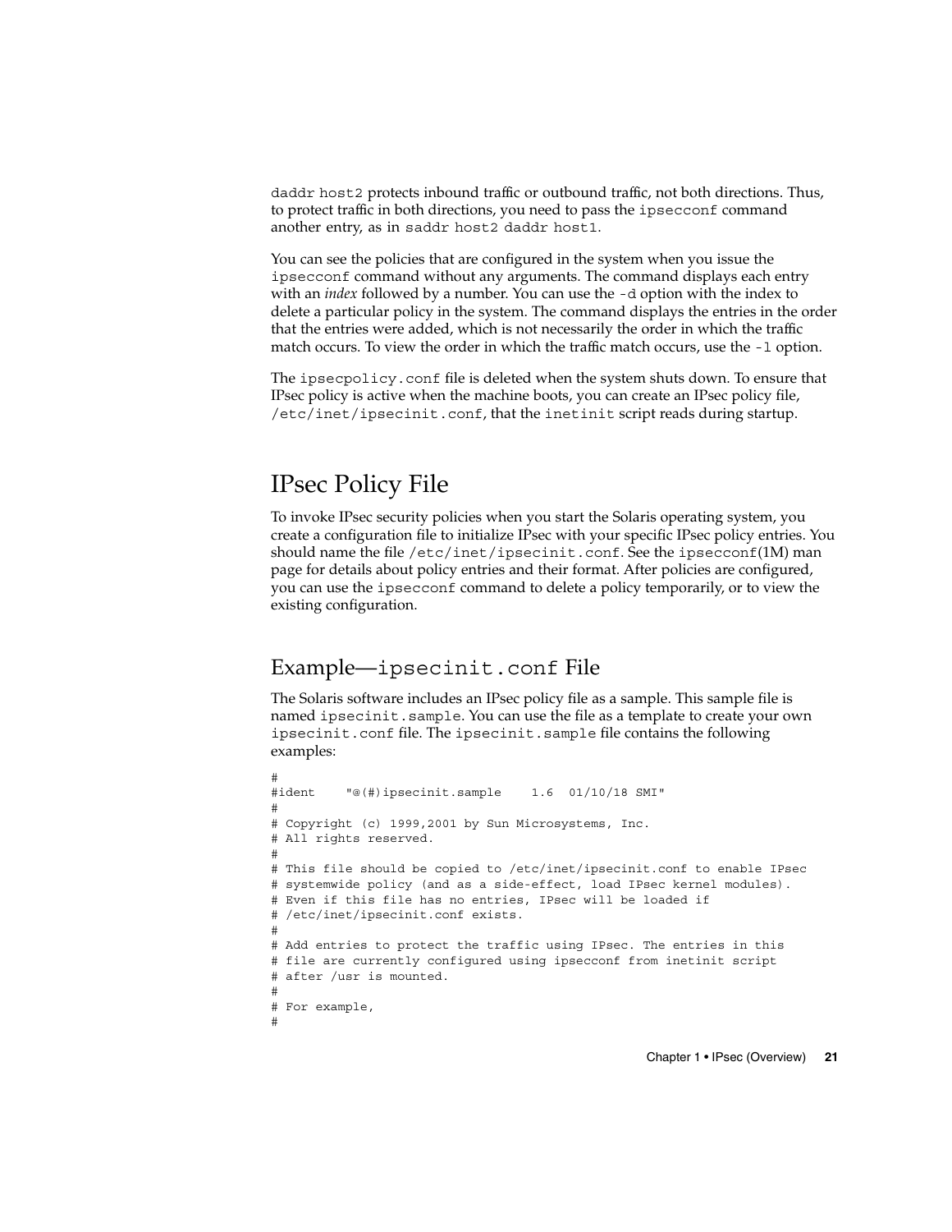`daddr host2` protects inbound traffic or outbound traffic, not both directions. Thus, to protect traffic in both directions, you need to pass the `ipsecconf` command another entry, as in `saddr host2 daddr host1`.

You can see the policies that are configured in the system when you issue the `ipsecconf` command without any arguments. The command displays each entry with an *index* followed by a number. You can use the `-d` option with the index to delete a particular policy in the system. The command displays the entries in the order that the entries were added, which is not necessarily the order in which the traffic match occurs. To view the order in which the traffic match occurs, use the `-l` option.

The `ipsecpolicy.conf` file is deleted when the system shuts down. To ensure that IPsec policy is active when the machine boots, you can create an IPsec policy file, `/etc/inet/ipsecinit.conf`, that the `inetinit` script reads during startup.

## IPsec Policy File

To invoke IPsec security policies when you start the Solaris operating system, you create a configuration file to initialize IPsec with your specific IPsec policy entries. You should name the file `/etc/inet/ipsecinit.conf`. See the `ipsecconf`(1M) man page for details about policy entries and their format. After policies are configured, you can use the `ipsecconf` command to delete a policy temporarily, or to view the existing configuration.

### Example—`ipsecinit.conf` File

The Solaris software includes an IPsec policy file as a sample. This sample file is named `ipsecinit.sample`. You can use the file as a template to create your own `ipsecinit.conf` file. The `ipsecinit.sample` file contains the following examples:

```
#
#ident    "@(#)ipsecinit.sample    1.6  01/10/18 SMI"
#
# Copyright (c) 1999,2001 by Sun Microsystems, Inc.
# All rights reserved.
#
# This file should be copied to /etc/inet/ipsecinit.conf to enable IPsec
# systemwide policy (and as a side-effect, load IPsec kernel modules).
# Even if this file has no entries, IPsec will be loaded if
# /etc/inet/ipsecinit.conf exists.
#
# Add entries to protect the traffic using IPsec. The entries in this
# file are currently configured using ipsecconf from inetinit script
# after /usr is mounted.
#
# For example,
#
```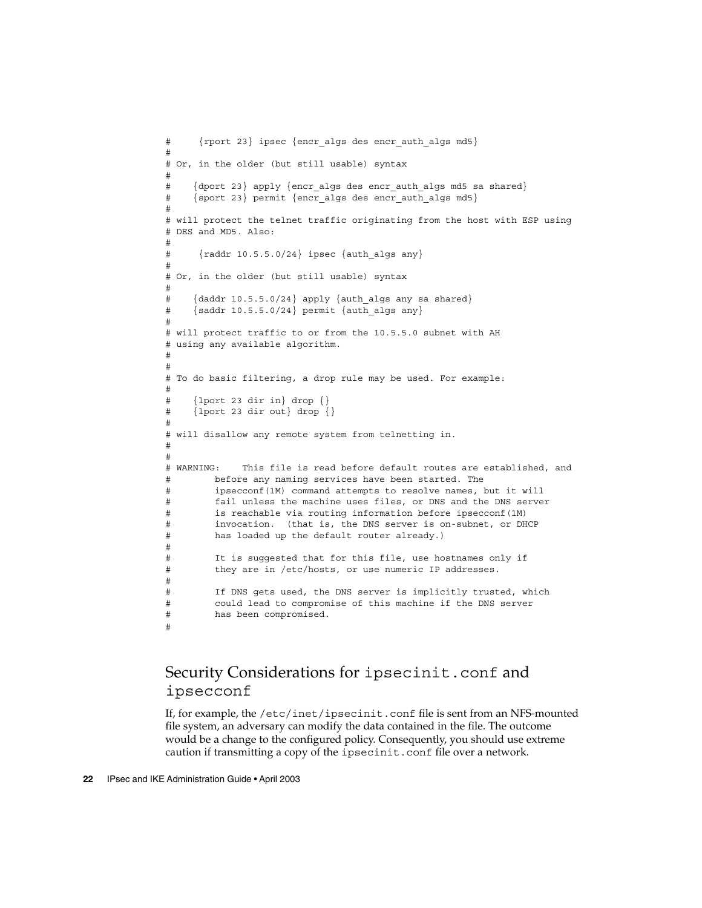```
#     {rport 23} ipsec {encr_algs des encr_auth_algs md5}
#
# Or, in the older (but still usable) syntax
#
#    {dport 23} apply {encr_algs des encr_auth_algs md5 sa shared}
#    {sport 23} permit {encr_algs des encr_auth_algs md5}
#
# will protect the telnet traffic originating from the host with ESP using
# DES and MD5. Also:
#
#     {raddr 10.5.5.0/24} ipsec {auth_algs any}
#
# Or, in the older (but still usable) syntax
#
#    {daddr 10.5.5.0/24} apply {auth_algs any sa shared}
#    {saddr 10.5.5.0/24} permit {auth_algs any}
#
# will protect traffic to or from the 10.5.5.0 subnet with AH
# using any available algorithm.
#
#
# To do basic filtering, a drop rule may be used. For example:
#
#    {lport 23 dir in} drop {}
#    {lport 23 dir out} drop {}
#
# will disallow any remote system from telnetting in.
#
#
# WARNING:    This file is read before default routes are established, and
#        before any naming services have been started. The
#        ipsecconf(1M) command attempts to resolve names, but it will
#        fail unless the machine uses files, or DNS and the DNS server
#        is reachable via routing information before ipsecconf(1M)
#        invocation.  (that is, the DNS server is on-subnet, or DHCP
#        has loaded up the default router already.)
#
#        It is suggested that for this file, use hostnames only if
#        they are in /etc/hosts, or use numeric IP addresses.
#
#        If DNS gets used, the DNS server is implicitly trusted, which
#        could lead to compromise of this machine if the DNS server
#        has been compromised.
#
```

## Security Considerations for `ipsecinit.conf` and `ipsecconf`

If, for example, the `/etc/inet/ipsecinit.conf` file is sent from an NFS-mounted file system, an adversary can modify the data contained in the file. The outcome would be a change to the configured policy. Consequently, you should use extreme caution if transmitting a copy of the `ipsecinit.conf` file over a network.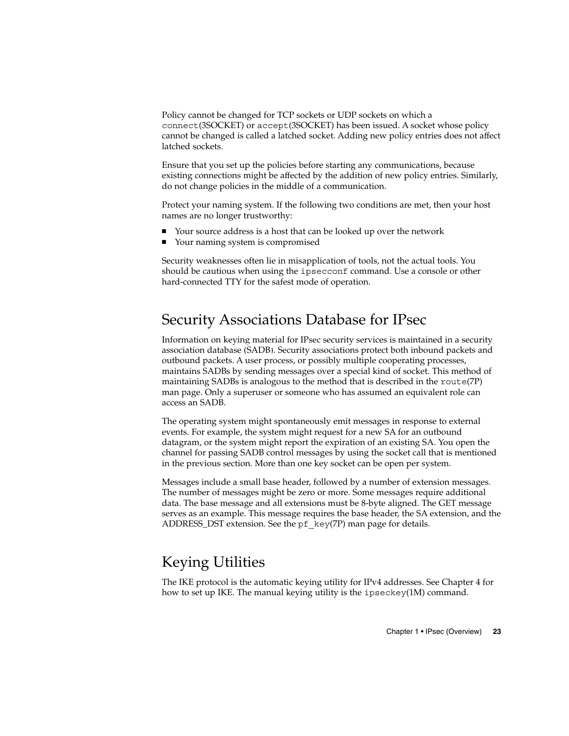Policy cannot be changed for TCP sockets or UDP sockets on which a connect(3SOCKET) or accept(3SOCKET) has been issued. A socket whose policy cannot be changed is called a latched socket. Adding new policy entries does not affect latched sockets.

Ensure that you set up the policies before starting any communications, because existing connections might be affected by the addition of new policy entries. Similarly, do not change policies in the middle of a communication.

Protect your naming system. If the following two conditions are met, then your host names are no longer trustworthy:

- Your source address is a host that can be looked up over the network
- Your naming system is compromised

Security weaknesses often lie in misapplication of tools, not the actual tools. You should be cautious when using the ipsecconf command. Use a console or other hard-connected TTY for the safest mode of operation.

## Security Associations Database for IPsec

Information on keying material for IPsec security services is maintained in a security association database (SADB). Security associations protect both inbound packets and outbound packets. A user process, or possibly multiple cooperating processes, maintains SADBs by sending messages over a special kind of socket. This method of maintaining SADBs is analogous to the method that is described in the route(7P) man page. Only a superuser or someone who has assumed an equivalent role can access an SADB.

The operating system might spontaneously emit messages in response to external events. For example, the system might request for a new SA for an outbound datagram, or the system might report the expiration of an existing SA. You open the channel for passing SADB control messages by using the socket call that is mentioned in the previous section. More than one key socket can be open per system.

Messages include a small base header, followed by a number of extension messages. The number of messages might be zero or more. Some messages require additional data. The base message and all extensions must be 8-byte aligned. The GET message serves as an example. This message requires the base header, the SA extension, and the ADDRESS_DST extension. See the pf_key(7P) man page for details.

## Keying Utilities

The IKE protocol is the automatic keying utility for IPv4 addresses. See Chapter 4 for how to set up IKE. The manual keying utility is the ipseckey(1M) command.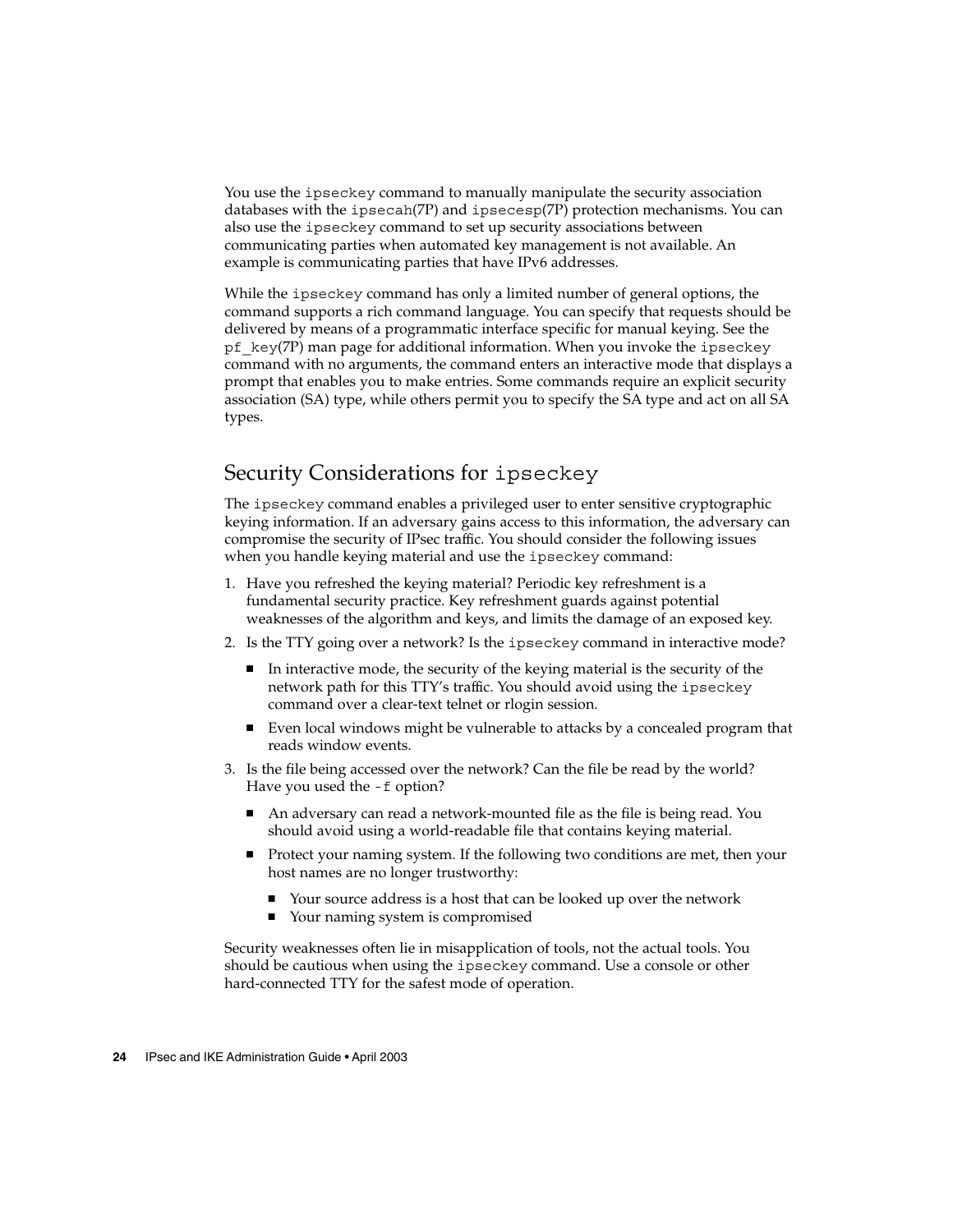You use the `ipseckey` command to manually manipulate the security association databases with the `ipsecah`(7P) and `ipsecesp`(7P) protection mechanisms. You can also use the `ipseckey` command to set up security associations between communicating parties when automated key management is not available. An example is communicating parties that have IPv6 addresses.

While the `ipseckey` command has only a limited number of general options, the command supports a rich command language. You can specify that requests should be delivered by means of a programmatic interface specific for manual keying. See the `pf_key`(7P) man page for additional information. When you invoke the `ipseckey` command with no arguments, the command enters an interactive mode that displays a prompt that enables you to make entries. Some commands require an explicit security association (SA) type, while others permit you to specify the SA type and act on all SA types.

## Security Considerations for `ipseckey`

The `ipseckey` command enables a privileged user to enter sensitive cryptographic keying information. If an adversary gains access to this information, the adversary can compromise the security of IPsec traffic. You should consider the following issues when you handle keying material and use the `ipseckey` command:

1. Have you refreshed the keying material? Periodic key refreshment is a fundamental security practice. Key refreshment guards against potential weaknesses of the algorithm and keys, and limits the damage of an exposed key.
2. Is the TTY going over a network? Is the `ipseckey` command in interactive mode?
   - In interactive mode, the security of the keying material is the security of the network path for this TTY's traffic. You should avoid using the `ipseckey` command over a clear-text telnet or rlogin session.
   - Even local windows might be vulnerable to attacks by a concealed program that reads window events.
3. Is the file being accessed over the network? Can the file be read by the world? Have you used the `-f` option?
   - An adversary can read a network-mounted file as the file is being read. You should avoid using a world-readable file that contains keying material.
   - Protect your naming system. If the following two conditions are met, then your host names are no longer trustworthy:
     - Your source address is a host that can be looked up over the network
     - Your naming system is compromised

Security weaknesses often lie in misapplication of tools, not the actual tools. You should be cautious when using the `ipseckey` command. Use a console or other hard-connected TTY for the safest mode of operation.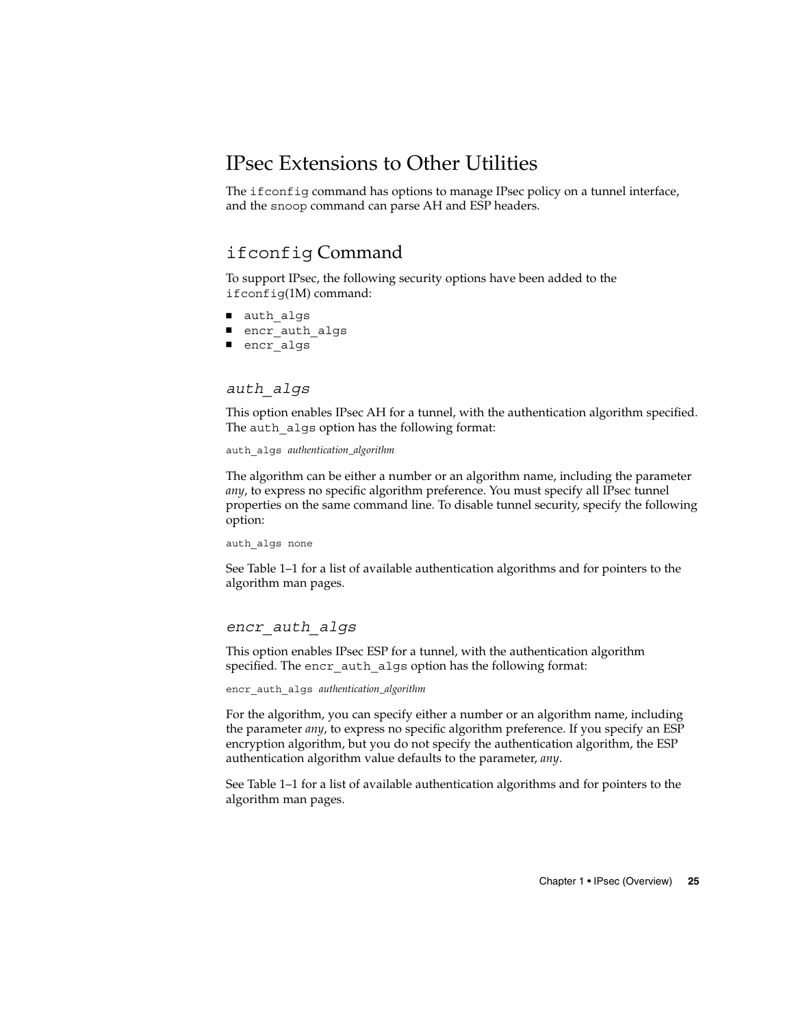# IPsec Extensions to Other Utilities

The `ifconfig` command has options to manage IPsec policy on a tunnel interface, and the `snoop` command can parse AH and ESP headers.

## `ifconfig` Command

To support IPsec, the following security options have been added to the `ifconfig`(1M) command:

- `auth_algs`
- `encr_auth_algs`
- `encr_algs`

### *auth_algs*

This option enables IPsec AH for a tunnel, with the authentication algorithm specified. The `auth_algs` option has the following format:

```
auth_algs authentication_algorithm
```

The algorithm can be either a number or an algorithm name, including the parameter *any*, to express no specific algorithm preference. You must specify all IPsec tunnel properties on the same command line. To disable tunnel security, specify the following option:

```
auth_algs none
```

See Table 1–1 for a list of available authentication algorithms and for pointers to the algorithm man pages.

### *encr_auth_algs*

This option enables IPsec ESP for a tunnel, with the authentication algorithm specified. The `encr_auth_algs` option has the following format:

```
encr_auth_algs authentication_algorithm
```

For the algorithm, you can specify either a number or an algorithm name, including the parameter *any*, to express no specific algorithm preference. If you specify an ESP encryption algorithm, but you do not specify the authentication algorithm, the ESP authentication algorithm value defaults to the parameter, *any*.

See Table 1–1 for a list of available authentication algorithms and for pointers to the algorithm man pages.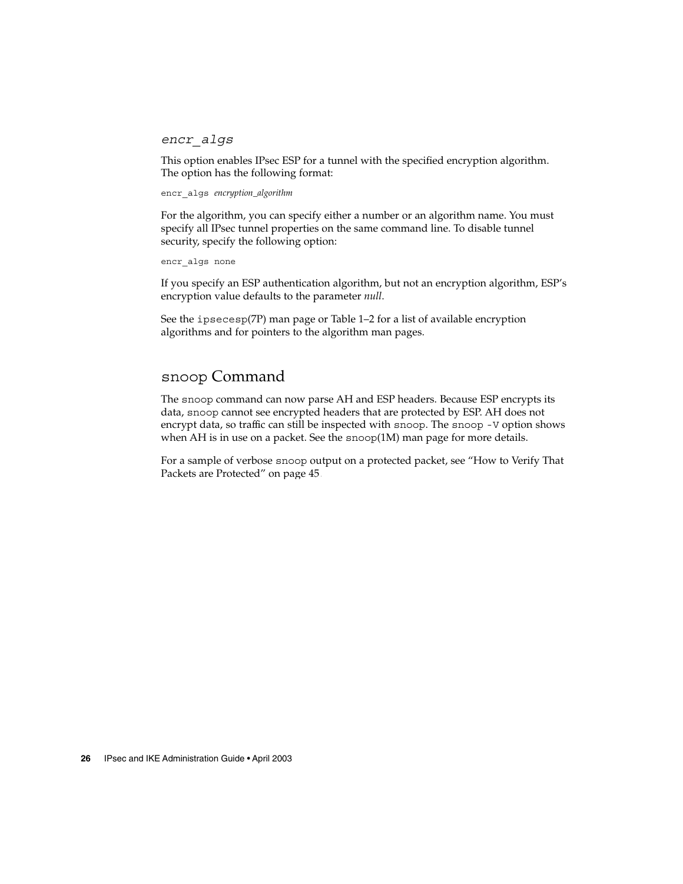### encr_algs

This option enables IPsec ESP for a tunnel with the specified encryption algorithm. The option has the following format:

```
encr_algs encryption_algorithm
```

For the algorithm, you can specify either a number or an algorithm name. You must specify all IPsec tunnel properties on the same command line. To disable tunnel security, specify the following option:

```
encr_algs none
```

If you specify an ESP authentication algorithm, but not an encryption algorithm, ESP's encryption value defaults to the parameter *null*.

See the `ipsecesp`(7P) man page or Table 1–2 for a list of available encryption algorithms and for pointers to the algorithm man pages.

## `snoop` Command

The `snoop` command can now parse AH and ESP headers. Because ESP encrypts its data, `snoop` cannot see encrypted headers that are protected by ESP. AH does not encrypt data, so traffic can still be inspected with `snoop`. The `snoop -V` option shows when AH is in use on a packet. See the `snoop`(1M) man page for more details.

For a sample of verbose `snoop` output on a protected packet, see "How to Verify That Packets are Protected" on page 45.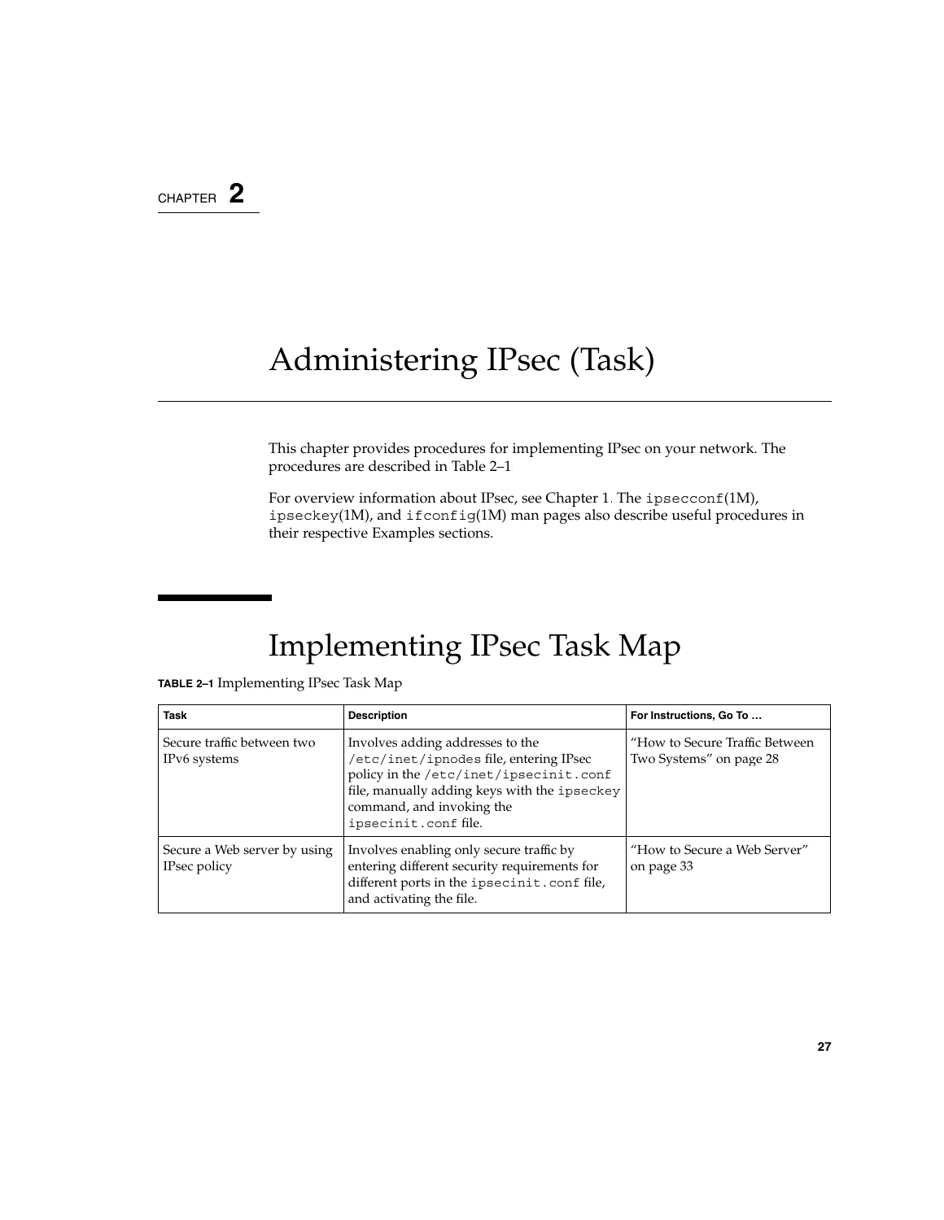CHAPTER 2

# Administering IPsec (Task)

This chapter provides procedures for implementing IPsec on your network. The procedures are described in Table 2–1

For overview information about IPsec, see Chapter 1. The `ipsecconf`(1M), `ipseckey`(1M), and `ifconfig`(1M) man pages also describe useful procedures in their respective Examples sections.

## Implementing IPsec Task Map

**TABLE 2–1** Implementing IPsec Task Map

| Task | Description | For Instructions, Go To … |
| --- | --- | --- |
| Secure traffic between two IPv6 systems | Involves adding addresses to the `/etc/inet/ipnodes` file, entering IPsec policy in the `/etc/inet/ipsecinit.conf` file, manually adding keys with the `ipseckey` command, and invoking the `ipsecinit.conf` file. | "How to Secure Traffic Between Two Systems" on page 28 |
| Secure a Web server by using IPsec policy | Involves enabling only secure traffic by entering different security requirements for different ports in the `ipsecinit.conf` file, and activating the file. | "How to Secure a Web Server" on page 33 |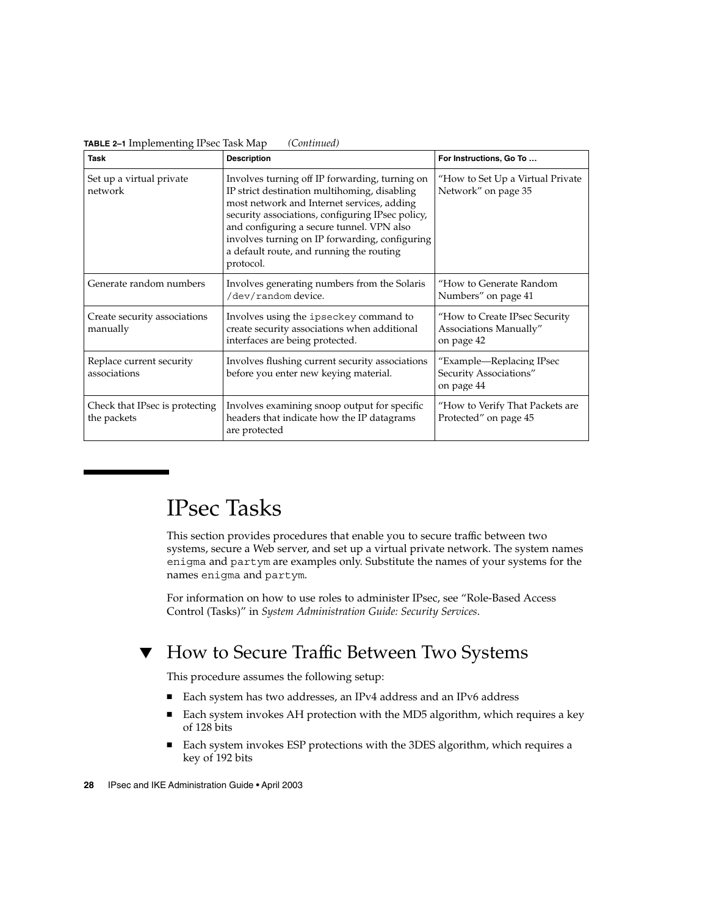**TABLE 2–1** Implementing IPsec Task Map *(Continued)*

| Task | Description | For Instructions, Go To … |
| --- | --- | --- |
| Set up a virtual private network | Involves turning off IP forwarding, turning on IP strict destination multihoming, disabling most network and Internet services, adding security associations, configuring IPsec policy, and configuring a secure tunnel. VPN also involves turning on IP forwarding, configuring a default route, and running the routing protocol. | "How to Set Up a Virtual Private Network" on page 35 |
| Generate random numbers | Involves generating numbers from the Solaris `/dev/random` device. | "How to Generate Random Numbers" on page 41 |
| Create security associations manually | Involves using the `ipseckey` command to create security associations when additional interfaces are being protected. | "How to Create IPsec Security Associations Manually" on page 42 |
| Replace current security associations | Involves flushing current security associations before you enter new keying material. | "Example—Replacing IPsec Security Associations" on page 44 |
| Check that IPsec is protecting the packets | Involves examining snoop output for specific headers that indicate how the IP datagrams are protected | "How to Verify That Packets are Protected" on page 45 |

# IPsec Tasks

This section provides procedures that enable you to secure traffic between two systems, secure a Web server, and set up a virtual private network. The system names `enigma` and `partym` are examples only. Substitute the names of your systems for the names `enigma` and `partym`.

For information on how to use roles to administer IPsec, see "Role-Based Access Control (Tasks)" in *System Administration Guide: Security Services*.

## ▼ How to Secure Traffic Between Two Systems

This procedure assumes the following setup:

- Each system has two addresses, an IPv4 address and an IPv6 address
- Each system invokes AH protection with the MD5 algorithm, which requires a key of 128 bits
- Each system invokes ESP protections with the 3DES algorithm, which requires a key of 192 bits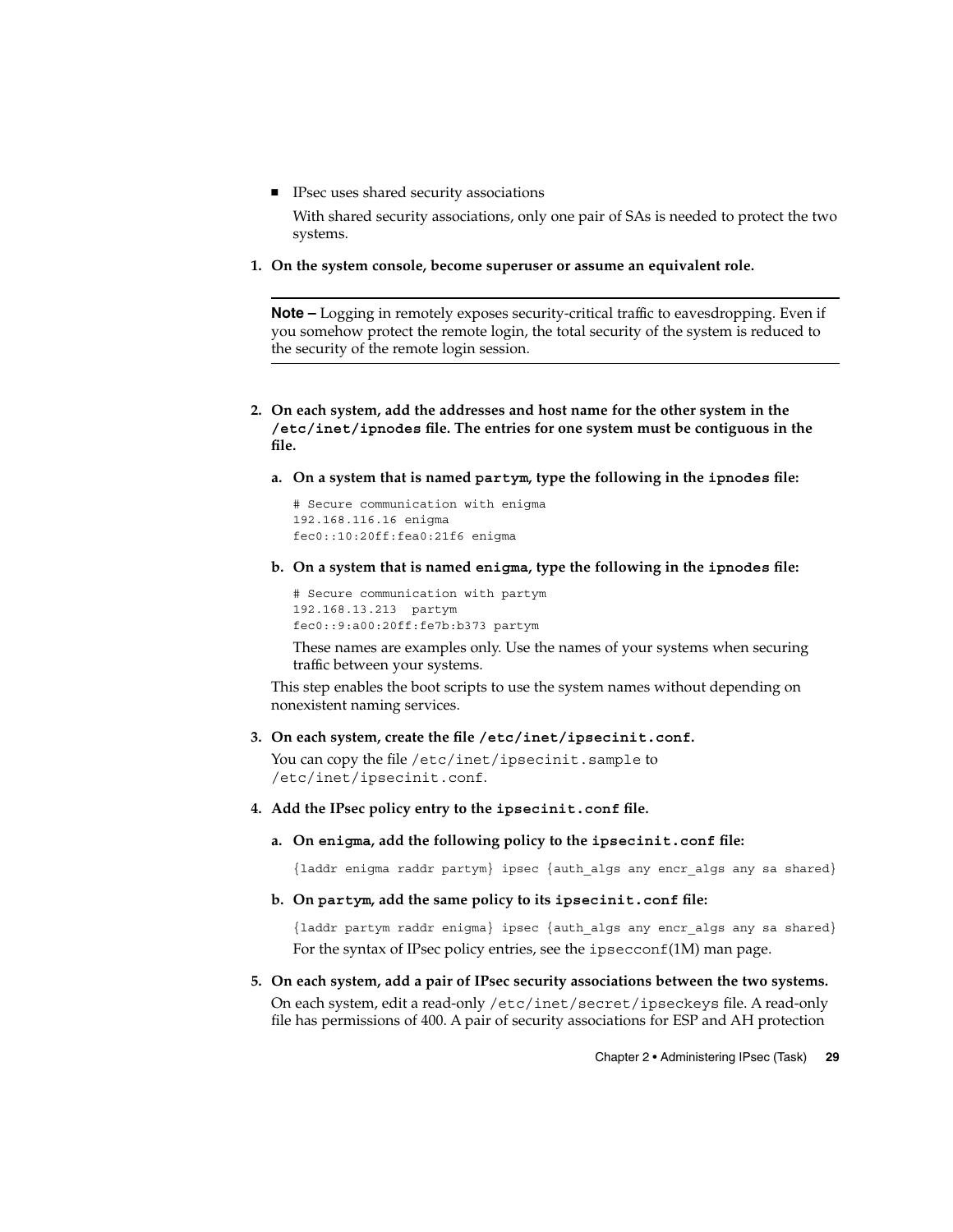- IPsec uses shared security associations

  With shared security associations, only one pair of SAs is needed to protect the two systems.

1. **On the system console, become superuser or assume an equivalent role.**

   ---

   **Note –** Logging in remotely exposes security-critical traffic to eavesdropping. Even if you somehow protect the remote login, the total security of the system is reduced to the security of the remote login session.

   ---

2. **On each system, add the addresses and host name for the other system in the `/etc/inet/ipnodes` file. The entries for one system must be contiguous in the file.**

   a. **On a system that is named `partym`, type the following in the `ipnodes` file:**

   ```
   # Secure communication with enigma
   192.168.116.16 enigma
   fec0::10:20ff:fea0:21f6 enigma
   ```

   b. **On a system that is named `enigma`, type the following in the `ipnodes` file:**

   ```
   # Secure communication with partym
   192.168.13.213  partym
   fec0::9:a00:20ff:fe7b:b373 partym
   ```

   These names are examples only. Use the names of your systems when securing traffic between your systems.

   This step enables the boot scripts to use the system names without depending on nonexistent naming services.

3. **On each system, create the file `/etc/inet/ipsecinit.conf`.**

   You can copy the file `/etc/inet/ipsecinit.sample` to `/etc/inet/ipsecinit.conf`.

4. **Add the IPsec policy entry to the `ipsecinit.conf` file.**

   a. **On `enigma`, add the following policy to the `ipsecinit.conf` file:**

   ```
   {laddr enigma raddr partym} ipsec {auth_algs any encr_algs any sa shared}
   ```

   b. **On `partym`, add the same policy to its `ipsecinit.conf` file:**

   ```
   {laddr partym raddr enigma} ipsec {auth_algs any encr_algs any sa shared}
   ```

   For the syntax of IPsec policy entries, see the `ipsecconf`(1M) man page.

5. **On each system, add a pair of IPsec security associations between the two systems.**

   On each system, edit a read-only `/etc/inet/secret/ipseckeys` file. A read-only file has permissions of 400. A pair of security associations for ESP and AH protection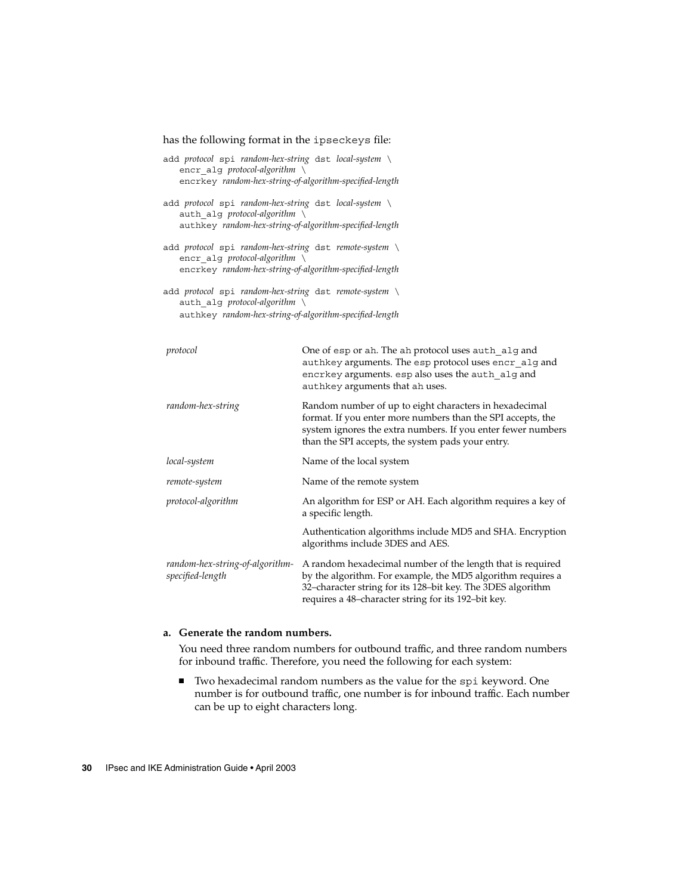has the following format in the ipseckeys file:

```
add protocol spi random-hex-string dst local-system \
    encr_alg protocol-algorithm \
    encrkey random-hex-string-of-algorithm-specified-length

add protocol spi random-hex-string dst local-system \
    auth_alg protocol-algorithm \
    authkey random-hex-string-of-algorithm-specified-length

add protocol spi random-hex-string dst remote-system \
    encr_alg protocol-algorithm \
    encrkey random-hex-string-of-algorithm-specified-length

add protocol spi random-hex-string dst remote-system \
    auth_alg protocol-algorithm \
    authkey random-hex-string-of-algorithm-specified-length
```

| | |
|---|---|
| *protocol* | One of `esp` or `ah`. The `ah` protocol uses `auth_alg` and `authkey` arguments. The `esp` protocol uses `encr_alg` and `encrkey` arguments. `esp` also uses the `auth_alg` and `authkey` arguments that `ah` uses. |
| *random-hex-string* | Random number of up to eight characters in hexadecimal format. If you enter more numbers than the SPI accepts, the system ignores the extra numbers. If you enter fewer numbers than the SPI accepts, the system pads your entry. |
| *local-system* | Name of the local system |
| *remote-system* | Name of the remote system |
| *protocol-algorithm* | An algorithm for ESP or AH. Each algorithm requires a key of a specific length. Authentication algorithms include MD5 and SHA. Encryption algorithms include 3DES and AES. |
| *random-hex-string-of-algorithm-specified-length* | A random hexadecimal number of the length that is required by the algorithm. For example, the MD5 algorithm requires a 32–character string for its 128–bit key. The 3DES algorithm requires a 48–character string for its 192–bit key. |

a. **Generate the random numbers.**

   You need three random numbers for outbound traffic, and three random numbers for inbound traffic. Therefore, you need the following for each system:

   - Two hexadecimal random numbers as the value for the `spi` keyword. One number is for outbound traffic, one number is for inbound traffic. Each number can be up to eight characters long.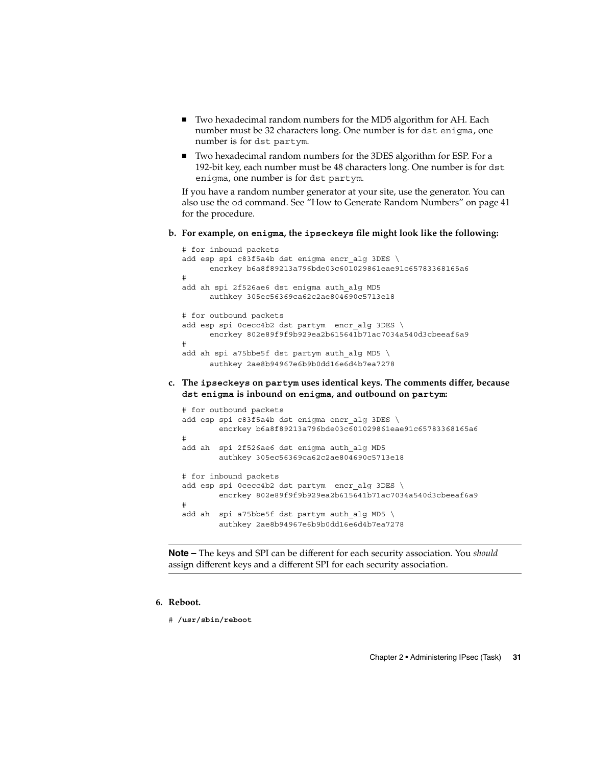- Two hexadecimal random numbers for the MD5 algorithm for AH. Each number must be 32 characters long. One number is for `dst enigma`, one number is for `dst partym`.
- Two hexadecimal random numbers for the 3DES algorithm for ESP. For a 192-bit key, each number must be 48 characters long. One number is for `dst enigma`, one number is for `dst partym`.

If you have a random number generator at your site, use the generator. You can also use the `od` command. See “How to Generate Random Numbers” on page 41 for the procedure.

b. **For example, on `enigma`, the `ipseckeys` file might look like the following:**

```
# for inbound packets
add esp spi c83f5a4b dst enigma encr_alg 3DES \
      encrkey b6a8f89213a796bde03c601029861eae91c65783368165a6
#
add ah spi 2f526ae6 dst enigma auth_alg MD5
      authkey 305ec56369ca62c2ae804690c5713e18

# for outbound packets
add esp spi 0cecc4b2 dst partym  encr_alg 3DES \
      encrkey 802e89f9f9b929ea2b615641b71ac7034a540d3cbeeaf6a9
#
add ah spi a75bbe5f dst partym auth_alg MD5 \
      authkey 2ae8b94967e6b9b0dd16e6d4b7ea7278
```

c. **The `ipseckeys` on `partym` uses identical keys. The comments differ, because `dst enigma` is inbound on `enigma`, and outbound on `partym`:**

```
# for outbound packets
add esp spi c83f5a4b dst enigma encr_alg 3DES \
        encrkey b6a8f89213a796bde03c601029861eae91c65783368165a6
#
add ah  spi 2f526ae6 dst enigma auth_alg MD5
        authkey 305ec56369ca62c2ae804690c5713e18

# for inbound packets
add esp spi 0cecc4b2 dst partym  encr_alg 3DES \
        encrkey 802e89f9f9b929ea2b615641b71ac7034a540d3cbeeaf6a9
#
add ah  spi a75bbe5f dst partym auth_alg MD5 \
        authkey 2ae8b94967e6b9b0dd16e6d4b7ea7278
```

---

**Note –** The keys and SPI can be different for each security association. You *should* assign different keys and a different SPI for each security association.

---

6. **Reboot.**

```
# /usr/sbin/reboot
```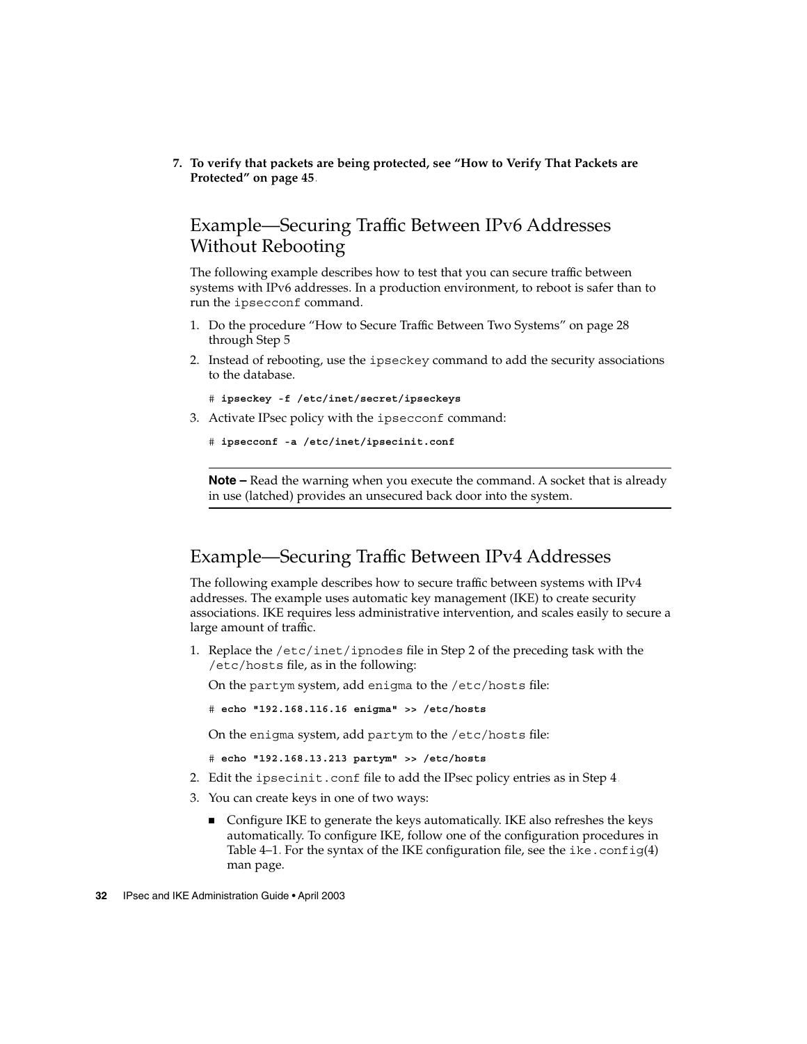7. **To verify that packets are being protected, see "How to Verify That Packets are Protected" on page 45.**

## Example—Securing Traffic Between IPv6 Addresses Without Rebooting

The following example describes how to test that you can secure traffic between systems with IPv6 addresses. In a production environment, to reboot is safer than to run the `ipsecconf` command.

1. Do the procedure "How to Secure Traffic Between Two Systems" on page 28 through Step 5
2. Instead of rebooting, use the `ipseckey` command to add the security associations to the database.

   ```
   # ipseckey -f /etc/inet/secret/ipseckeys
   ```

3. Activate IPsec policy with the `ipsecconf` command:

   ```
   # ipsecconf -a /etc/inet/ipsecinit.conf
   ```

---

**Note –** Read the warning when you execute the command. A socket that is already in use (latched) provides an unsecured back door into the system.

---

## Example—Securing Traffic Between IPv4 Addresses

The following example describes how to secure traffic between systems with IPv4 addresses. The example uses automatic key management (IKE) to create security associations. IKE requires less administrative intervention, and scales easily to secure a large amount of traffic.

1. Replace the `/etc/inet/ipnodes` file in Step 2 of the preceding task with the `/etc/hosts` file, as in the following:

   On the `partym` system, add `enigma` to the `/etc/hosts` file:

   ```
   # echo "192.168.116.16 enigma" >> /etc/hosts
   ```

   On the `enigma` system, add `partym` to the `/etc/hosts` file:

   ```
   # echo "192.168.13.213 partym" >> /etc/hosts
   ```

2. Edit the `ipsecinit.conf` file to add the IPsec policy entries as in Step 4.
3. You can create keys in one of two ways:
   - Configure IKE to generate the keys automatically. IKE also refreshes the keys automatically. To configure IKE, follow one of the configuration procedures in Table 4–1. For the syntax of the IKE configuration file, see the `ike.config`(4) man page.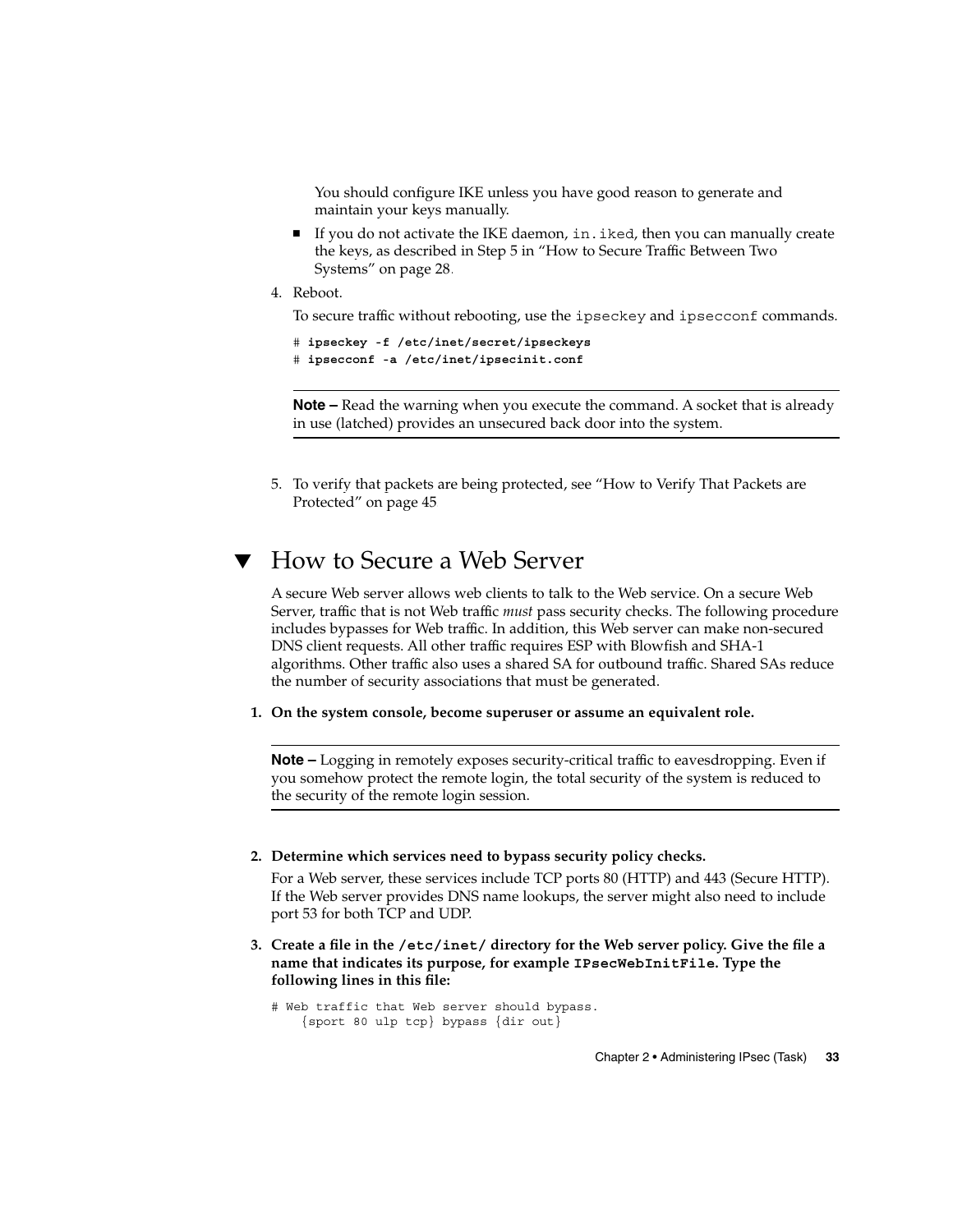You should configure IKE unless you have good reason to generate and maintain your keys manually.

- If you do not activate the IKE daemon, `in.iked`, then you can manually create the keys, as described in Step 5 in "How to Secure Traffic Between Two Systems" on page 28.

4. Reboot.

   To secure traffic without rebooting, use the `ipseckey` and `ipsecconf` commands.

   ```
   # ipseckey -f /etc/inet/secret/ipseckeys
   # ipsecconf -a /etc/inet/ipsecinit.conf
   ```

   **Note –** Read the warning when you execute the command. A socket that is already in use (latched) provides an unsecured back door into the system.

5. To verify that packets are being protected, see "How to Verify That Packets are Protected" on page 45

## ▼ How to Secure a Web Server

A secure Web server allows web clients to talk to the Web service. On a secure Web Server, traffic that is not Web traffic *must* pass security checks. The following procedure includes bypasses for Web traffic. In addition, this Web server can make non-secured DNS client requests. All other traffic requires ESP with Blowfish and SHA-1 algorithms. Other traffic also uses a shared SA for outbound traffic. Shared SAs reduce the number of security associations that must be generated.

1. **On the system console, become superuser or assume an equivalent role.**

   **Note –** Logging in remotely exposes security-critical traffic to eavesdropping. Even if you somehow protect the remote login, the total security of the system is reduced to the security of the remote login session.

2. **Determine which services need to bypass security policy checks.**

   For a Web server, these services include TCP ports 80 (HTTP) and 443 (Secure HTTP). If the Web server provides DNS name lookups, the server might also need to include port 53 for both TCP and UDP.

3. **Create a file in the `/etc/inet/` directory for the Web server policy. Give the file a name that indicates its purpose, for example `IPsecWebInitFile`. Type the following lines in this file:**

   ```
   # Web traffic that Web server should bypass.
       {sport 80 ulp tcp} bypass {dir out}
   ```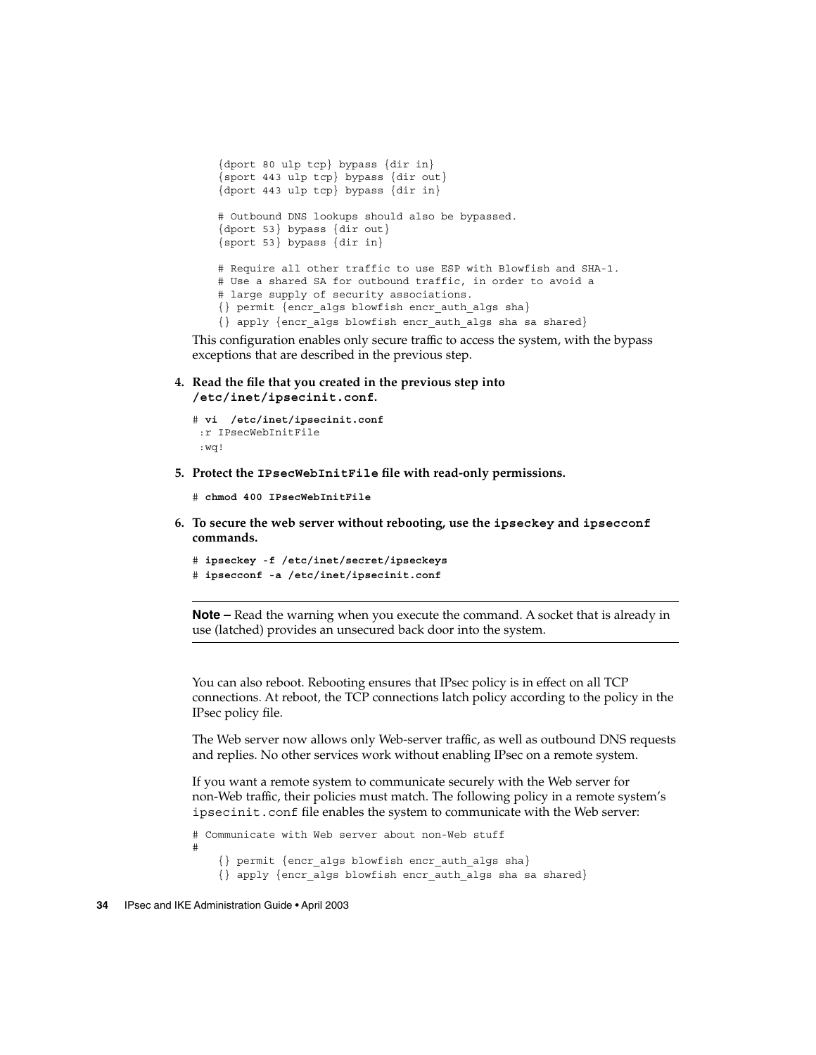```
{dport 80 ulp tcp} bypass {dir in}
{sport 443 ulp tcp} bypass {dir out}
{dport 443 ulp tcp} bypass {dir in}

# Outbound DNS lookups should also be bypassed.
{dport 53} bypass {dir out}
{sport 53} bypass {dir in}

# Require all other traffic to use ESP with Blowfish and SHA-1.
# Use a shared SA for outbound traffic, in order to avoid a
# large supply of security associations.
{} permit {encr_algs blowfish encr_auth_algs sha}
{} apply {encr_algs blowfish encr_auth_algs sha sa shared}
```

This configuration enables only secure traffic to access the system, with the bypass exceptions that are described in the previous step.

4. **Read the file that you created in the previous step into `/etc/inet/ipsecinit.conf`.**

```
# vi  /etc/inet/ipsecinit.conf
 :r IPsecWebInitFile
 :wq!
```

5. **Protect the `IPsecWebInitFile` file with read-only permissions.**

```
# chmod 400 IPsecWebInitFile
```

6. **To secure the web server without rebooting, use the `ipseckey` and `ipsecconf` commands.**

```
# ipseckey -f /etc/inet/secret/ipseckeys
# ipsecconf -a /etc/inet/ipsecinit.conf
```

---

**Note –** Read the warning when you execute the command. A socket that is already in use (latched) provides an unsecured back door into the system.

---

You can also reboot. Rebooting ensures that IPsec policy is in effect on all TCP connections. At reboot, the TCP connections latch policy according to the policy in the IPsec policy file.

The Web server now allows only Web-server traffic, as well as outbound DNS requests and replies. No other services work without enabling IPsec on a remote system.

If you want a remote system to communicate securely with the Web server for non-Web traffic, their policies must match. The following policy in a remote system's `ipsecinit.conf` file enables the system to communicate with the Web server:

```
# Communicate with Web server about non-Web stuff
#
    {} permit {encr_algs blowfish encr_auth_algs sha}
    {} apply {encr_algs blowfish encr_auth_algs sha sa shared}
```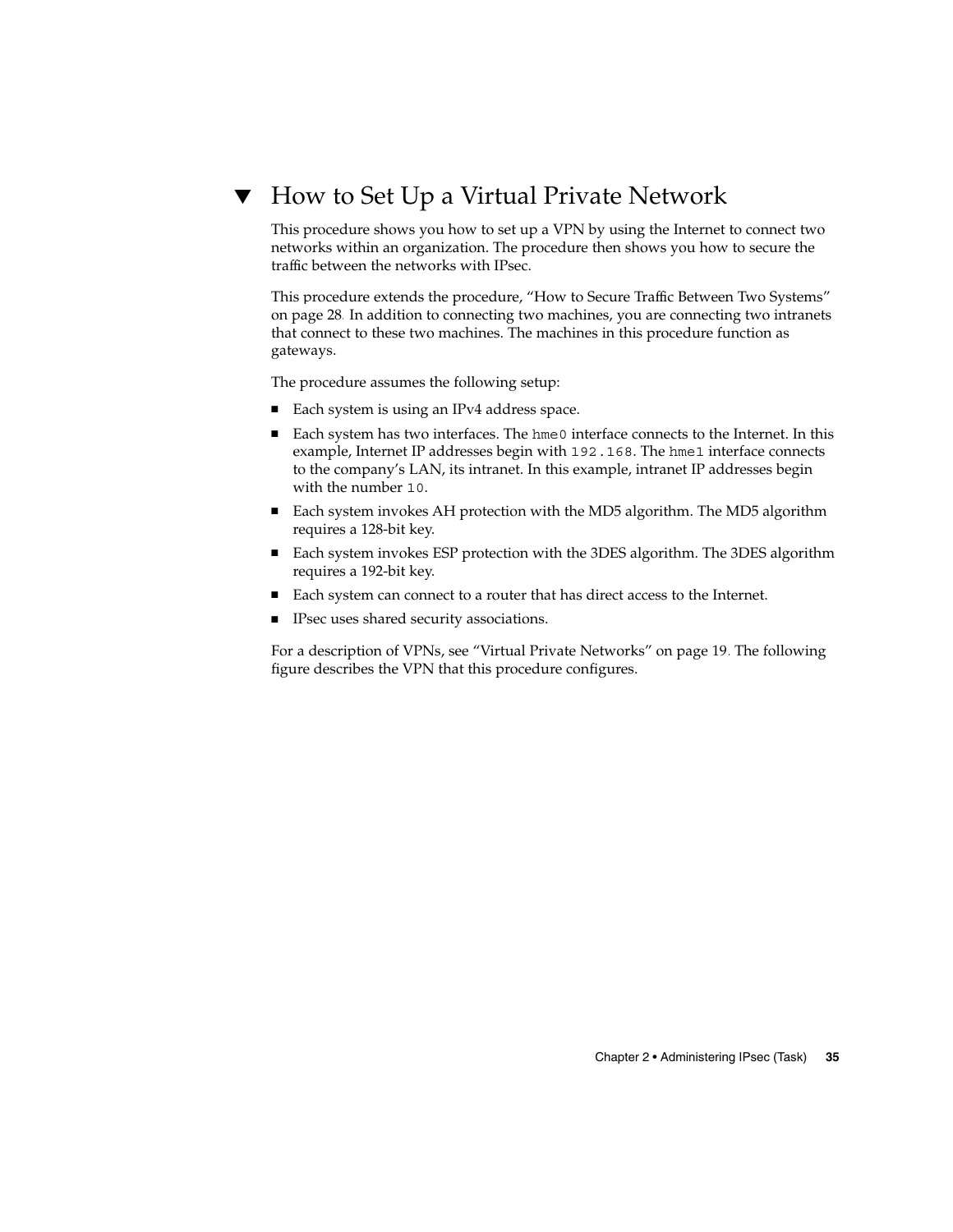## ▼ How to Set Up a Virtual Private Network

This procedure shows you how to set up a VPN by using the Internet to connect two networks within an organization. The procedure then shows you how to secure the traffic between the networks with IPsec.

This procedure extends the procedure, “How to Secure Traffic Between Two Systems” on page 28. In addition to connecting two machines, you are connecting two intranets that connect to these two machines. The machines in this procedure function as gateways.

The procedure assumes the following setup:

- Each system is using an IPv4 address space.
- Each system has two interfaces. The `hme0` interface connects to the Internet. In this example, Internet IP addresses begin with `192.168`. The `hme1` interface connects to the company’s LAN, its intranet. In this example, intranet IP addresses begin with the number `10`.
- Each system invokes AH protection with the MD5 algorithm. The MD5 algorithm requires a 128-bit key.
- Each system invokes ESP protection with the 3DES algorithm. The 3DES algorithm requires a 192-bit key.
- Each system can connect to a router that has direct access to the Internet.
- IPsec uses shared security associations.

For a description of VPNs, see “Virtual Private Networks” on page 19. The following figure describes the VPN that this procedure configures.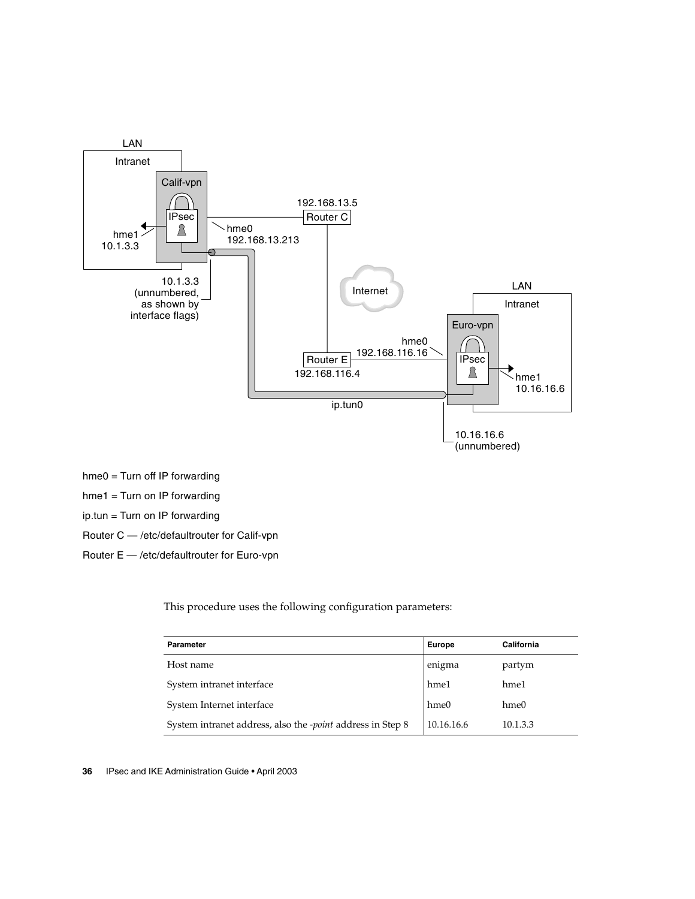hme0 = Turn off IP forwarding

hme1 = Turn on IP forwarding

ip.tun = Turn on IP forwarding

Router C — /etc/defaultrouter for Calif-vpn

Router E — /etc/defaultrouter for Euro-vpn

This procedure uses the following configuration parameters:

| Parameter | Europe | California |
| --- | --- | --- |
| Host name | enigma | partym |
| System intranet interface | hme1 | hme1 |
| System Internet interface | hme0 | hme0 |
| System intranet address, also the *-point* address in Step 8 | 10.16.16.6 | 10.1.3.3 |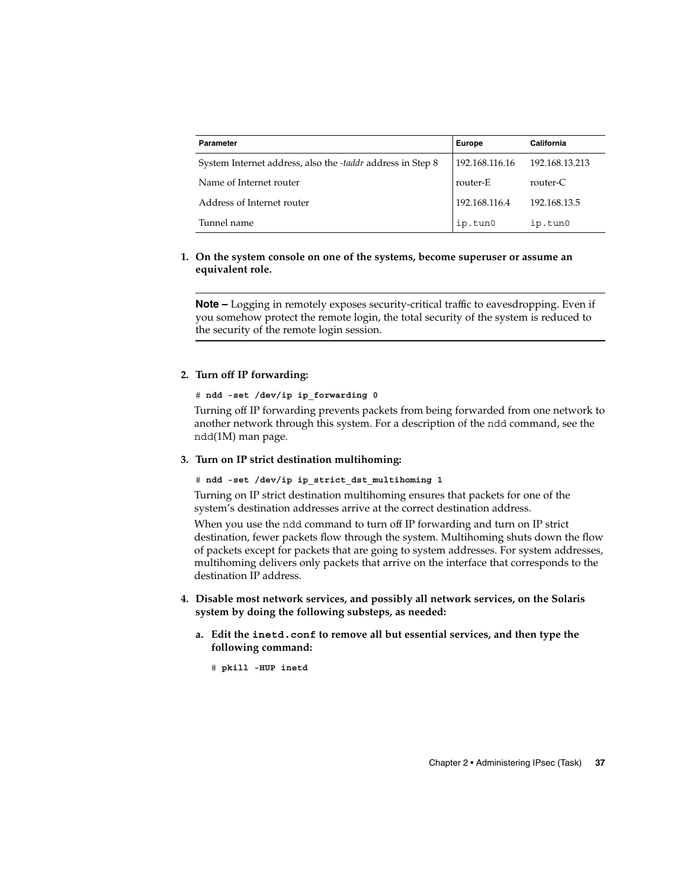| Parameter | Europe | California |
| --- | --- | --- |
| System Internet address, also the *-taddr* address in Step 8 | 192.168.116.16 | 192.168.13.213 |
| Name of Internet router | router-E | router-C |
| Address of Internet router | 192.168.116.4 | 192.168.13.5 |
| Tunnel name | `ip.tun0` | `ip.tun0` |

1. **On the system console on one of the systems, become superuser or assume an equivalent role.**

   **Note –** Logging in remotely exposes security-critical traffic to eavesdropping. Even if you somehow protect the remote login, the total security of the system is reduced to the security of the remote login session.

2. **Turn off IP forwarding:**

   ```
   # ndd -set /dev/ip ip_forwarding 0
   ```

   Turning off IP forwarding prevents packets from being forwarded from one network to another network through this system. For a description of the `ndd` command, see the `ndd`(1M) man page.

3. **Turn on IP strict destination multihoming:**

   ```
   # ndd -set /dev/ip ip_strict_dst_multihoming 1
   ```

   Turning on IP strict destination multihoming ensures that packets for one of the system's destination addresses arrive at the correct destination address.

   When you use the `ndd` command to turn off IP forwarding and turn on IP strict destination, fewer packets flow through the system. Multihoming shuts down the flow of packets except for packets that are going to system addresses. For system addresses, multihoming delivers only packets that arrive on the interface that corresponds to the destination IP address.

4. **Disable most network services, and possibly all network services, on the Solaris system by doing the following substeps, as needed:**

   a. **Edit the `inetd.conf` to remove all but essential services, and then type the following command:**

   ```
   # pkill -HUP inetd
   ```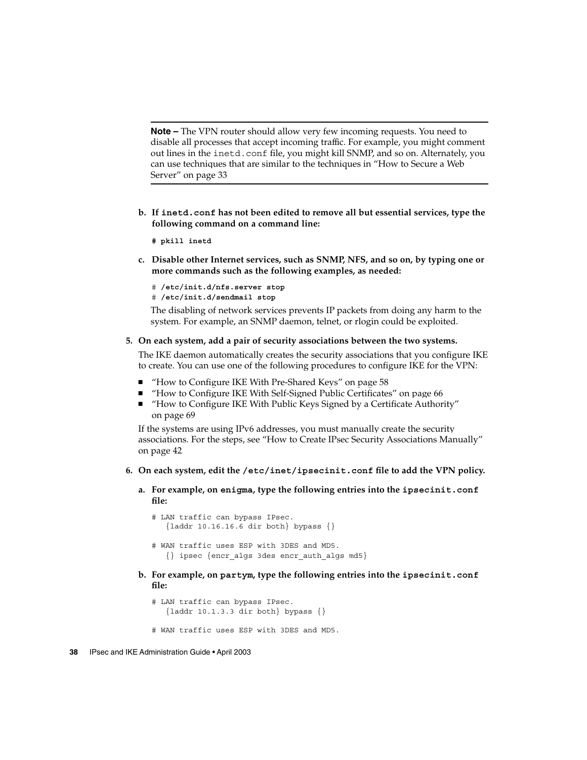**Note –** The VPN router should allow very few incoming requests. You need to disable all processes that accept incoming traffic. For example, you might comment out lines in the `inetd.conf` file, you might kill SNMP, and so on. Alternately, you can use techniques that are similar to the techniques in "How to Secure a Web Server" on page 33

b. **If `inetd.conf` has not been edited to remove all but essential services, type the following command on a command line:**

```
# pkill inetd
```

c. **Disable other Internet services, such as SNMP, NFS, and so on, by typing one or more commands such as the following examples, as needed:**

```
# /etc/init.d/nfs.server stop
# /etc/init.d/sendmail stop
```

The disabling of network services prevents IP packets from doing any harm to the system. For example, an SNMP daemon, telnet, or rlogin could be exploited.

5. **On each system, add a pair of security associations between the two systems.**

The IKE daemon automatically creates the security associations that you configure IKE to create. You can use one of the following procedures to configure IKE for the VPN:

- "How to Configure IKE With Pre-Shared Keys" on page 58
- "How to Configure IKE With Self-Signed Public Certificates" on page 66
- "How to Configure IKE With Public Keys Signed by a Certificate Authority" on page 69

If the systems are using IPv6 addresses, you must manually create the security associations. For the steps, see "How to Create IPsec Security Associations Manually" on page 42

6. **On each system, edit the `/etc/inet/ipsecinit.conf` file to add the VPN policy.**

a. **For example, on `enigma`, type the following entries into the `ipsecinit.conf` file:**

```
# LAN traffic can bypass IPsec.
   {laddr 10.16.16.6 dir both} bypass {}

# WAN traffic uses ESP with 3DES and MD5.
   {} ipsec {encr_algs 3des encr_auth_algs md5}
```

b. **For example, on `partym`, type the following entries into the `ipsecinit.conf` file:**

```
# LAN traffic can bypass IPsec.
   {laddr 10.1.3.3 dir both} bypass {}

# WAN traffic uses ESP with 3DES and MD5.
```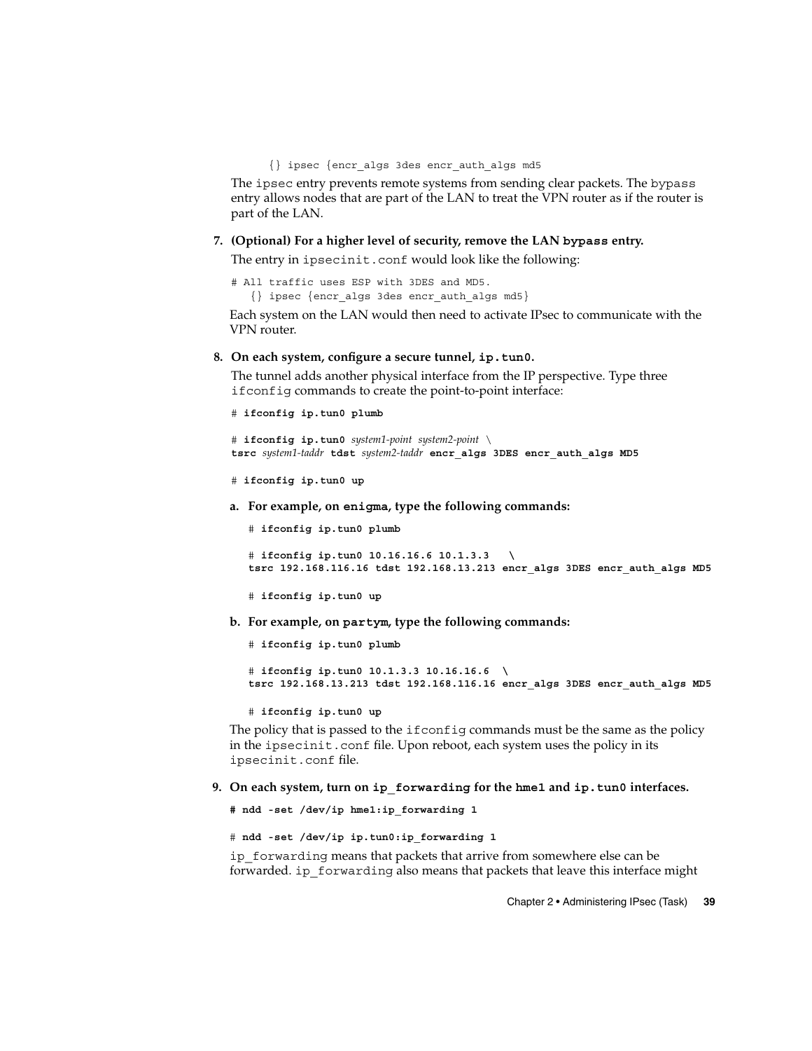```
{} ipsec {encr_algs 3des encr_auth_algs md5
```

The `ipsec` entry prevents remote systems from sending clear packets. The `bypass` entry allows nodes that are part of the LAN to treat the VPN router as if the router is part of the LAN.

7. **(Optional) For a higher level of security, remove the LAN `bypass` entry.**

   The entry in `ipsecinit.conf` would look like the following:

   ```
   # All traffic uses ESP with 3DES and MD5.
      {} ipsec {encr_algs 3des encr_auth_algs md5}
   ```

   Each system on the LAN would then need to activate IPsec to communicate with the VPN router.

8. **On each system, configure a secure tunnel, `ip.tun0`.**

   The tunnel adds another physical interface from the IP perspective. Type three `ifconfig` commands to create the point-to-point interface:

   ```
   # ifconfig ip.tun0 plumb

   # ifconfig ip.tun0 system1-point system2-point \
   tsrc system1-taddr tdst system2-taddr encr_algs 3DES encr_auth_algs MD5

   # ifconfig ip.tun0 up
   ```

   a. **For example, on `enigma`, type the following commands:**

   ```
   # ifconfig ip.tun0 plumb

   # ifconfig ip.tun0 10.16.16.6 10.1.3.3   \
   tsrc 192.168.116.16 tdst 192.168.13.213 encr_algs 3DES encr_auth_algs MD5

   # ifconfig ip.tun0 up
   ```

   b. **For example, on `partym`, type the following commands:**

   ```
   # ifconfig ip.tun0 plumb

   # ifconfig ip.tun0 10.1.3.3 10.16.16.6  \
   tsrc 192.168.13.213 tdst 192.168.116.16 encr_algs 3DES encr_auth_algs MD5

   # ifconfig ip.tun0 up
   ```

   The policy that is passed to the `ifconfig` commands must be the same as the policy in the `ipsecinit.conf` file. Upon reboot, each system uses the policy in its `ipsecinit.conf` file.

9. **On each system, turn on `ip_forwarding` for the `hme1` and `ip.tun0` interfaces.**

   ```
   # ndd -set /dev/ip hme1:ip_forwarding 1

   # ndd -set /dev/ip ip.tun0:ip_forwarding 1
   ```

   `ip_forwarding` means that packets that arrive from somewhere else can be forwarded. `ip_forwarding` also means that packets that leave this interface might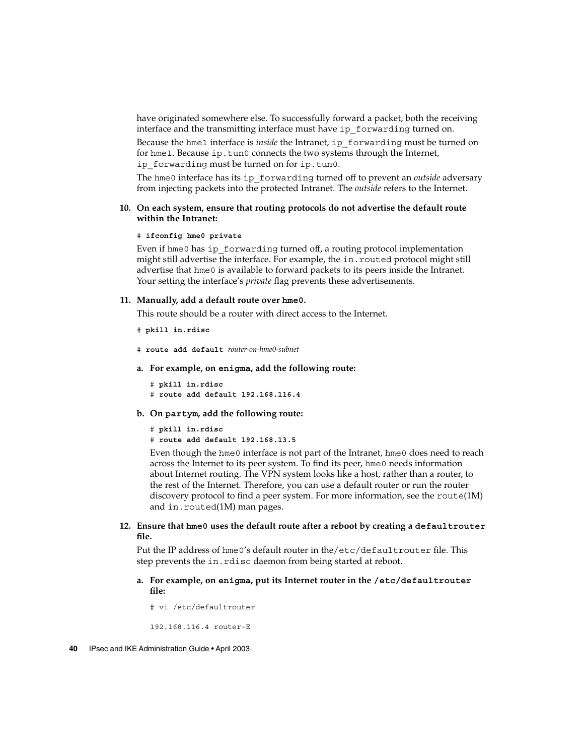have originated somewhere else. To successfully forward a packet, both the receiving interface and the transmitting interface must have `ip_forwarding` turned on.

Because the `hme1` interface is *inside* the Intranet, `ip_forwarding` must be turned on for `hme1`. Because `ip.tun0` connects the two systems through the Internet, `ip_forwarding` must be turned on for `ip.tun0`.

The `hme0` interface has its `ip_forwarding` turned off to prevent an *outside* adversary from injecting packets into the protected Intranet. The *outside* refers to the Internet.

10. **On each system, ensure that routing protocols do not advertise the default route within the Intranet:**

    ```
    # ifconfig hme0 private
    ```

    Even if `hme0` has `ip_forwarding` turned off, a routing protocol implementation might still advertise the interface. For example, the `in.routed` protocol might still advertise that `hme0` is available to forward packets to its peers inside the Intranet. Your setting the interface's *private* flag prevents these advertisements.

11. **Manually, add a default route over `hme0`.**

    This route should be a router with direct access to the Internet.

    ```
    # pkill in.rdisc
    ```

    ```
    # route add default router-on-hme0-subnet
    ```

    a. **For example, on `enigma`, add the following route:**

    ```
    # pkill in.rdisc
    # route add default 192.168.116.4
    ```

    b. **On `partym`, add the following route:**

    ```
    # pkill in.rdisc
    # route add default 192.168.13.5
    ```

    Even though the `hme0` interface is not part of the Intranet, `hme0` does need to reach across the Internet to its peer system. To find its peer, `hme0` needs information about Internet routing. The VPN system looks like a host, rather than a router, to the rest of the Internet. Therefore, you can use a default router or run the router discovery protocol to find a peer system. For more information, see the `route`(1M) and `in.routed`(1M) man pages.

12. **Ensure that `hme0` uses the default route after a reboot by creating a `defaultrouter` file.**

    Put the IP address of `hme0`'s default router in the `/etc/defaultrouter` file. This step prevents the `in.rdisc` daemon from being started at reboot.

    a. **For example, on `enigma`, put its Internet router in the `/etc/defaultrouter` file:**

    ```
    # vi /etc/defaultrouter
    ```

    ```
    192.168.116.4 router-E
    ```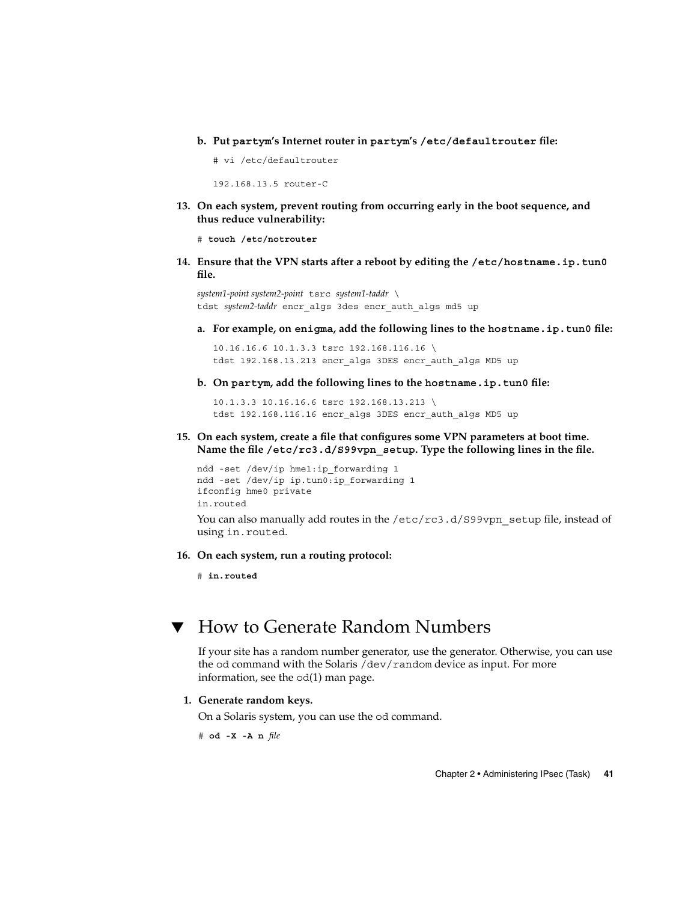b. **Put `partym`'s Internet router in `partym`'s `/etc/defaultrouter` file:**

```
# vi /etc/defaultrouter

192.168.13.5 router-C
```

13. **On each system, prevent routing from occurring early in the boot sequence, and thus reduce vulnerability:**

```
# touch /etc/notrouter
```

14. **Ensure that the VPN starts after a reboot by editing the `/etc/hostname.ip.tun0` file.**

```
system1-point system2-point tsrc system1-taddr \
tdst system2-taddr encr_algs 3des encr_auth_algs md5 up
```

a. **For example, on `enigma`, add the following lines to the `hostname.ip.tun0` file:**

```
10.16.16.6 10.1.3.3 tsrc 192.168.116.16 \
tdst 192.168.13.213 encr_algs 3DES encr_auth_algs MD5 up
```

b. **On `partym`, add the following lines to the `hostname.ip.tun0` file:**

```
10.1.3.3 10.16.16.6 tsrc 192.168.13.213 \
tdst 192.168.116.16 encr_algs 3DES encr_auth_algs MD5 up
```

15. **On each system, create a file that configures some VPN parameters at boot time. Name the file `/etc/rc3.d/S99vpn_setup`. Type the following lines in the file.**

```
ndd -set /dev/ip hme1:ip_forwarding 1
ndd -set /dev/ip ip.tun0:ip_forwarding 1
ifconfig hme0 private
in.routed
```

You can also manually add routes in the `/etc/rc3.d/S99vpn_setup` file, instead of using `in.routed`.

16. **On each system, run a routing protocol:**

```
# in.routed
```

## ▼ How to Generate Random Numbers

If your site has a random number generator, use the generator. Otherwise, you can use the `od` command with the Solaris `/dev/random` device as input. For more information, see the `od`(1) man page.

1. **Generate random keys.**

   On a Solaris system, you can use the `od` command.

```
# od -X -A n file
```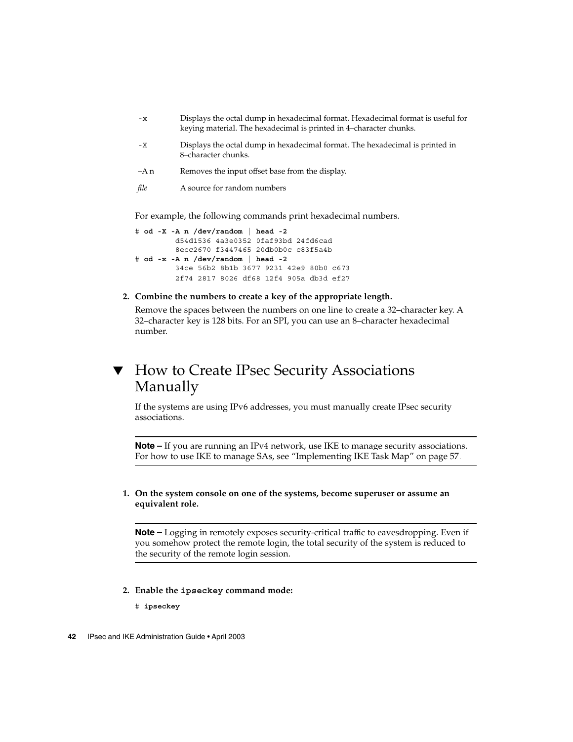| | |
|---|---|
| `-x` | Displays the octal dump in hexadecimal format. Hexadecimal format is useful for keying material. The hexadecimal is printed in 4–character chunks. |
| `-X` | Displays the octal dump in hexadecimal format. The hexadecimal is printed in 8–character chunks. |
| –A n | Removes the input offset base from the display. |
| *file* | A source for random numbers |

For example, the following commands print hexadecimal numbers.

```
# od -X -A n /dev/random | head -2
         d54d1536 4a3e0352 0faf93bd 24fd6cad
         8ecc2670 f3447465 20db0b0c c83f5a4b
# od -x -A n /dev/random | head -2
         34ce 56b2 8b1b 3677 9231 42e9 80b0 c673
         2f74 2817 8026 df68 12f4 905a db3d ef27
```

2. **Combine the numbers to create a key of the appropriate length.**

   Remove the spaces between the numbers on one line to create a 32–character key. A 32–character key is 128 bits. For an SPI, you can use an 8–character hexadecimal number.

## ▼ How to Create IPsec Security Associations Manually

If the systems are using IPv6 addresses, you must manually create IPsec security associations.

---

**Note –** If you are running an IPv4 network, use IKE to manage security associations. For how to use IKE to manage SAs, see "Implementing IKE Task Map" on page 57.

---

1. **On the system console on one of the systems, become superuser or assume an equivalent role.**

---

**Note –** Logging in remotely exposes security-critical traffic to eavesdropping. Even if you somehow protect the remote login, the total security of the system is reduced to the security of the remote login session.

---

2. **Enable the `ipseckey` command mode:**

```
# ipseckey
```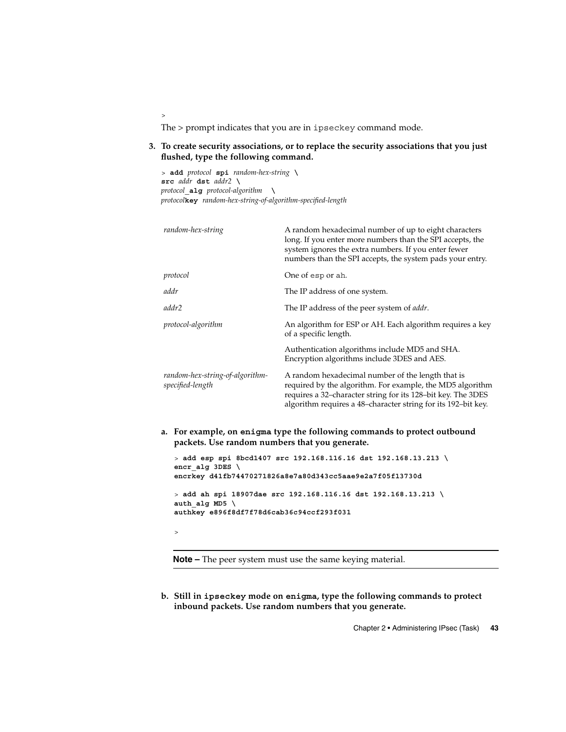```
>
```

The > prompt indicates that you are in `ipseckey` command mode.

3. **To create security associations, or to replace the security associations that you just flushed, type the following command.**

   ```
   > add protocol spi random-hex-string \
   src addr dst addr2 \
   protocol_alg protocol-algorithm  \
   protocolkey random-hex-string-of-algorithm-specified-length
   ```

   | | |
   |---|---|
   | *random-hex-string* | A random hexadecimal number of up to eight characters long. If you enter more numbers than the SPI accepts, the system ignores the extra numbers. If you enter fewer numbers than the SPI accepts, the system pads your entry. |
   | *protocol* | One of `esp` or `ah`. |
   | *addr* | The IP address of one system. |
   | *addr2* | The IP address of the peer system of *addr*. |
   | *protocol-algorithm* | An algorithm for ESP or AH. Each algorithm requires a key of a specific length. |
   | | Authentication algorithms include MD5 and SHA. Encryption algorithms include 3DES and AES. |
   | *random-hex-string-of-algorithm-specified-length* | A random hexadecimal number of the length that is required by the algorithm. For example, the MD5 algorithm requires a 32–character string for its 128–bit key. The 3DES algorithm requires a 48–character string for its 192–bit key. |

   a. **For example, on `enigma` type the following commands to protect outbound packets. Use random numbers that you generate.**

      ```
      > add esp spi 8bcd1407 src 192.168.116.16 dst 192.168.13.213 \
      encr_alg 3DES \
      encrkey d41fb74470271826a8e7a80d343cc5aae9e2a7f05f13730d

      > add ah spi 18907dae src 192.168.116.16 dst 192.168.13.213 \
      auth_alg MD5 \
      authkey e896f8df7f78d6cab36c94ccf293f031

      >
      ```

      **Note –** The peer system must use the same keying material.

   b. **Still in `ipseckey` mode on `enigma`, type the following commands to protect inbound packets. Use random numbers that you generate.**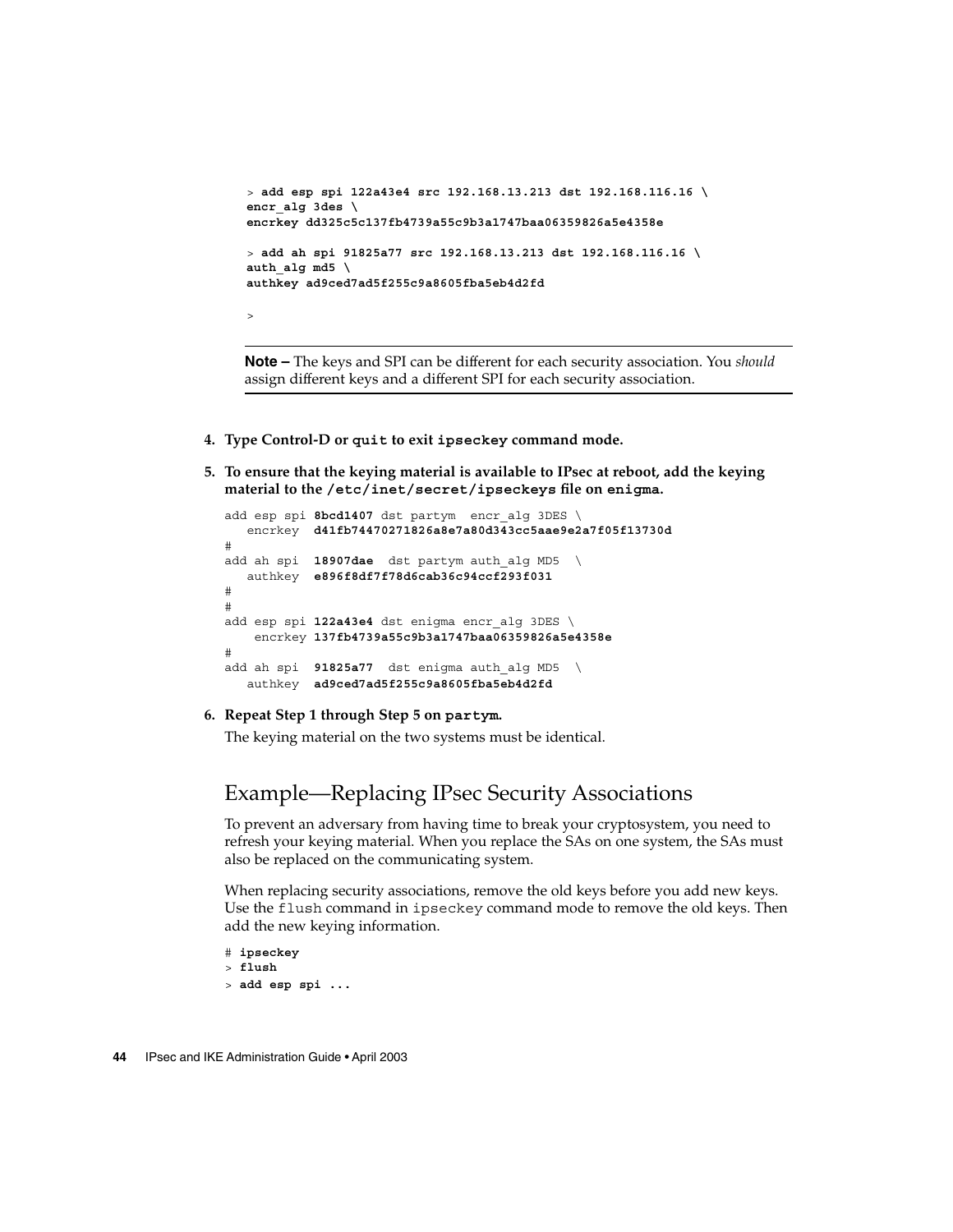```
> add esp spi 122a43e4 src 192.168.13.213 dst 192.168.116.16 \
encr_alg 3des \
encrkey dd325c5c137fb4739a55c9b3a1747baa06359826a5e4358e

> add ah spi 91825a77 src 192.168.13.213 dst 192.168.116.16 \
auth_alg md5 \
authkey ad9ced7ad5f255c9a8605fba5eb4d2fd

>
```

---

**Note –** The keys and SPI can be different for each security association. You *should* assign different keys and a different SPI for each security association.

---

4. **Type Control-D or `quit` to exit `ipseckey` command mode.**

5. **To ensure that the keying material is available to IPsec at reboot, add the keying material to the `/etc/inet/secret/ipseckeys` file on `enigma`.**

```
add esp spi 8bcd1407 dst partym  encr_alg 3DES \
   encrkey  d41fb74470271826a8e7a80d343cc5aae9e2a7f05f13730d
#
add ah spi  18907dae  dst partym auth_alg MD5  \
   authkey  e896f8df7f78d6cab36c94ccf293f031
#
#
add esp spi 122a43e4 dst enigma encr_alg 3DES \
    encrkey 137fb4739a55c9b3a1747baa06359826a5e4358e
#
add ah spi  91825a77  dst enigma auth_alg MD5  \
   authkey  ad9ced7ad5f255c9a8605fba5eb4d2fd
```

6. **Repeat Step 1 through Step 5 on `partym`.**

   The keying material on the two systems must be identical.

## Example—Replacing IPsec Security Associations

To prevent an adversary from having time to break your cryptosystem, you need to refresh your keying material. When you replace the SAs on one system, the SAs must also be replaced on the communicating system.

When replacing security associations, remove the old keys before you add new keys. Use the `flush` command in `ipseckey` command mode to remove the old keys. Then add the new keying information.

```
# ipseckey
> flush
> add esp spi ...
```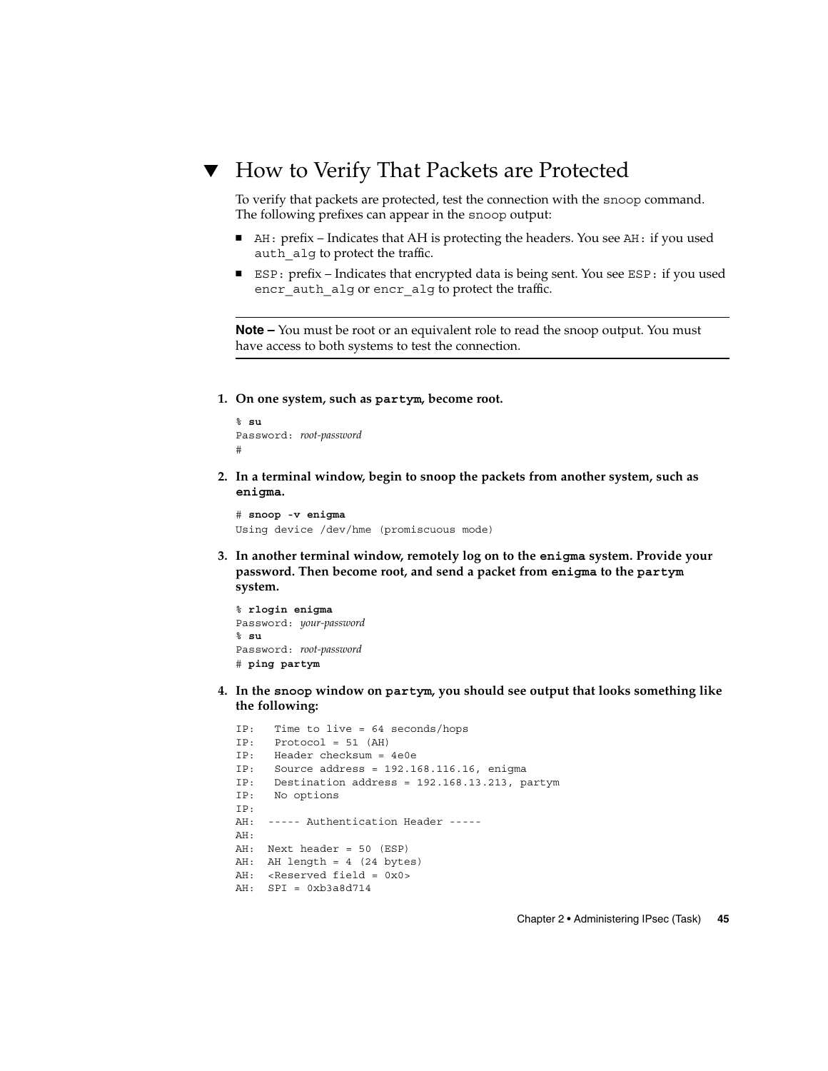## ▼ How to Verify That Packets are Protected

To verify that packets are protected, test the connection with the `snoop` command. The following prefixes can appear in the `snoop` output:

- `AH:` prefix – Indicates that AH is protecting the headers. You see `AH:` if you used `auth_alg` to protect the traffic.
- `ESP:` prefix – Indicates that encrypted data is being sent. You see `ESP:` if you used `encr_auth_alg` or `encr_alg` to protect the traffic.

---

**Note –** You must be root or an equivalent role to read the snoop output. You must have access to both systems to test the connection.

---

1. **On one system, such as `partym`, become root.**

   ```
   % su
   Password: root-password
   #
   ```

2. **In a terminal window, begin to snoop the packets from another system, such as `enigma`.**

   ```
   # snoop -v enigma
   Using device /dev/hme (promiscuous mode)
   ```

3. **In another terminal window, remotely log on to the `enigma` system. Provide your password. Then become root, and send a packet from `enigma` to the `partym` system.**

   ```
   % rlogin enigma
   Password: your-password
   % su
   Password: root-password
   # ping partym
   ```

4. **In the `snoop` window on `partym`, you should see output that looks something like the following:**

   ```
   IP:   Time to live = 64 seconds/hops
   IP:   Protocol = 51 (AH)
   IP:   Header checksum = 4e0e
   IP:   Source address = 192.168.116.16, enigma
   IP:   Destination address = 192.168.13.213, partym
   IP:   No options
   IP:
   AH:  ----- Authentication Header -----
   AH:
   AH:  Next header = 50 (ESP)
   AH:  AH length = 4 (24 bytes)
   AH:  <Reserved field = 0x0>
   AH:  SPI = 0xb3a8d714
   ```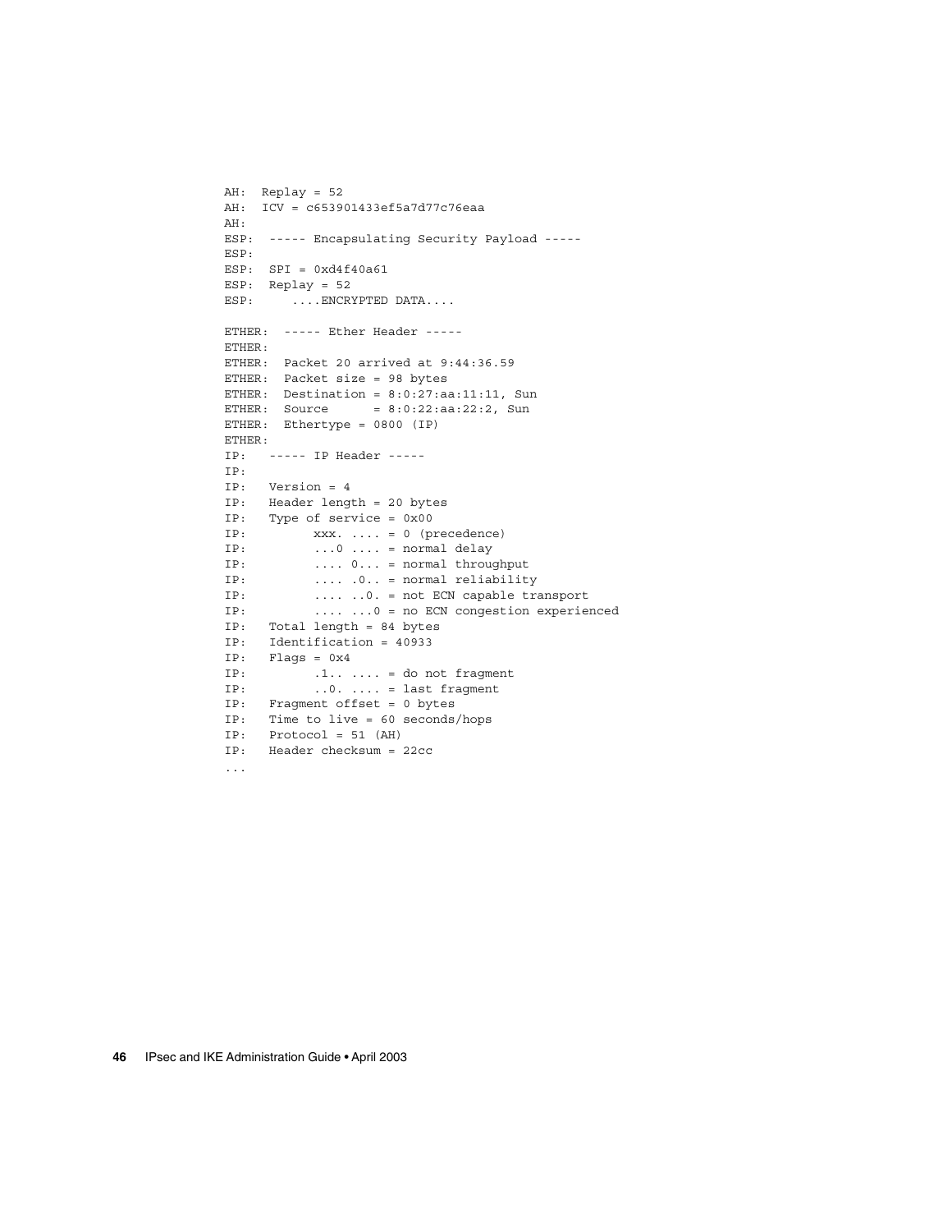```
AH:  Replay = 52
AH:  ICV = c653901433ef5a7d77c76eaa
AH:
ESP:  ----- Encapsulating Security Payload -----
ESP:
ESP:  SPI = 0xd4f40a61
ESP:  Replay = 52
ESP:     ....ENCRYPTED DATA....

ETHER:  ----- Ether Header -----
ETHER:
ETHER:  Packet 20 arrived at 9:44:36.59
ETHER:  Packet size = 98 bytes
ETHER:  Destination = 8:0:27:aa:11:11, Sun
ETHER:  Source      = 8:0:22:aa:22:2, Sun
ETHER:  Ethertype = 0800 (IP)
ETHER:
IP:   ----- IP Header -----
IP:
IP:   Version = 4
IP:   Header length = 20 bytes
IP:   Type of service = 0x00
IP:         xxx. .... = 0 (precedence)
IP:         ...0 .... = normal delay
IP:         .... 0... = normal throughput
IP:         .... .0.. = normal reliability
IP:         .... ..0. = not ECN capable transport
IP:         .... ...0 = no ECN congestion experienced
IP:   Total length = 84 bytes
IP:   Identification = 40933
IP:   Flags = 0x4
IP:         .1.. .... = do not fragment
IP:         ..0. .... = last fragment
IP:   Fragment offset = 0 bytes
IP:   Time to live = 60 seconds/hops
IP:   Protocol = 51 (AH)
IP:   Header checksum = 22cc
...
```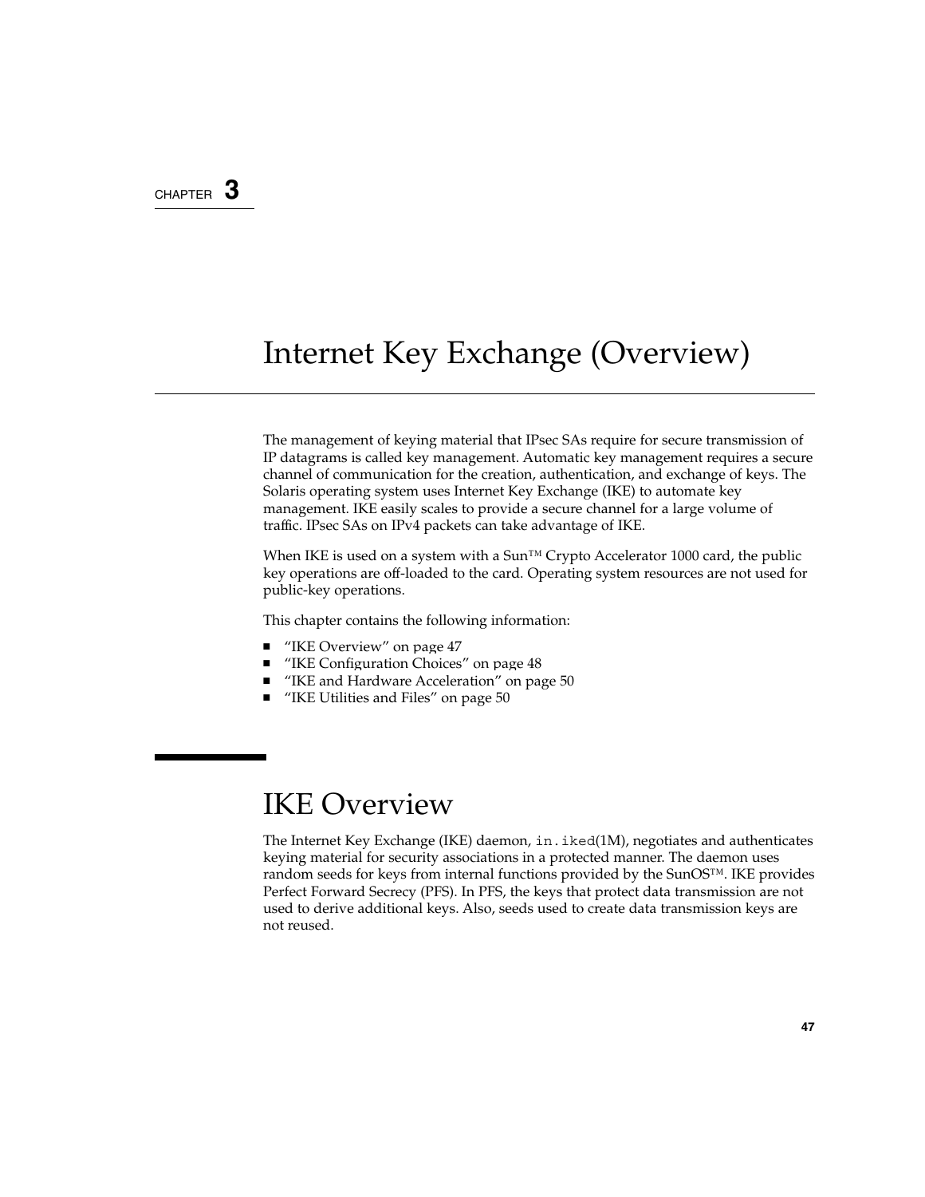CHAPTER 3

# Internet Key Exchange (Overview)

The management of keying material that IPsec SAs require for secure transmission of IP datagrams is called key management. Automatic key management requires a secure channel of communication for the creation, authentication, and exchange of keys. The Solaris operating system uses Internet Key Exchange (IKE) to automate key management. IKE easily scales to provide a secure channel for a large volume of traffic. IPsec SAs on IPv4 packets can take advantage of IKE.

When IKE is used on a system with a Sun™ Crypto Accelerator 1000 card, the public key operations are off-loaded to the card. Operating system resources are not used for public-key operations.

This chapter contains the following information:

- "IKE Overview" on page 47
- "IKE Configuration Choices" on page 48
- "IKE and Hardware Acceleration" on page 50
- "IKE Utilities and Files" on page 50

## IKE Overview

The Internet Key Exchange (IKE) daemon, `in.iked`(1M), negotiates and authenticates keying material for security associations in a protected manner. The daemon uses random seeds for keys from internal functions provided by the SunOS™. IKE provides Perfect Forward Secrecy (PFS). In PFS, the keys that protect data transmission are not used to derive additional keys. Also, seeds used to create data transmission keys are not reused.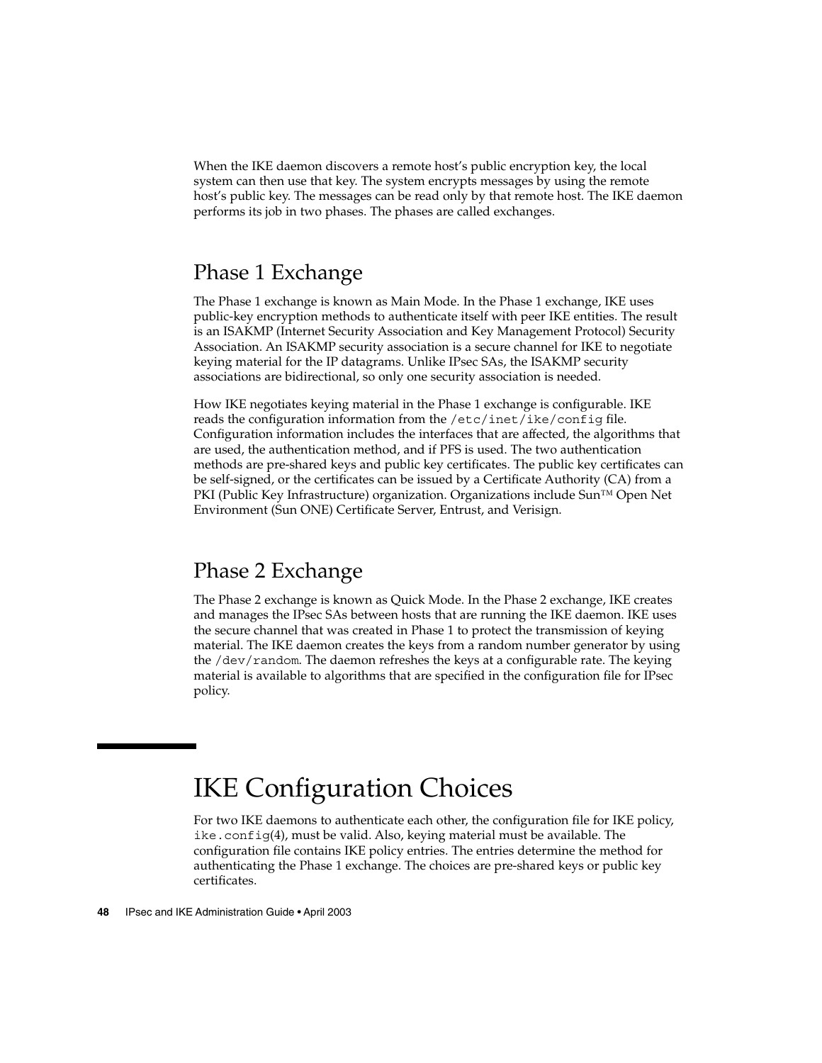When the IKE daemon discovers a remote host's public encryption key, the local system can then use that key. The system encrypts messages by using the remote host's public key. The messages can be read only by that remote host. The IKE daemon performs its job in two phases. The phases are called exchanges.

## Phase 1 Exchange

The Phase 1 exchange is known as Main Mode. In the Phase 1 exchange, IKE uses public-key encryption methods to authenticate itself with peer IKE entities. The result is an ISAKMP (Internet Security Association and Key Management Protocol) Security Association. An ISAKMP security association is a secure channel for IKE to negotiate keying material for the IP datagrams. Unlike IPsec SAs, the ISAKMP security associations are bidirectional, so only one security association is needed.

How IKE negotiates keying material in the Phase 1 exchange is configurable. IKE reads the configuration information from the `/etc/inet/ike/config` file. Configuration information includes the interfaces that are affected, the algorithms that are used, the authentication method, and if PFS is used. The two authentication methods are pre-shared keys and public key certificates. The public key certificates can be self-signed, or the certificates can be issued by a Certificate Authority (CA) from a PKI (Public Key Infrastructure) organization. Organizations include Sun™ Open Net Environment (Sun ONE) Certificate Server, Entrust, and Verisign.

## Phase 2 Exchange

The Phase 2 exchange is known as Quick Mode. In the Phase 2 exchange, IKE creates and manages the IPsec SAs between hosts that are running the IKE daemon. IKE uses the secure channel that was created in Phase 1 to protect the transmission of keying material. The IKE daemon creates the keys from a random number generator by using the `/dev/random`. The daemon refreshes the keys at a configurable rate. The keying material is available to algorithms that are specified in the configuration file for IPsec policy.

# IKE Configuration Choices

For two IKE daemons to authenticate each other, the configuration file for IKE policy, `ike.config`(4), must be valid. Also, keying material must be available. The configuration file contains IKE policy entries. The entries determine the method for authenticating the Phase 1 exchange. The choices are pre-shared keys or public key certificates.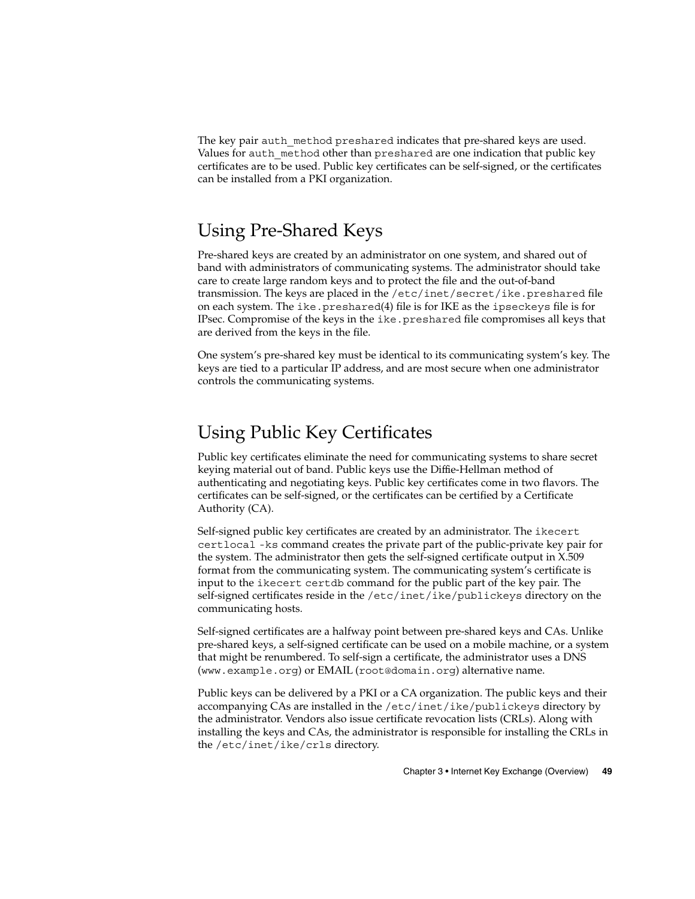The key pair `auth_method preshared` indicates that pre-shared keys are used. Values for `auth_method` other than `preshared` are one indication that public key certificates are to be used. Public key certificates can be self-signed, or the certificates can be installed from a PKI organization.

## Using Pre-Shared Keys

Pre-shared keys are created by an administrator on one system, and shared out of band with administrators of communicating systems. The administrator should take care to create large random keys and to protect the file and the out-of-band transmission. The keys are placed in the `/etc/inet/secret/ike.preshared` file on each system. The `ike.preshared`(4) file is for IKE as the `ipseckeys` file is for IPsec. Compromise of the keys in the `ike.preshared` file compromises all keys that are derived from the keys in the file.

One system's pre-shared key must be identical to its communicating system's key. The keys are tied to a particular IP address, and are most secure when one administrator controls the communicating systems.

## Using Public Key Certificates

Public key certificates eliminate the need for communicating systems to share secret keying material out of band. Public keys use the Diffie-Hellman method of authenticating and negotiating keys. Public key certificates come in two flavors. The certificates can be self-signed, or the certificates can be certified by a Certificate Authority (CA).

Self-signed public key certificates are created by an administrator. The `ikecert certlocal -ks` command creates the private part of the public-private key pair for the system. The administrator then gets the self-signed certificate output in X.509 format from the communicating system. The communicating system's certificate is input to the `ikecert certdb` command for the public part of the key pair. The self-signed certificates reside in the `/etc/inet/ike/publickeys` directory on the communicating hosts.

Self-signed certificates are a halfway point between pre-shared keys and CAs. Unlike pre-shared keys, a self-signed certificate can be used on a mobile machine, or a system that might be renumbered. To self-sign a certificate, the administrator uses a DNS (`www.example.org`) or EMAIL (`root@domain.org`) alternative name.

Public keys can be delivered by a PKI or a CA organization. The public keys and their accompanying CAs are installed in the `/etc/inet/ike/publickeys` directory by the administrator. Vendors also issue certificate revocation lists (CRLs). Along with installing the keys and CAs, the administrator is responsible for installing the CRLs in the `/etc/inet/ike/crls` directory.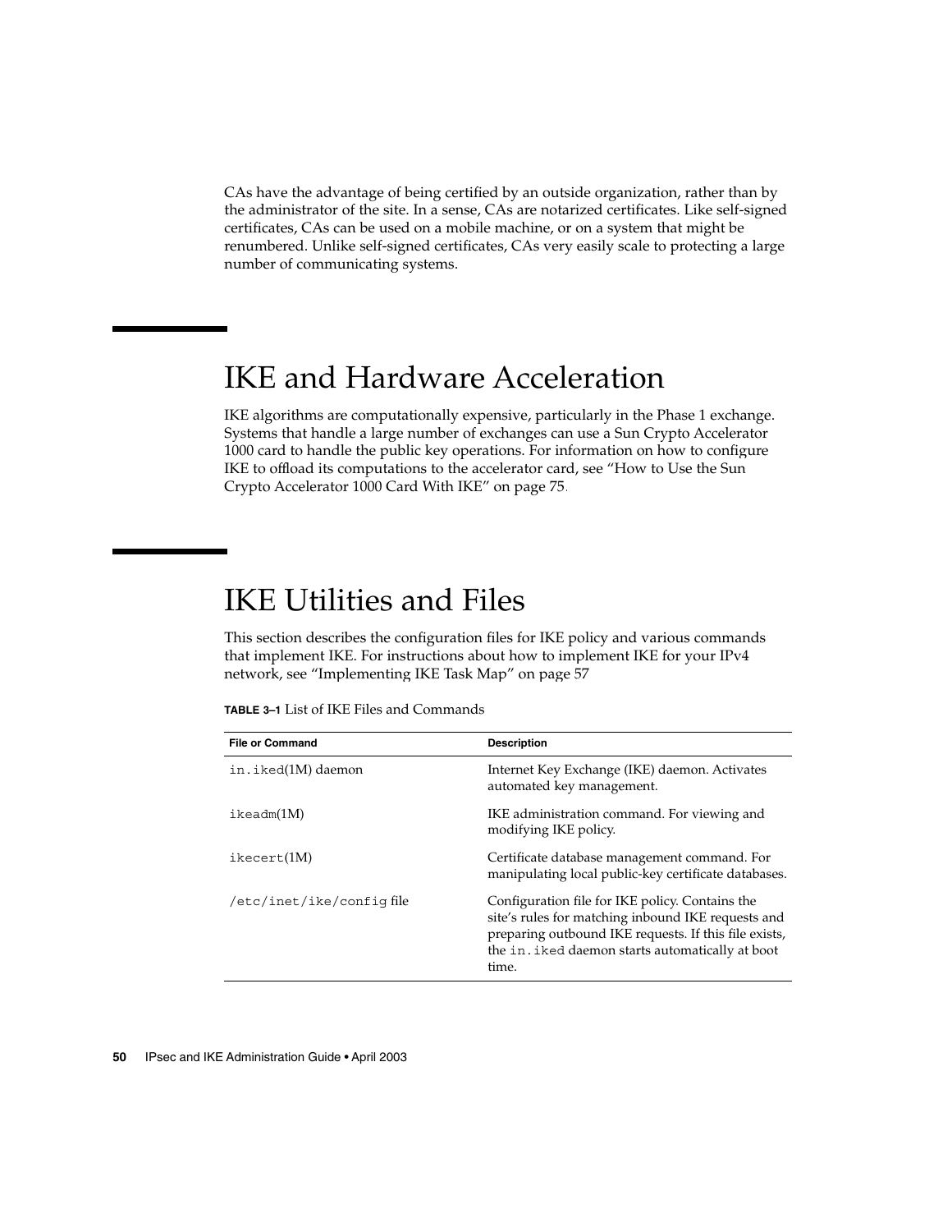CAs have the advantage of being certified by an outside organization, rather than by the administrator of the site. In a sense, CAs are notarized certificates. Like self-signed certificates, CAs can be used on a mobile machine, or on a system that might be renumbered. Unlike self-signed certificates, CAs very easily scale to protecting a large number of communicating systems.

# IKE and Hardware Acceleration

IKE algorithms are computationally expensive, particularly in the Phase 1 exchange. Systems that handle a large number of exchanges can use a Sun Crypto Accelerator 1000 card to handle the public key operations. For information on how to configure IKE to offload its computations to the accelerator card, see "How to Use the Sun Crypto Accelerator 1000 Card With IKE" on page 75.

# IKE Utilities and Files

This section describes the configuration files for IKE policy and various commands that implement IKE. For instructions about how to implement IKE for your IPv4 network, see "Implementing IKE Task Map" on page 57

**TABLE 3–1** List of IKE Files and Commands

| File or Command | Description |
|---|---|
| `in.iked`(1M) daemon | Internet Key Exchange (IKE) daemon. Activates automated key management. |
| `ikeadm`(1M) | IKE administration command. For viewing and modifying IKE policy. |
| `ikecert`(1M) | Certificate database management command. For manipulating local public-key certificate databases. |
| `/etc/inet/ike/config` file | Configuration file for IKE policy. Contains the site's rules for matching inbound IKE requests and preparing outbound IKE requests. If this file exists, the `in.iked` daemon starts automatically at boot time. |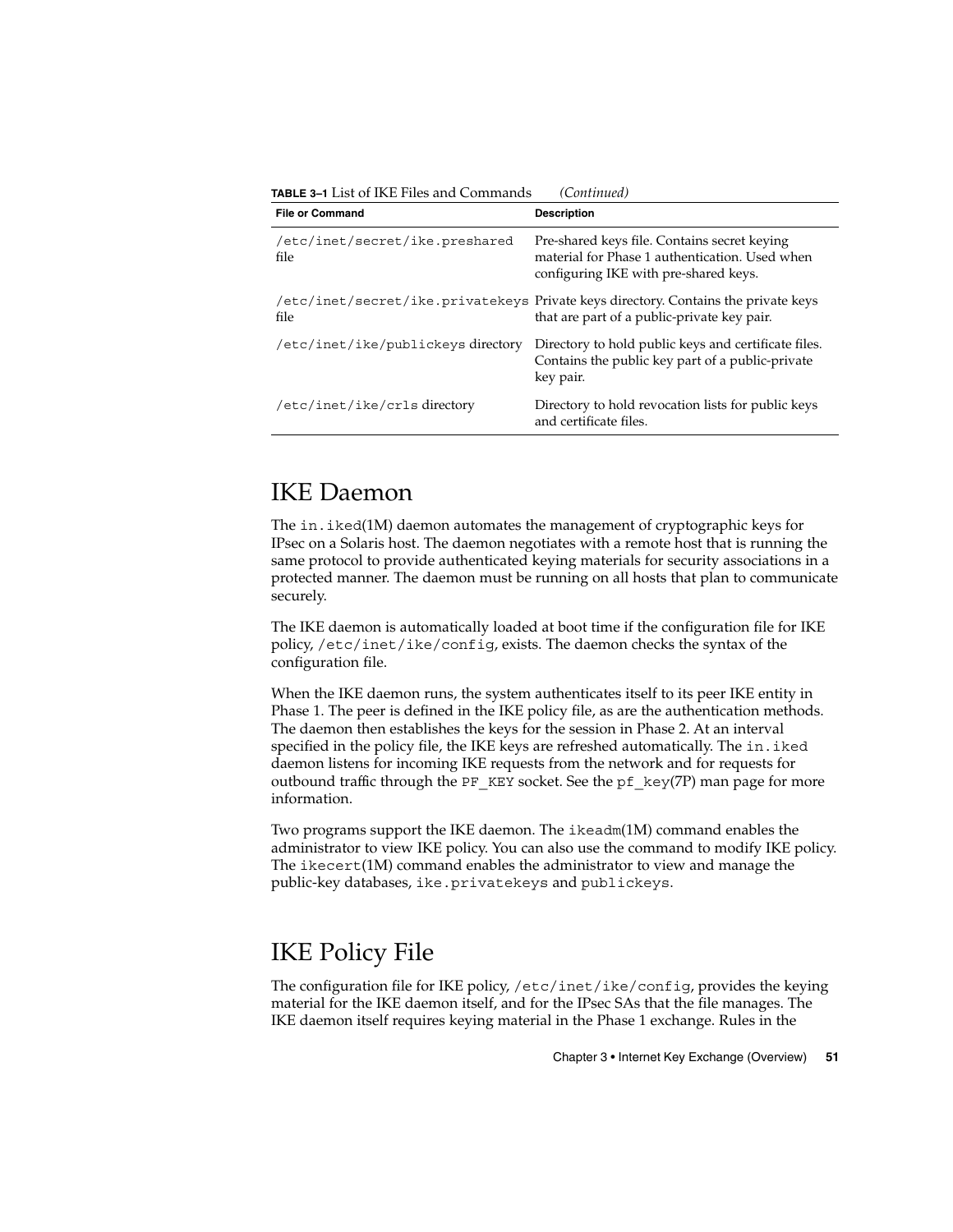**TABLE 3–1** List of IKE Files and Commands *(Continued)*

| File or Command | Description |
| --- | --- |
| `/etc/inet/secret/ike.preshared` file | Pre-shared keys file. Contains secret keying material for Phase 1 authentication. Used when configuring IKE with pre-shared keys. |
| `/etc/inet/secret/ike.privatekeys` file | Private keys directory. Contains the private keys that are part of a public-private key pair. |
| `/etc/inet/ike/publickeys` directory | Directory to hold public keys and certificate files. Contains the public key part of a public-private key pair. |
| `/etc/inet/ike/crls` directory | Directory to hold revocation lists for public keys and certificate files. |

## IKE Daemon

The `in.iked`(1M) daemon automates the management of cryptographic keys for IPsec on a Solaris host. The daemon negotiates with a remote host that is running the same protocol to provide authenticated keying materials for security associations in a protected manner. The daemon must be running on all hosts that plan to communicate securely.

The IKE daemon is automatically loaded at boot time if the configuration file for IKE policy, `/etc/inet/ike/config`, exists. The daemon checks the syntax of the configuration file.

When the IKE daemon runs, the system authenticates itself to its peer IKE entity in Phase 1. The peer is defined in the IKE policy file, as are the authentication methods. The daemon then establishes the keys for the session in Phase 2. At an interval specified in the policy file, the IKE keys are refreshed automatically. The `in.iked` daemon listens for incoming IKE requests from the network and for requests for outbound traffic through the `PF_KEY` socket. See the `pf_key`(7P) man page for more information.

Two programs support the IKE daemon. The `ikeadm`(1M) command enables the administrator to view IKE policy. You can also use the command to modify IKE policy. The `ikecert`(1M) command enables the administrator to view and manage the public-key databases, `ike.privatekeys` and `publickeys`.

## IKE Policy File

The configuration file for IKE policy, `/etc/inet/ike/config`, provides the keying material for the IKE daemon itself, and for the IPsec SAs that the file manages. The IKE daemon itself requires keying material in the Phase 1 exchange. Rules in the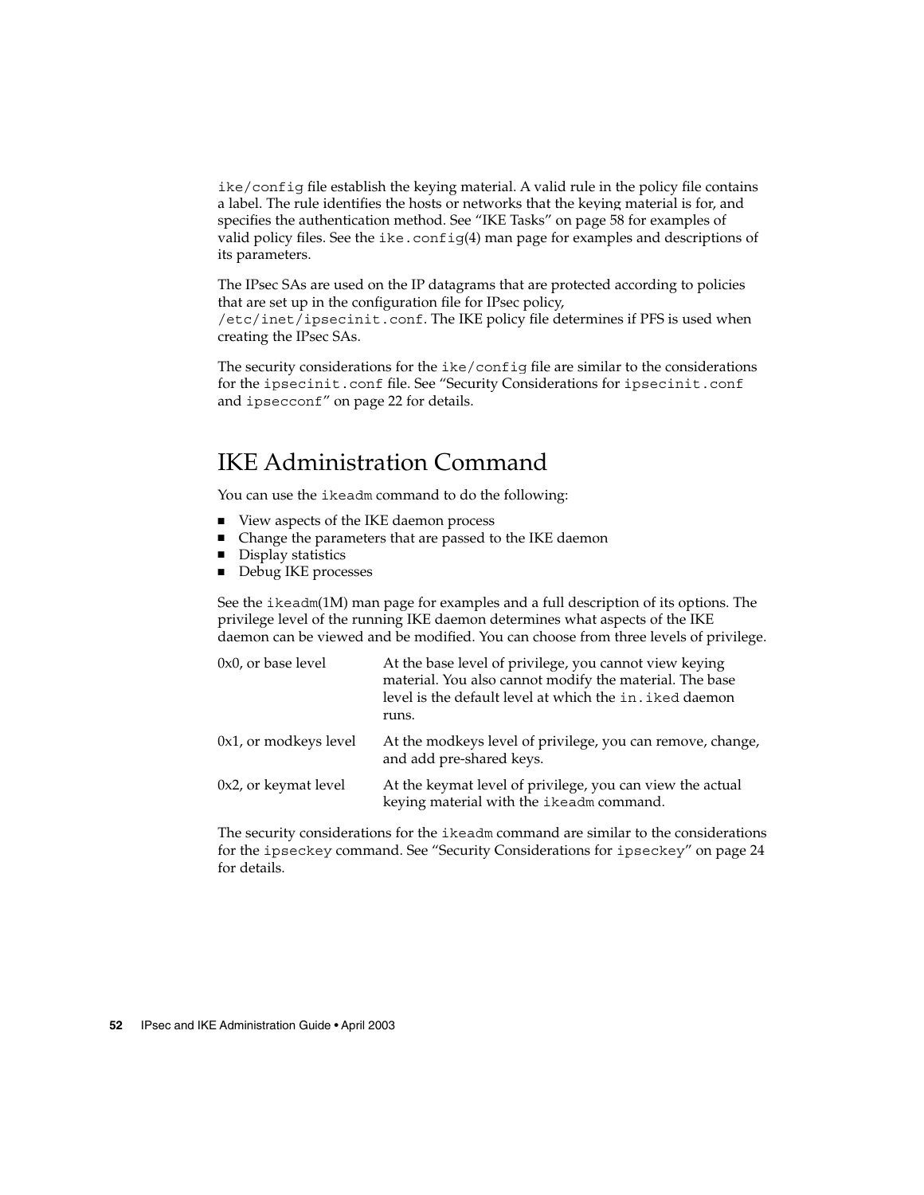`ike/config` file establish the keying material. A valid rule in the policy file contains a label. The rule identifies the hosts or networks that the keying material is for, and specifies the authentication method. See "IKE Tasks" on page 58 for examples of valid policy files. See the `ike.config`(4) man page for examples and descriptions of its parameters.

The IPsec SAs are used on the IP datagrams that are protected according to policies that are set up in the configuration file for IPsec policy, `/etc/inet/ipsecinit.conf`. The IKE policy file determines if PFS is used when creating the IPsec SAs.

The security considerations for the `ike/config` file are similar to the considerations for the `ipsecinit.conf` file. See "Security Considerations for `ipsecinit.conf` and `ipsecconf`" on page 22 for details.

## IKE Administration Command

You can use the `ikeadm` command to do the following:

- View aspects of the IKE daemon process
- Change the parameters that are passed to the IKE daemon
- Display statistics
- Debug IKE processes

See the `ikeadm`(1M) man page for examples and a full description of its options. The privilege level of the running IKE daemon determines what aspects of the IKE daemon can be viewed and be modified. You can choose from three levels of privilege.

| | |
|---|---|
| 0x0, or base level | At the base level of privilege, you cannot view keying material. You also cannot modify the material. The base level is the default level at which the `in.iked` daemon runs. |
| 0x1, or modkeys level | At the modkeys level of privilege, you can remove, change, and add pre-shared keys. |
| 0x2, or keymat level | At the keymat level of privilege, you can view the actual keying material with the `ikeadm` command. |

The security considerations for the `ikeadm` command are similar to the considerations for the `ipseckey` command. See "Security Considerations for `ipseckey`" on page 24 for details.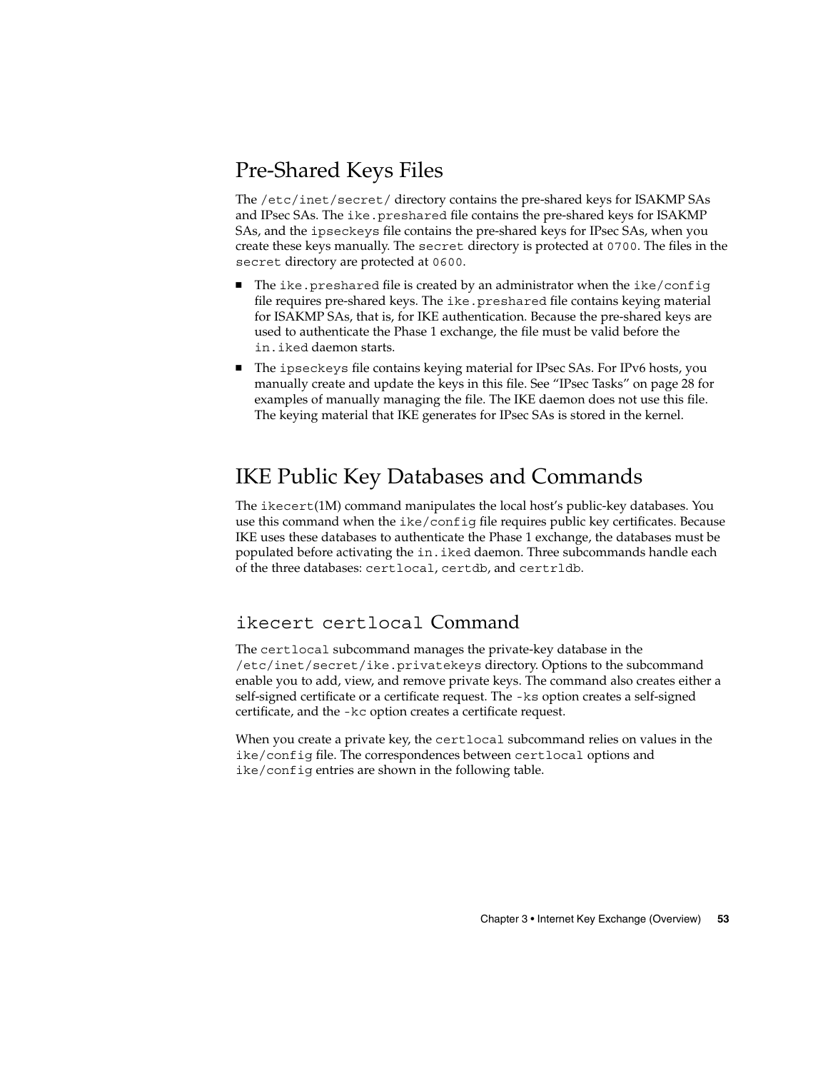## Pre-Shared Keys Files

The `/etc/inet/secret/` directory contains the pre-shared keys for ISAKMP SAs and IPsec SAs. The `ike.preshared` file contains the pre-shared keys for ISAKMP SAs, and the `ipseckeys` file contains the pre-shared keys for IPsec SAs, when you create these keys manually. The `secret` directory is protected at `0700`. The files in the `secret` directory are protected at `0600`.

- The `ike.preshared` file is created by an administrator when the `ike/config` file requires pre-shared keys. The `ike.preshared` file contains keying material for ISAKMP SAs, that is, for IKE authentication. Because the pre-shared keys are used to authenticate the Phase 1 exchange, the file must be valid before the `in.iked` daemon starts.
- The `ipseckeys` file contains keying material for IPsec SAs. For IPv6 hosts, you manually create and update the keys in this file. See "IPsec Tasks" on page 28 for examples of manually managing the file. The IKE daemon does not use this file. The keying material that IKE generates for IPsec SAs is stored in the kernel.

## IKE Public Key Databases and Commands

The `ikecert`(1M) command manipulates the local host's public-key databases. You use this command when the `ike/config` file requires public key certificates. Because IKE uses these databases to authenticate the Phase 1 exchange, the databases must be populated before activating the `in.iked` daemon. Three subcommands handle each of the three databases: `certlocal`, `certdb`, and `certrldb`.

### `ikecert certlocal` Command

The `certlocal` subcommand manages the private-key database in the `/etc/inet/secret/ike.privatekeys` directory. Options to the subcommand enable you to add, view, and remove private keys. The command also creates either a self-signed certificate or a certificate request. The `-ks` option creates a self-signed certificate, and the `-kc` option creates a certificate request.

When you create a private key, the `certlocal` subcommand relies on values in the `ike/config` file. The correspondences between `certlocal` options and `ike/config` entries are shown in the following table.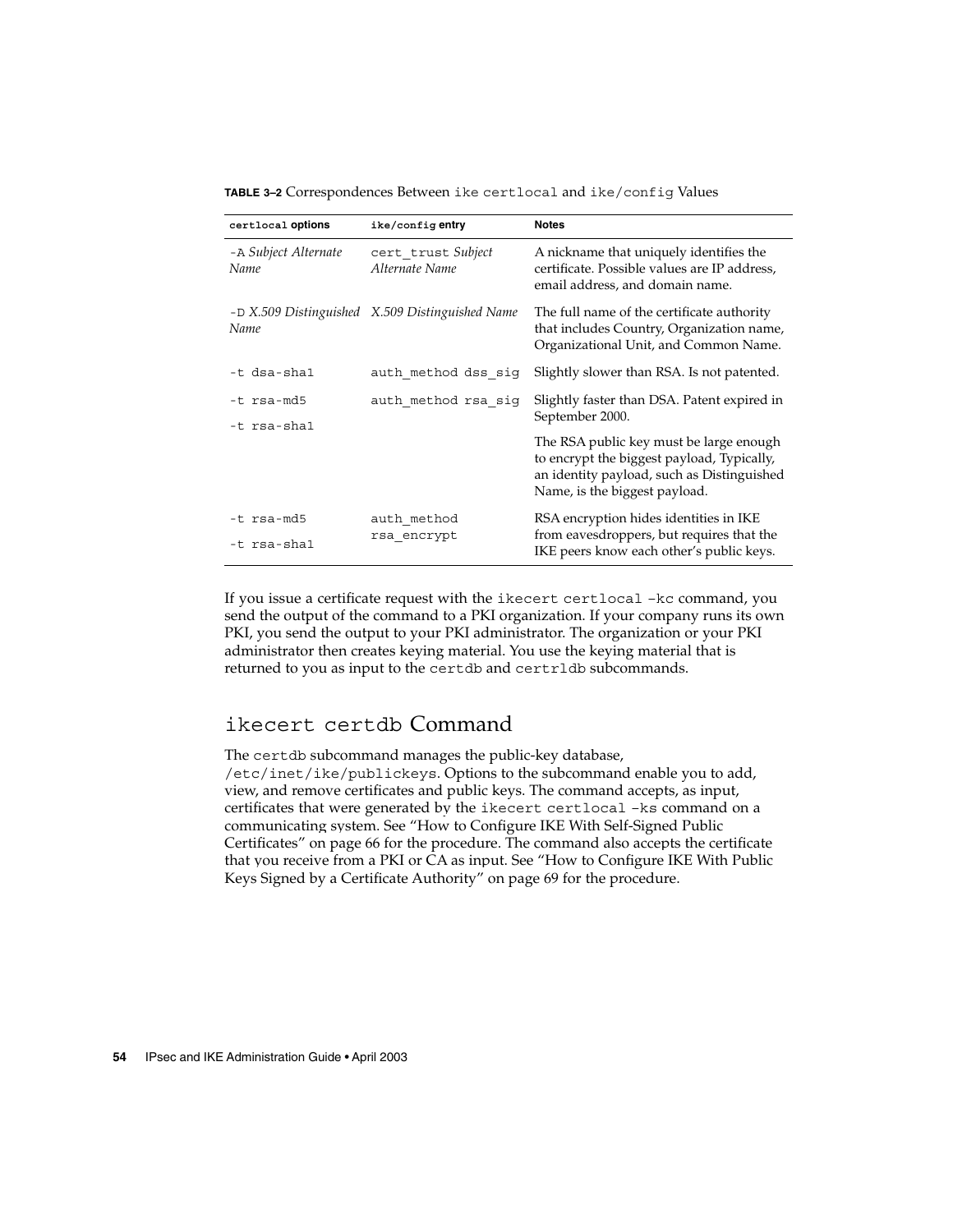**TABLE 3–2** Correspondences Between `ike certlocal` and `ike/config` Values

| `certlocal` **options** | `ike/config` **entry** | **Notes** |
|---|---|---|
| `-A` *Subject Alternate Name* | `cert_trust` *Subject Alternate Name* | A nickname that uniquely identifies the certificate. Possible values are IP address, email address, and domain name. |
| `-D` *X.509 Distinguished Name* | *X.509 Distinguished Name* | The full name of the certificate authority that includes Country, Organization name, Organizational Unit, and Common Name. |
| `-t dsa-sha1` | `auth_method dss_sig` | Slightly slower than RSA. Is not patented. |
| `-t rsa-md5`<br>`-t rsa-sha1` | `auth_method rsa_sig` | Slightly faster than DSA. Patent expired in September 2000.<br><br>The RSA public key must be large enough to encrypt the biggest payload, Typically, an identity payload, such as Distinguished Name, is the biggest payload. |
| `-t rsa-md5`<br>`-t rsa-sha1` | `auth_method rsa_encrypt` | RSA encryption hides identities in IKE from eavesdroppers, but requires that the IKE peers know each other's public keys. |

If you issue a certificate request with the `ikecert certlocal -kc` command, you send the output of the command to a PKI organization. If your company runs its own PKI, you send the output to your PKI administrator. The organization or your PKI administrator then creates keying material. You use the keying material that is returned to you as input to the `certdb` and `certrldb` subcommands.

## `ikecert certdb` Command

The `certdb` subcommand manages the public-key database, `/etc/inet/ike/publickeys`. Options to the subcommand enable you to add, view, and remove certificates and public keys. The command accepts, as input, certificates that were generated by the `ikecert certlocal -ks` command on a communicating system. See "How to Configure IKE With Self-Signed Public Certificates" on page 66 for the procedure. The command also accepts the certificate that you receive from a PKI or CA as input. See "How to Configure IKE With Public Keys Signed by a Certificate Authority" on page 69 for the procedure.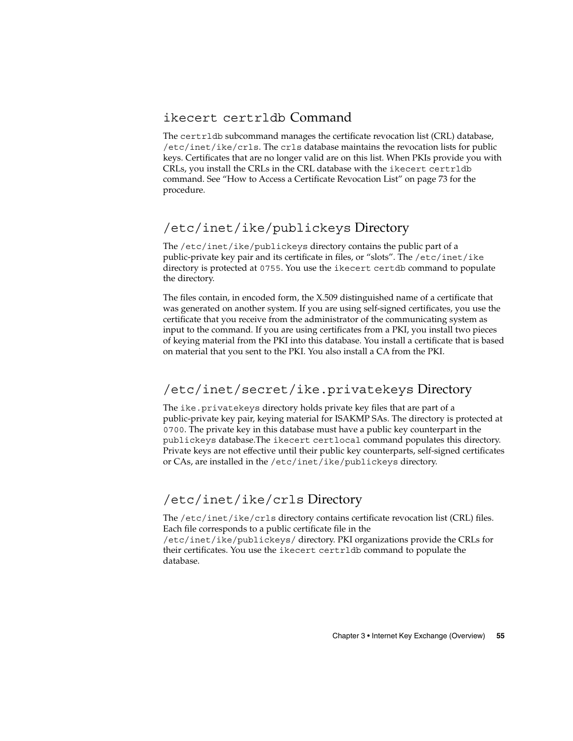## `ikecert certrldb` Command

The `certrldb` subcommand manages the certificate revocation list (CRL) database, `/etc/inet/ike/crls`. The `crls` database maintains the revocation lists for public keys. Certificates that are no longer valid are on this list. When PKIs provide you with CRLs, you install the CRLs in the CRL database with the `ikecert certrldb` command. See "How to Access a Certificate Revocation List" on page 73 for the procedure.

## `/etc/inet/ike/publickeys` Directory

The `/etc/inet/ike/publickeys` directory contains the public part of a public-private key pair and its certificate in files, or "slots". The `/etc/inet/ike` directory is protected at `0755`. You use the `ikecert certdb` command to populate the directory.

The files contain, in encoded form, the X.509 distinguished name of a certificate that was generated on another system. If you are using self-signed certificates, you use the certificate that you receive from the administrator of the communicating system as input to the command. If you are using certificates from a PKI, you install two pieces of keying material from the PKI into this database. You install a certificate that is based on material that you sent to the PKI. You also install a CA from the PKI.

## `/etc/inet/secret/ike.privatekeys` Directory

The `ike.privatekeys` directory holds private key files that are part of a public-private key pair, keying material for ISAKMP SAs. The directory is protected at `0700`. The private key in this database must have a public key counterpart in the `publickeys` database.The `ikecert certlocal` command populates this directory. Private keys are not effective until their public key counterparts, self-signed certificates or CAs, are installed in the `/etc/inet/ike/publickeys` directory.

## `/etc/inet/ike/crls` Directory

The `/etc/inet/ike/crls` directory contains certificate revocation list (CRL) files. Each file corresponds to a public certificate file in the `/etc/inet/ike/publickeys/` directory. PKI organizations provide the CRLs for their certificates. You use the `ikecert certrldb` command to populate the database.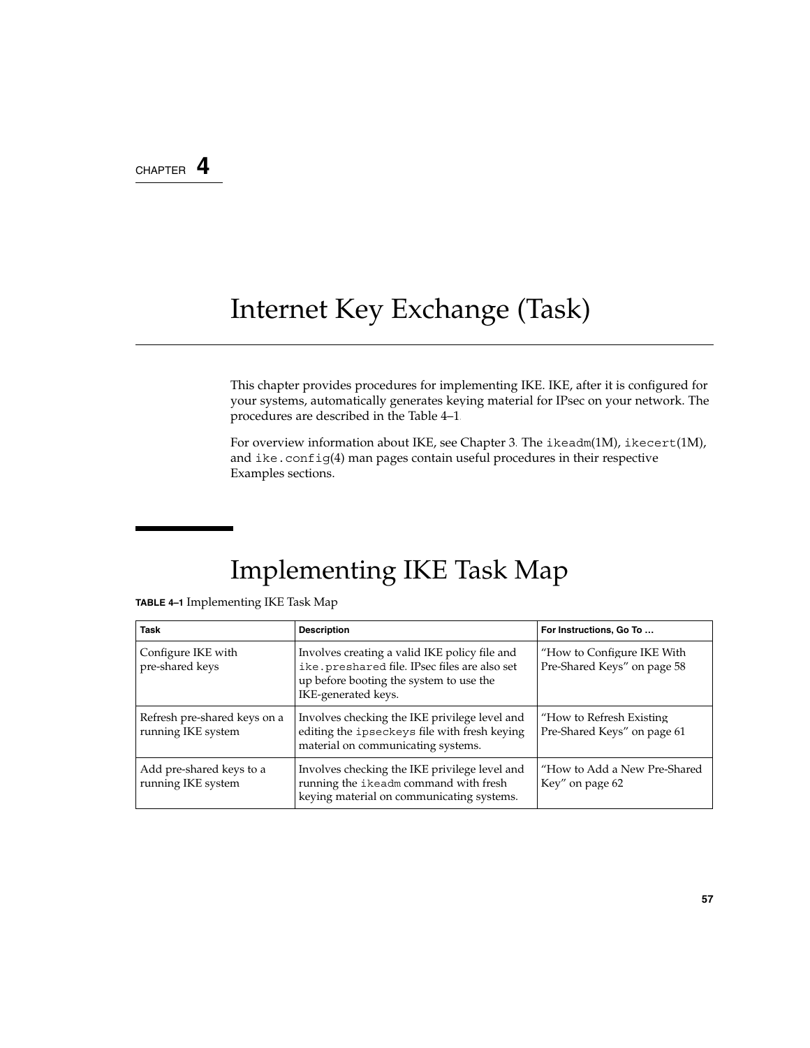CHAPTER 4

# Internet Key Exchange (Task)

This chapter provides procedures for implementing IKE. IKE, after it is configured for your systems, automatically generates keying material for IPsec on your network. The procedures are described in the Table 4–1.

For overview information about IKE, see Chapter 3. The `ikeadm`(1M), `ikecert`(1M), and `ike.config`(4) man pages contain useful procedures in their respective Examples sections.

## Implementing IKE Task Map

**TABLE 4–1** Implementing IKE Task Map

| Task | Description | For Instructions, Go To … |
|---|---|---|
| Configure IKE with pre-shared keys | Involves creating a valid IKE policy file and `ike.preshared` file. IPsec files are also set up before booting the system to use the IKE-generated keys. | "How to Configure IKE With Pre-Shared Keys" on page 58 |
| Refresh pre-shared keys on a running IKE system | Involves checking the IKE privilege level and editing the `ipseckeys` file with fresh keying material on communicating systems. | "How to Refresh Existing Pre-Shared Keys" on page 61 |
| Add pre-shared keys to a running IKE system | Involves checking the IKE privilege level and running the `ikeadm` command with fresh keying material on communicating systems. | "How to Add a New Pre-Shared Key" on page 62 |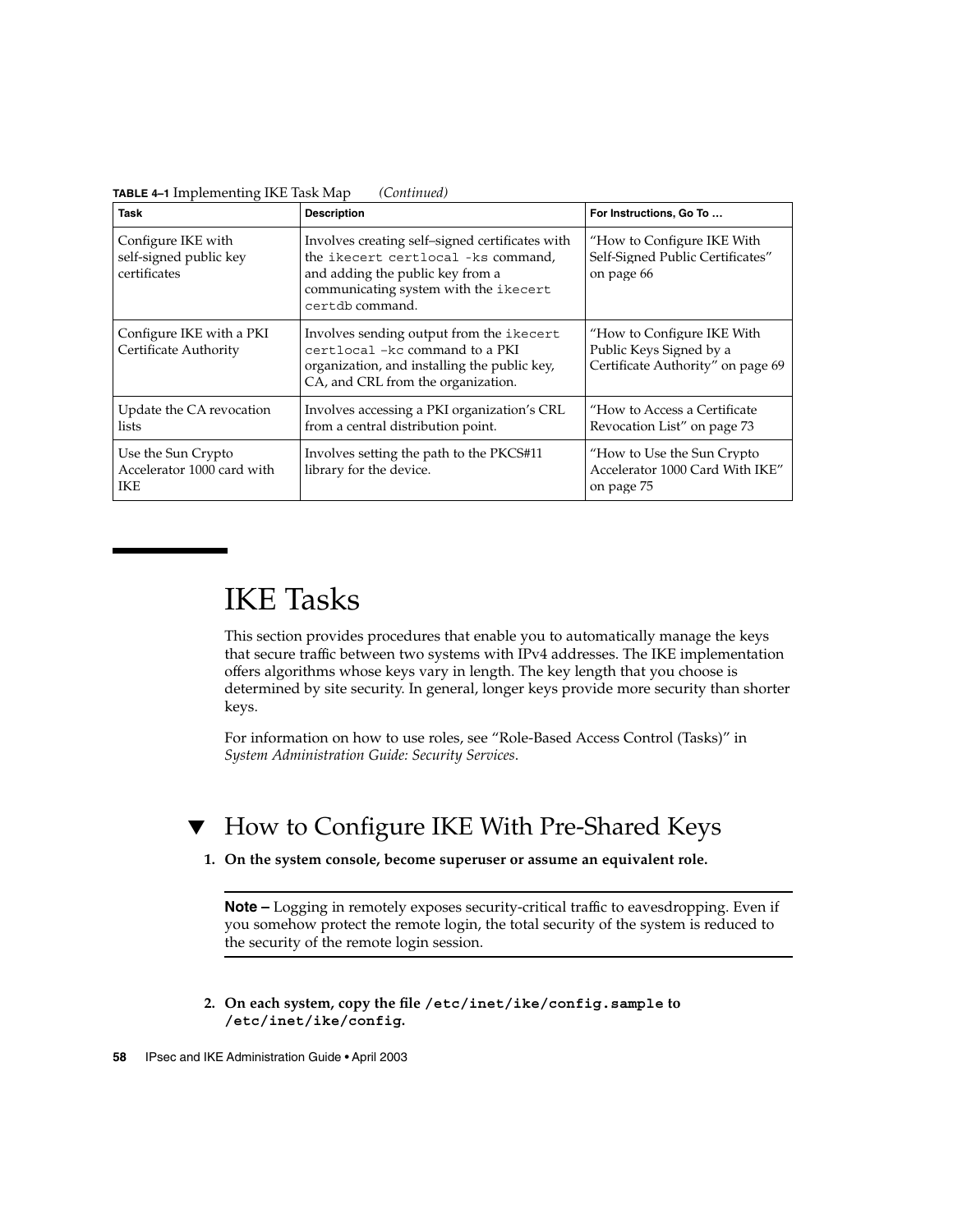**TABLE 4–1** Implementing IKE Task Map *(Continued)*

| Task | Description | For Instructions, Go To … |
| --- | --- | --- |
| Configure IKE with self-signed public key certificates | Involves creating self–signed certificates with the `ikecert certlocal -ks` command, and adding the public key from a communicating system with the `ikecert certdb` command. | "How to Configure IKE With Self-Signed Public Certificates" on page 66 |
| Configure IKE with a PKI Certificate Authority | Involves sending output from the `ikecert certlocal -kc` command to a PKI organization, and installing the public key, CA, and CRL from the organization. | "How to Configure IKE With Public Keys Signed by a Certificate Authority" on page 69 |
| Update the CA revocation lists | Involves accessing a PKI organization's CRL from a central distribution point. | "How to Access a Certificate Revocation List" on page 73 |
| Use the Sun Crypto Accelerator 1000 card with IKE | Involves setting the path to the PKCS#11 library for the device. | "How to Use the Sun Crypto Accelerator 1000 Card With IKE" on page 75 |

# IKE Tasks

This section provides procedures that enable you to automatically manage the keys that secure traffic between two systems with IPv4 addresses. The IKE implementation offers algorithms whose keys vary in length. The key length that you choose is determined by site security. In general, longer keys provide more security than shorter keys.

For information on how to use roles, see "Role-Based Access Control (Tasks)" in *System Administration Guide: Security Services*.

## ▼ How to Configure IKE With Pre-Shared Keys

1. **On the system console, become superuser or assume an equivalent role.**

   **Note –** Logging in remotely exposes security-critical traffic to eavesdropping. Even if you somehow protect the remote login, the total security of the system is reduced to the security of the remote login session.

2. **On each system, copy the file `/etc/inet/ike/config.sample` to `/etc/inet/ike/config`.**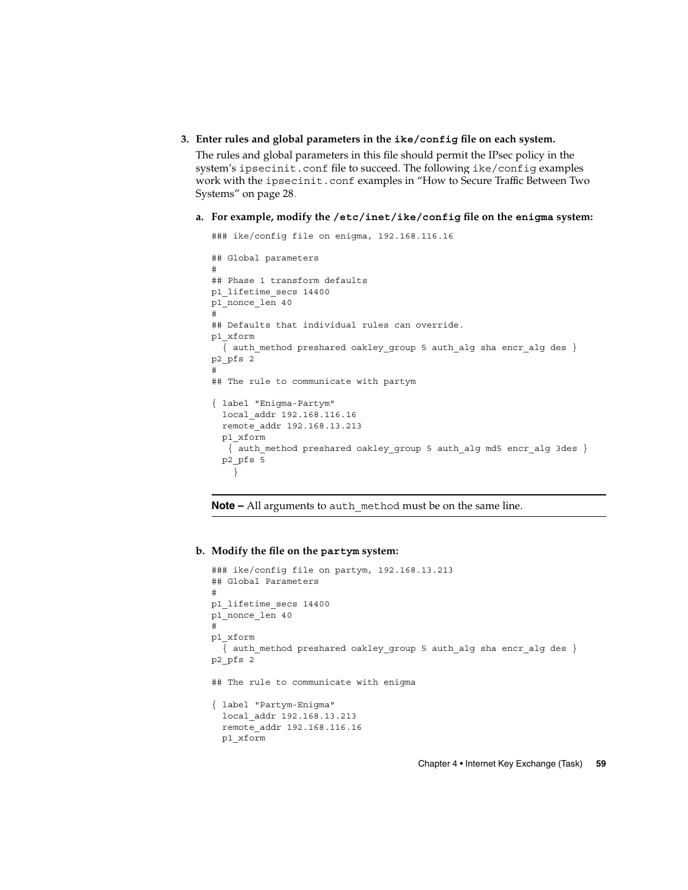3. **Enter rules and global parameters in the `ike/config` file on each system.**

   The rules and global parameters in this file should permit the IPsec policy in the system's `ipsecinit.conf` file to succeed. The following `ike/config` examples work with the `ipsecinit.conf` examples in "How to Secure Traffic Between Two Systems" on page 28.

   a. **For example, modify the `/etc/inet/ike/config` file on the `enigma` system:**

   ```
   ### ike/config file on enigma, 192.168.116.16

   ## Global parameters
   #
   ## Phase 1 transform defaults
   p1_lifetime_secs 14400
   p1_nonce_len 40
   #
   ## Defaults that individual rules can override.
   p1_xform
     { auth_method preshared oakley_group 5 auth_alg sha encr_alg des }
   p2_pfs 2
   #
   ## The rule to communicate with partym

   { label "Enigma-Partym"
     local_addr 192.168.116.16
     remote_addr 192.168.13.213
     p1_xform
      { auth_method preshared oakley_group 5 auth_alg md5 encr_alg 3des }
     p2_pfs 5
       }
   ```

   **Note –** All arguments to `auth_method` must be on the same line.

   b. **Modify the file on the `partym` system:**

   ```
   ### ike/config file on partym, 192.168.13.213
   ## Global Parameters
   #
   p1_lifetime_secs 14400
   p1_nonce_len 40
   #
   p1_xform
     { auth_method preshared oakley_group 5 auth_alg sha encr_alg des }
   p2_pfs 2

   ## The rule to communicate with enigma

   { label "Partym-Enigma"
     local_addr 192.168.13.213
     remote_addr 192.168.116.16
     p1_xform
   ```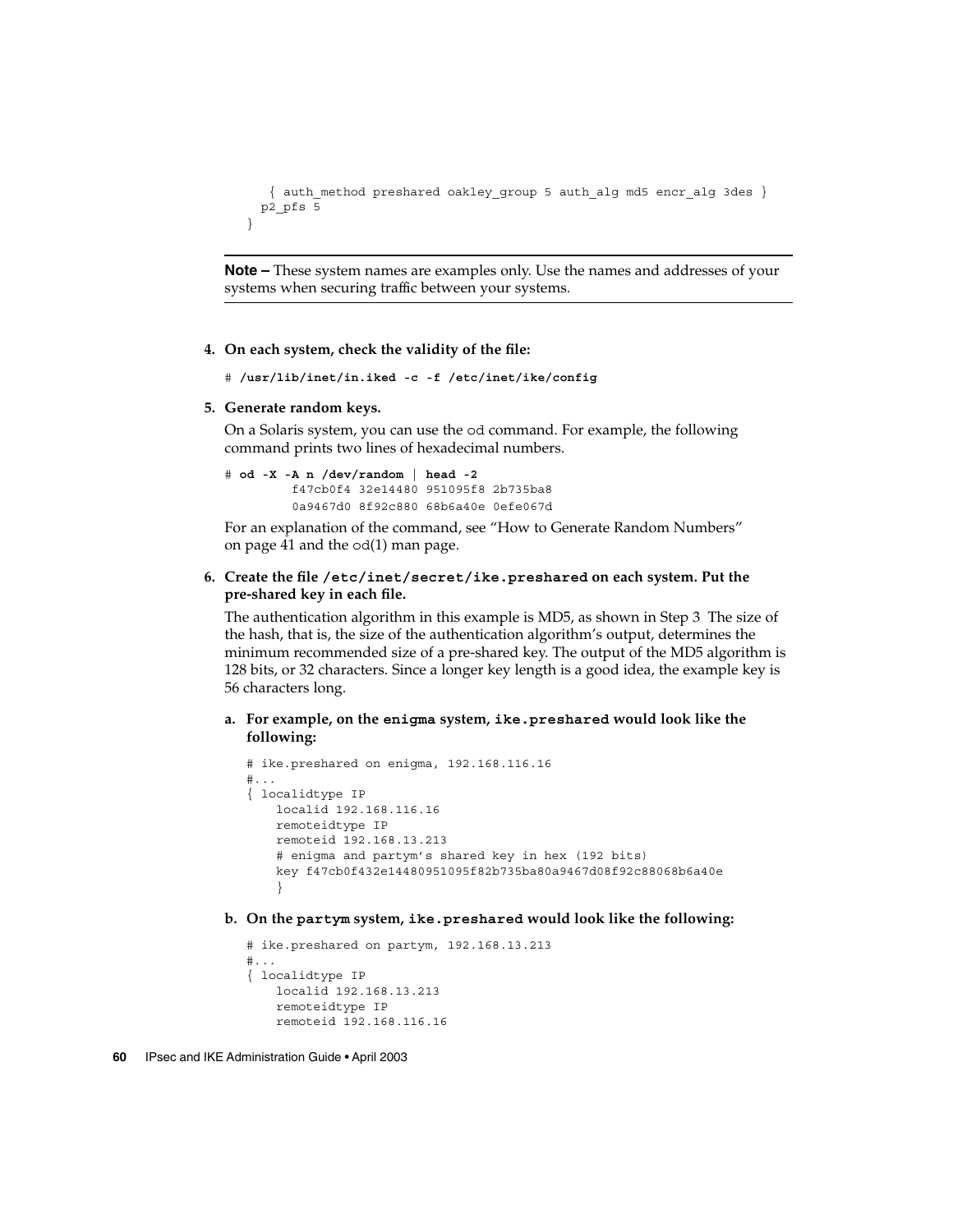```
    { auth_method preshared oakley_group 5 auth_alg md5 encr_alg 3des }
  p2_pfs 5
}
```

---

**Note –** These system names are examples only. Use the names and addresses of your systems when securing traffic between your systems.

---

4. **On each system, check the validity of the file:**

   ```
   # /usr/lib/inet/in.iked -c -f /etc/inet/ike/config
   ```

5. **Generate random keys.**

   On a Solaris system, you can use the `od` command. For example, the following command prints two lines of hexadecimal numbers.

   ```
   # od -X -A n /dev/random | head -2
           f47cb0f4 32e14480 951095f8 2b735ba8
           0a9467d0 8f92c880 68b6a40e 0efe067d
   ```

   For an explanation of the command, see "How to Generate Random Numbers" on page 41 and the `od`(1) man page.

6. **Create the file `/etc/inet/secret/ike.preshared` on each system. Put the pre-shared key in each file.**

   The authentication algorithm in this example is MD5, as shown in Step 3 The size of the hash, that is, the size of the authentication algorithm's output, determines the minimum recommended size of a pre-shared key. The output of the MD5 algorithm is 128 bits, or 32 characters. Since a longer key length is a good idea, the example key is 56 characters long.

   a. **For example, on the `enigma` system, `ike.preshared` would look like the following:**

   ```
   # ike.preshared on enigma, 192.168.116.16
   #...
   { localidtype IP
       localid 192.168.116.16
       remoteidtype IP
       remoteid 192.168.13.213
       # enigma and partym's shared key in hex (192 bits)
       key f47cb0f432e14480951095f82b735ba80a9467d08f92c88068b6a40e
       }
   ```

   b. **On the `partym` system, `ike.preshared` would look like the following:**

   ```
   # ike.preshared on partym, 192.168.13.213
   #...
   { localidtype IP
       localid 192.168.13.213
       remoteidtype IP
       remoteid 192.168.116.16
   ```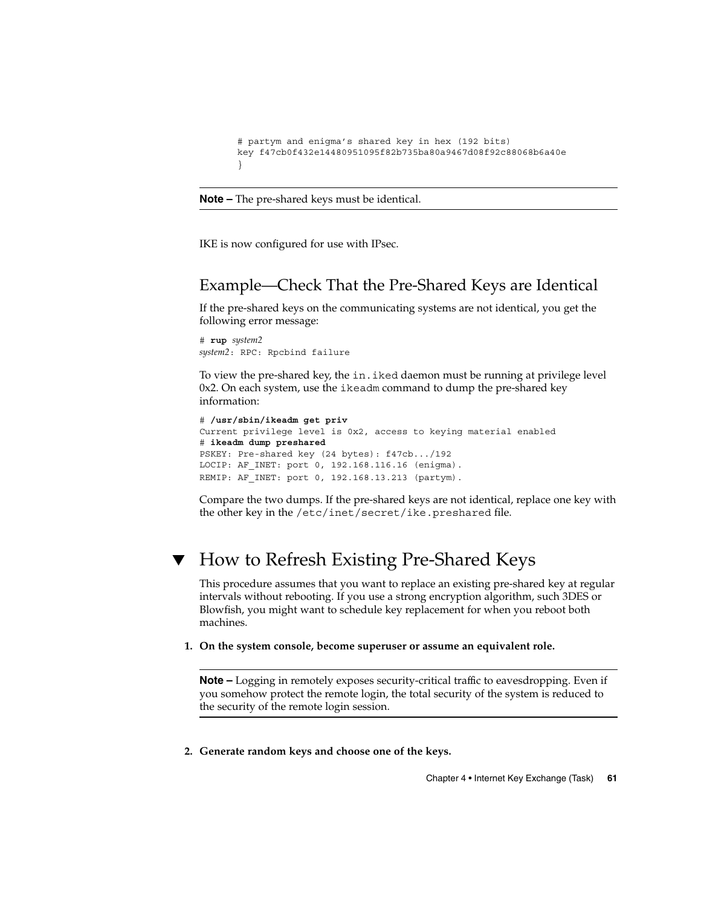```
# partym and enigma's shared key in hex (192 bits)
key f47cb0f432e14480951095f82b735ba80a9467d08f92c88068b6a40e
}
```

**Note –** The pre-shared keys must be identical.

IKE is now configured for use with IPsec.

## Example—Check That the Pre-Shared Keys are Identical

If the pre-shared keys on the communicating systems are not identical, you get the following error message:

```
# rup system2
system2: RPC: Rpcbind failure
```

To view the pre-shared key, the `in.iked` daemon must be running at privilege level 0x2. On each system, use the `ikeadm` command to dump the pre-shared key information:

```
# /usr/sbin/ikeadm get priv
Current privilege level is 0x2, access to keying material enabled
# ikeadm dump preshared
PSKEY: Pre-shared key (24 bytes): f47cb.../192
LOCIP: AF_INET: port 0, 192.168.116.16 (enigma).
REMIP: AF_INET: port 0, 192.168.13.213 (partym).
```

Compare the two dumps. If the pre-shared keys are not identical, replace one key with the other key in the `/etc/inet/secret/ike.preshared` file.

# ▼ How to Refresh Existing Pre-Shared Keys

This procedure assumes that you want to replace an existing pre-shared key at regular intervals without rebooting. If you use a strong encryption algorithm, such 3DES or Blowfish, you might want to schedule key replacement for when you reboot both machines.

1. **On the system console, become superuser or assume an equivalent role.**

   **Note –** Logging in remotely exposes security-critical traffic to eavesdropping. Even if you somehow protect the remote login, the total security of the system is reduced to the security of the remote login session.

2. **Generate random keys and choose one of the keys.**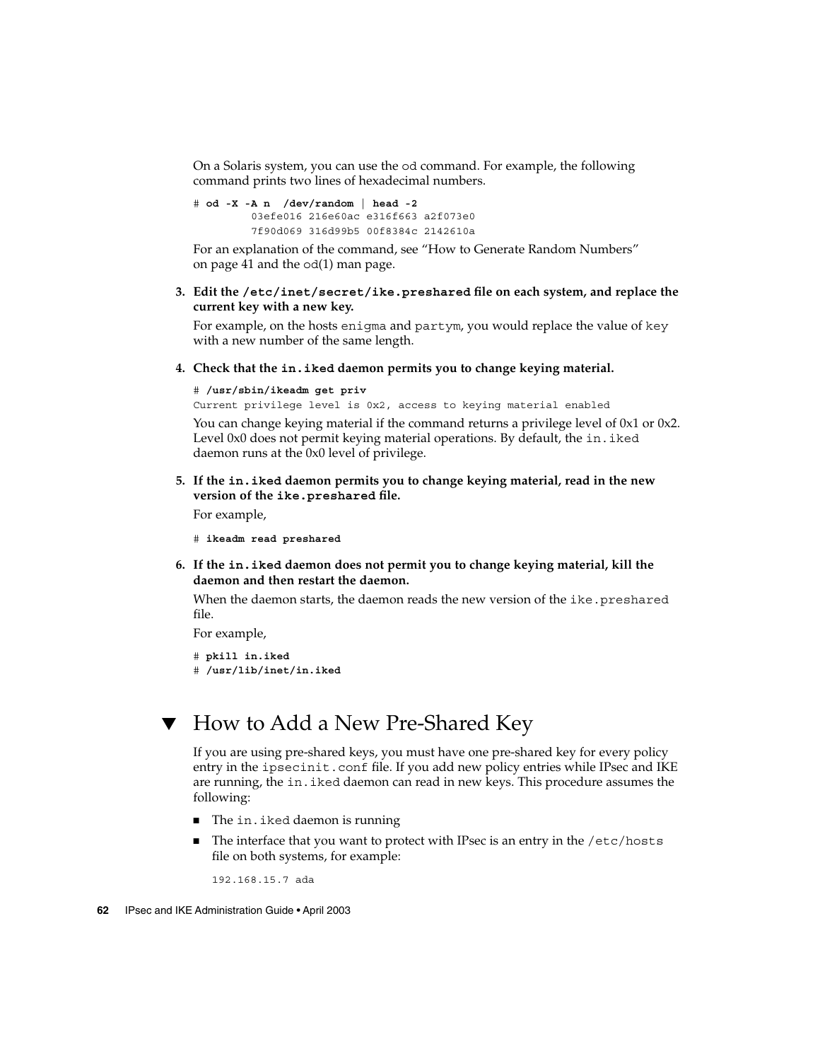On a Solaris system, you can use the od command. For example, the following command prints two lines of hexadecimal numbers.

```
# od -X -A n  /dev/random | head -2
         03efe016 216e60ac e316f663 a2f073e0
         7f90d069 316d99b5 00f8384c 2142610a
```

For an explanation of the command, see "How to Generate Random Numbers" on page 41 and the od(1) man page.

3. **Edit the `/etc/inet/secret/ike.preshared` file on each system, and replace the current key with a new key.**

   For example, on the hosts enigma and partym, you would replace the value of key with a new number of the same length.

4. **Check that the `in.iked` daemon permits you to change keying material.**

   ```
   # /usr/sbin/ikeadm get priv
   Current privilege level is 0x2, access to keying material enabled
   ```

   You can change keying material if the command returns a privilege level of 0x1 or 0x2. Level 0x0 does not permit keying material operations. By default, the in.iked daemon runs at the 0x0 level of privilege.

5. **If the `in.iked` daemon permits you to change keying material, read in the new version of the `ike.preshared` file.**

   For example,

   ```
   # ikeadm read preshared
   ```

6. **If the `in.iked` daemon does not permit you to change keying material, kill the daemon and then restart the daemon.**

   When the daemon starts, the daemon reads the new version of the ike.preshared file.

   For example,

   ```
   # pkill in.iked
   # /usr/lib/inet/in.iked
   ```

## ▼ How to Add a New Pre-Shared Key

If you are using pre-shared keys, you must have one pre-shared key for every policy entry in the ipsecinit.conf file. If you add new policy entries while IPsec and IKE are running, the in.iked daemon can read in new keys. This procedure assumes the following:

- The in.iked daemon is running
- The interface that you want to protect with IPsec is an entry in the /etc/hosts file on both systems, for example:

  ```
  192.168.15.7 ada
  ```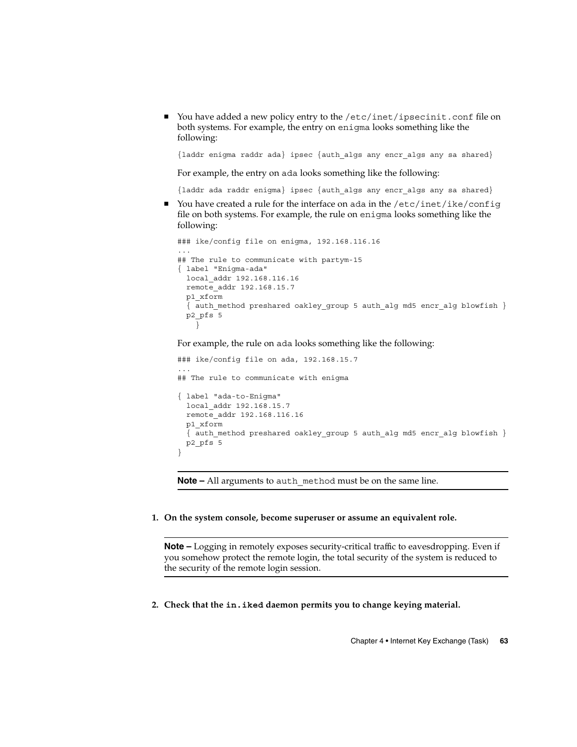- You have added a new policy entry to the /etc/inet/ipsecinit.conf file on both systems. For example, the entry on enigma looks something like the following:

  ```
  {laddr enigma raddr ada} ipsec {auth_algs any encr_algs any sa shared}
  ```

  For example, the entry on ada looks something like the following:

  ```
  {laddr ada raddr enigma} ipsec {auth_algs any encr_algs any sa shared}
  ```

- You have created a rule for the interface on ada in the /etc/inet/ike/config file on both systems. For example, the rule on enigma looks something like the following:

  ```
  ### ike/config file on enigma, 192.168.116.16
  ...
  ## The rule to communicate with partym-15
  { label "Enigma-ada"
    local_addr 192.168.116.16
    remote_addr 192.168.15.7
    p1_xform
    { auth_method preshared oakley_group 5 auth_alg md5 encr_alg blowfish }
    p2_pfs 5
      }
  ```

  For example, the rule on ada looks something like the following:

  ```
  ### ike/config file on ada, 192.168.15.7
  ...
  ## The rule to communicate with enigma

  { label "ada-to-Enigma"
    local_addr 192.168.15.7
    remote_addr 192.168.116.16
    p1_xform
    { auth_method preshared oakley_group 5 auth_alg md5 encr_alg blowfish }
    p2_pfs 5
  }
  ```

  ---
  **Note –** All arguments to auth_method must be on the same line.

  ---

1. **On the system console, become superuser or assume an equivalent role.**

   ---
   **Note –** Logging in remotely exposes security-critical traffic to eavesdropping. Even if you somehow protect the remote login, the total security of the system is reduced to the security of the remote login session.

   ---

2. **Check that the in.iked daemon permits you to change keying material.**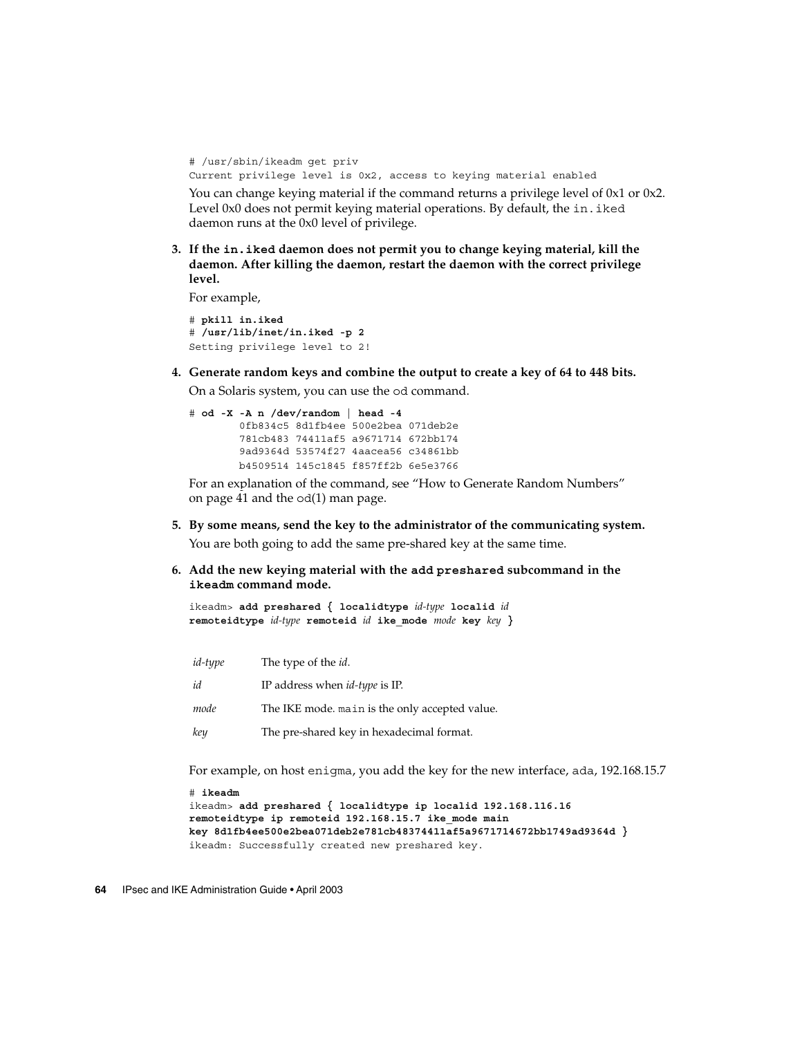```
# /usr/sbin/ikeadm get priv
Current privilege level is 0x2, access to keying material enabled
```

You can change keying material if the command returns a privilege level of 0x1 or 0x2. Level 0x0 does not permit keying material operations. By default, the `in.iked` daemon runs at the 0x0 level of privilege.

3. **If the `in.iked` daemon does not permit you to change keying material, kill the daemon. After killing the daemon, restart the daemon with the correct privilege level.**

   For example,

   ```
   # pkill in.iked
   # /usr/lib/inet/in.iked -p 2
   Setting privilege level to 2!
   ```

4. **Generate random keys and combine the output to create a key of 64 to 448 bits.**

   On a Solaris system, you can use the `od` command.

   ```
   # od -X -A n /dev/random | head -4
           0fb834c5 8d1fb4ee 500e2bea 071deb2e
           781cb483 74411af5 a9671714 672bb174
           9ad9364d 53574f27 4aacea56 c34861bb
           b4509514 145c1845 f857ff2b 6e5e3766
   ```

   For an explanation of the command, see "How to Generate Random Numbers" on page 41 and the `od`(1) man page.

5. **By some means, send the key to the administrator of the communicating system.**

   You are both going to add the same pre-shared key at the same time.

6. **Add the new keying material with the `add preshared` subcommand in the `ikeadm` command mode.**

   ```
   ikeadm> add preshared { localidtype id-type localid id
   remoteidtype id-type remoteid id ike_mode mode key key }
   ```

   | | |
   |---|---|
   | *id-type* | The type of the *id*. |
   | *id* | IP address when *id-type* is IP. |
   | *mode* | The IKE mode. `main` is the only accepted value. |
   | *key* | The pre-shared key in hexadecimal format. |

   For example, on host `enigma`, you add the key for the new interface, `ada`, 192.168.15.7

   ```
   # ikeadm
   ikeadm> add preshared { localidtype ip localid 192.168.116.16
   remoteidtype ip remoteid 192.168.15.7 ike_mode main
   key 8d1fb4ee500e2bea071deb2e781cb48374411af5a9671714672bb1749ad9364d }
   ikeadm: Successfully created new preshared key.
   ```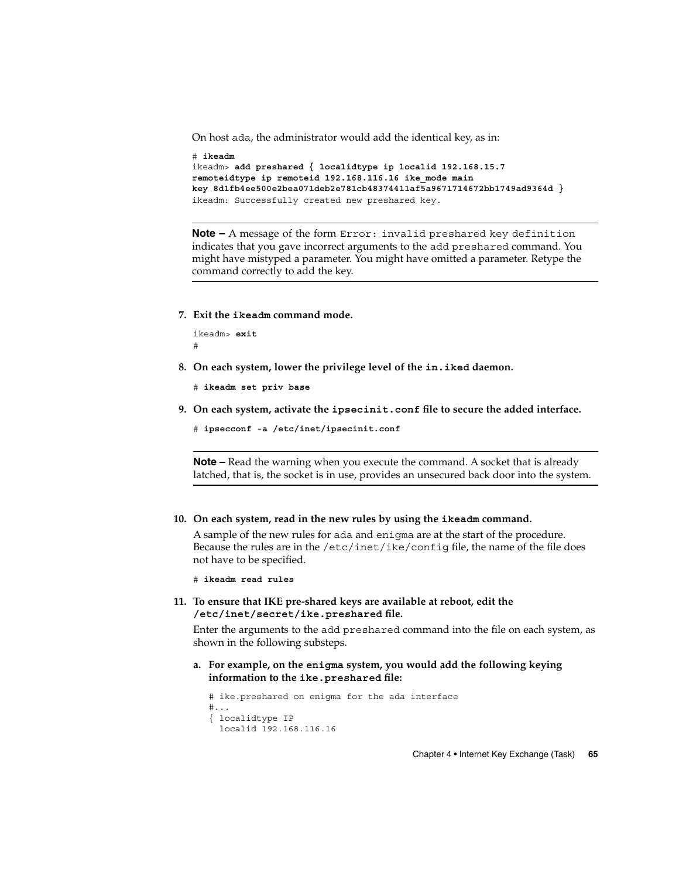On host ada, the administrator would add the identical key, as in:

```
# ikeadm
ikeadm> add preshared { localidtype ip localid 192.168.15.7
remoteidtype ip remoteid 192.168.116.16 ike_mode main
key 8d1fb4ee500e2bea071deb2e781cb48374411af5a9671714672bb1749ad9364d }
ikeadm: Successfully created new preshared key.
```

---

**Note –** A message of the form `Error: invalid preshared key definition` indicates that you gave incorrect arguments to the `add preshared` command. You might have mistyped a parameter. You might have omitted a parameter. Retype the command correctly to add the key.

---

7. **Exit the `ikeadm` command mode.**

   ```
   ikeadm> exit
   #
   ```

8. **On each system, lower the privilege level of the `in.iked` daemon.**

   ```
   # ikeadm set priv base
   ```

9. **On each system, activate the `ipsecinit.conf` file to secure the added interface.**

   ```
   # ipsecconf -a /etc/inet/ipsecinit.conf
   ```

   ---

   **Note –** Read the warning when you execute the command. A socket that is already latched, that is, the socket is in use, provides an unsecured back door into the system.

   ---

10. **On each system, read in the new rules by using the `ikeadm` command.**

    A sample of the new rules for ada and enigma are at the start of the procedure. Because the rules are in the `/etc/inet/ike/config` file, the name of the file does not have to be specified.

    ```
    # ikeadm read rules
    ```

11. **To ensure that IKE pre-shared keys are available at reboot, edit the `/etc/inet/secret/ike.preshared` file.**

    Enter the arguments to the `add preshared` command into the file on each system, as shown in the following substeps.

    a. **For example, on the `enigma` system, you would add the following keying information to the `ike.preshared` file:**

    ```
    # ike.preshared on enigma for the ada interface
    #...
    { localidtype IP
      localid 192.168.116.16
    ```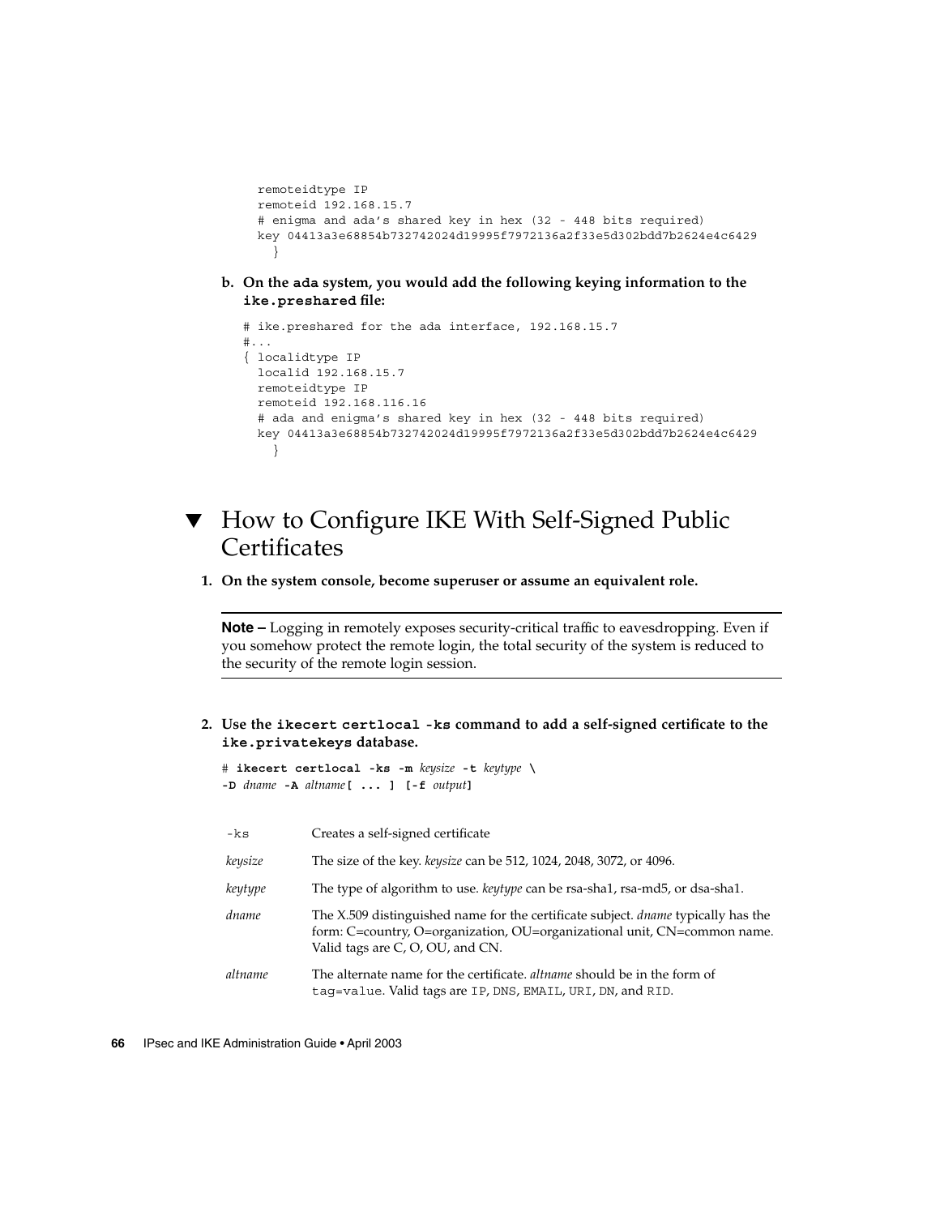```
remoteidtype IP
remoteid 192.168.15.7
# enigma and ada's shared key in hex (32 - 448 bits required)
key 04413a3e68854b732742024d19995f7972136a2f33e5d302bdd7b2624e4c6429
  }
```

**b. On the `ada` system, you would add the following keying information to the `ike.preshared` file:**

```
# ike.preshared for the ada interface, 192.168.15.7
#...
{ localidtype IP
  localid 192.168.15.7
  remoteidtype IP
  remoteid 192.168.116.16
  # ada and enigma's shared key in hex (32 - 448 bits required)
  key 04413a3e68854b732742024d19995f7972136a2f33e5d302bdd7b2624e4c6429
    }
```

## ▼ How to Configure IKE With Self-Signed Public Certificates

**1. On the system console, become superuser or assume an equivalent role.**

> **Note –** Logging in remotely exposes security-critical traffic to eavesdropping. Even if you somehow protect the remote login, the total security of the system is reduced to the security of the remote login session.

**2. Use the `ikecert certlocal -ks` command to add a self-signed certificate to the `ike.privatekeys` database.**

```
# ikecert certlocal -ks -m keysize -t keytype \
-D dname -A altname[ ... ] [-f output]
```

| | |
|---|---|
| `-ks` | Creates a self-signed certificate |
| *keysize* | The size of the key. *keysize* can be 512, 1024, 2048, 3072, or 4096. |
| *keytype* | The type of algorithm to use. *keytype* can be rsa-sha1, rsa-md5, or dsa-sha1. |
| *dname* | The X.509 distinguished name for the certificate subject. *dname* typically has the form: C=country, O=organization, OU=organizational unit, CN=common name. Valid tags are C, O, OU, and CN. |
| *altname* | The alternate name for the certificate. *altname* should be in the form of `tag=value`. Valid tags are `IP`, `DNS`, `EMAIL`, `URI`, `DN`, and `RID`. |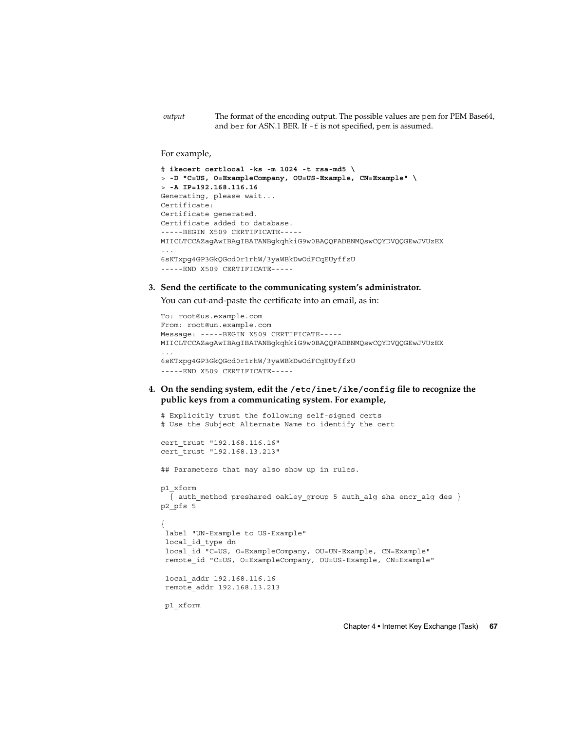*output* — The format of the encoding output. The possible values are `pem` for PEM Base64, and `ber` for ASN.1 BER. If `-f` is not specified, `pem` is assumed.

For example,

```
# ikecert certlocal -ks -m 1024 -t rsa-md5 \
> -D "C=US, O=ExampleCompany, OU=US-Example, CN=Example" \
> -A IP=192.168.116.16
Generating, please wait...
Certificate:
Certificate generated.
Certificate added to database.
-----BEGIN X509 CERTIFICATE-----
MIICLTCCAZagAwIBAgIBATANBgkqhkiG9w0BAQQFADBNMQswCQYDVQQGEwJVUzEX
...
6sKTxpg4GP3GkQGcd0r1rhW/3yaWBkDwOdFCqEUyffzU
-----END X509 CERTIFICATE-----
```

3. **Send the certificate to the communicating system's administrator.**

   You can cut-and-paste the certificate into an email, as in:

```
To: root@us.example.com
From: root@un.example.com
Message: -----BEGIN X509 CERTIFICATE-----
MIICLTCCAZagAwIBAgIBATANBgkqhkiG9w0BAQQFADBNMQswCQYDVQQGEwJVUzEX
...
6sKTxpg4GP3GkQGcd0r1rhW/3yaWBkDwOdFCqEUyffzU
-----END X509 CERTIFICATE-----
```

4. **On the sending system, edit the `/etc/inet/ike/config` file to recognize the public keys from a communicating system. For example,**

```
# Explicitly trust the following self-signed certs
# Use the Subject Alternate Name to identify the cert

cert_trust "192.168.116.16"
cert_trust "192.168.13.213"

## Parameters that may also show up in rules.

p1_xform
  { auth_method preshared oakley_group 5 auth_alg sha encr_alg des }
p2_pfs 5

{
 label "UN-Example to US-Example"
 local_id_type dn
 local_id "C=US, O=ExampleCompany, OU=UN-Example, CN=Example"
 remote_id "C=US, O=ExampleCompany, OU=US-Example, CN=Example"

 local_addr 192.168.116.16
 remote_addr 192.168.13.213

 p1_xform
```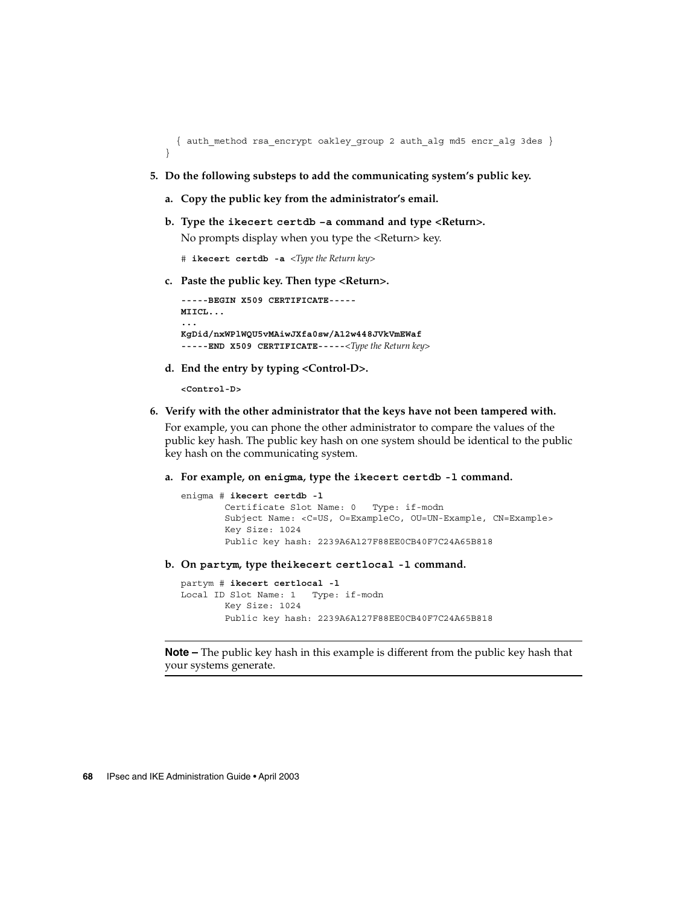```
  { auth_method rsa_encrypt oakley_group 2 auth_alg md5 encr_alg 3des }
}
```

5. **Do the following substeps to add the communicating system's public key.**

   a. **Copy the public key from the administrator's email.**

   b. **Type the `ikecert certdb -a` command and type <Return>.**

      No prompts display when you type the <Return> key.

      ```
      # ikecert certdb -a <Type the Return key>
      ```

   c. **Paste the public key. Then type <Return>.**

      ```
      -----BEGIN X509 CERTIFICATE-----
      MIICL...
      ...
      KgDid/nxWPlWQU5vMAiwJXfa0sw/A12w448JVkVmEWaf
      -----END X509 CERTIFICATE-----<Type the Return key>
      ```

   d. **End the entry by typing <Control-D>.**

      ```
      <Control-D>
      ```

6. **Verify with the other administrator that the keys have not been tampered with.**

   For example, you can phone the other administrator to compare the values of the public key hash. The public key hash on one system should be identical to the public key hash on the communicating system.

   a. **For example, on `enigma`, type the `ikecert certdb -l` command.**

      ```
      enigma # ikecert certdb -l
              Certificate Slot Name: 0   Type: if-modn
              Subject Name: <C=US, O=ExampleCo, OU=UN-Example, CN=Example>
              Key Size: 1024
              Public key hash: 2239A6A127F88EE0CB40F7C24A65B818
      ```

   b. **On `partym`, type the`ikecert certlocal -l` command.**

      ```
      partym # ikecert certlocal -l
      Local ID Slot Name: 1   Type: if-modn
              Key Size: 1024
              Public key hash: 2239A6A127F88EE0CB40F7C24A65B818
      ```

---

**Note –** The public key hash in this example is different from the public key hash that your systems generate.

---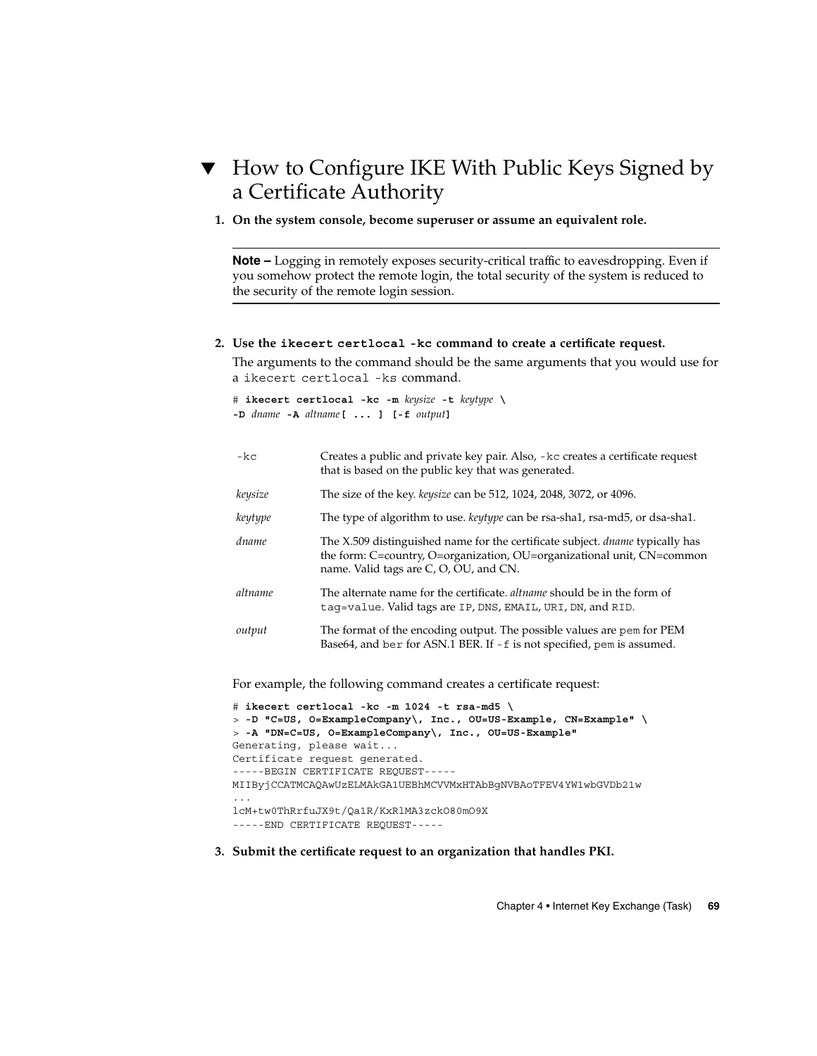## ▼ How to Configure IKE With Public Keys Signed by a Certificate Authority

1. **On the system console, become superuser or assume an equivalent role.**

   ---

   **Note –** Logging in remotely exposes security-critical traffic to eavesdropping. Even if you somehow protect the remote login, the total security of the system is reduced to the security of the remote login session.

   ---

2. **Use the `ikecert certlocal -kc` command to create a certificate request.**

   The arguments to the command should be the same arguments that you would use for a `ikecert certlocal -ks` command.

   ```
   # ikecert certlocal -kc -m keysize -t keytype \
   -D dname -A altname[ ... ] [-f output]
   ```

   | | |
   |---|---|
   | `-kc` | Creates a public and private key pair. Also, `-kc` creates a certificate request that is based on the public key that was generated. |
   | *keysize* | The size of the key. *keysize* can be 512, 1024, 2048, 3072, or 4096. |
   | *keytype* | The type of algorithm to use. *keytype* can be rsa-sha1, rsa-md5, or dsa-sha1. |
   | *dname* | The X.509 distinguished name for the certificate subject. *dname* typically has the form: C=country, O=organization, OU=organizational unit, CN=common name. Valid tags are C, O, OU, and CN. |
   | *altname* | The alternate name for the certificate. *altname* should be in the form of `tag=value`. Valid tags are `IP`, `DNS`, `EMAIL`, `URI`, `DN`, and `RID`. |
   | *output* | The format of the encoding output. The possible values are `pem` for PEM Base64, and `ber` for ASN.1 BER. If `-f` is not specified, `pem` is assumed. |

   For example, the following command creates a certificate request:

   ```
   # ikecert certlocal -kc -m 1024 -t rsa-md5 \
   > -D "C=US, O=ExampleCompany\, Inc., OU=US-Example, CN=Example" \
   > -A "DN=C=US, O=ExampleCompany\, Inc., OU=US-Example"
   Generating, please wait...
   Certificate request generated.
   -----BEGIN CERTIFICATE REQUEST-----
   MIIByjCCATMCAQAwUzELMAkGA1UEBhMCVVMxHTAbBgNVBAoTFEV4YW1wbGVDb21w
   ...
   lcM+tw0ThRrfuJX9t/Qa1R/KxRlMA3zckO80mO9X
   -----END CERTIFICATE REQUEST-----
   ```

3. **Submit the certificate request to an organization that handles PKI.**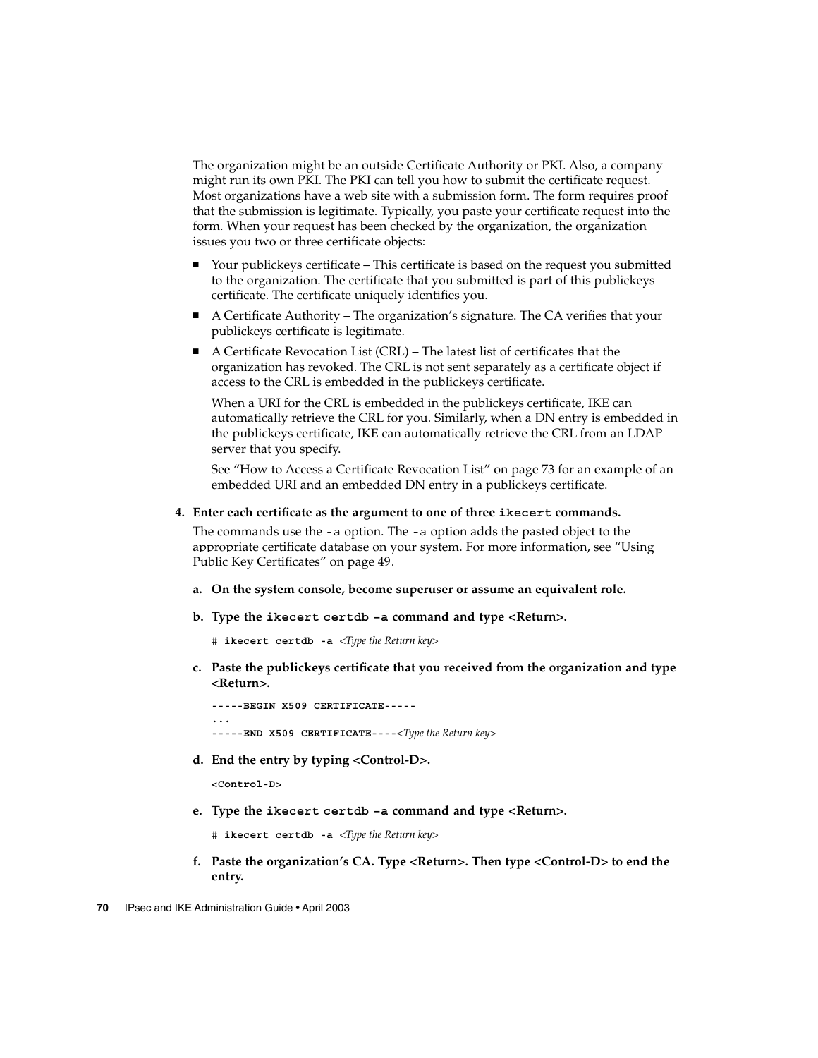The organization might be an outside Certificate Authority or PKI. Also, a company might run its own PKI. The PKI can tell you how to submit the certificate request. Most organizations have a web site with a submission form. The form requires proof that the submission is legitimate. Typically, you paste your certificate request into the form. When your request has been checked by the organization, the organization issues you two or three certificate objects:

- Your publickeys certificate – This certificate is based on the request you submitted to the organization. The certificate that you submitted is part of this publickeys certificate. The certificate uniquely identifies you.
- A Certificate Authority – The organization's signature. The CA verifies that your publickeys certificate is legitimate.
- A Certificate Revocation List (CRL) – The latest list of certificates that the organization has revoked. The CRL is not sent separately as a certificate object if access to the CRL is embedded in the publickeys certificate.

  When a URI for the CRL is embedded in the publickeys certificate, IKE can automatically retrieve the CRL for you. Similarly, when a DN entry is embedded in the publickeys certificate, IKE can automatically retrieve the CRL from an LDAP server that you specify.

  See "How to Access a Certificate Revocation List" on page 73 for an example of an embedded URI and an embedded DN entry in a publickeys certificate.

4. **Enter each certificate as the argument to one of three `ikecert` commands.**

   The commands use the `-a` option. The `-a` option adds the pasted object to the appropriate certificate database on your system. For more information, see "Using Public Key Certificates" on page 49.

   a. **On the system console, become superuser or assume an equivalent role.**

   b. **Type the `ikecert certdb -a` command and type <Return>.**

   ```
   # ikecert certdb -a <Type the Return key>
   ```

   c. **Paste the publickeys certificate that you received from the organization and type <Return>.**

   ```
   -----BEGIN X509 CERTIFICATE-----
   ...
   -----END X509 CERTIFICATE----<Type the Return key>
   ```

   d. **End the entry by typing <Control-D>.**

   ```
   <Control-D>
   ```

   e. **Type the `ikecert certdb -a` command and type <Return>.**

   ```
   # ikecert certdb -a <Type the Return key>
   ```

   f. **Paste the organization's CA. Type <Return>. Then type <Control-D> to end the entry.**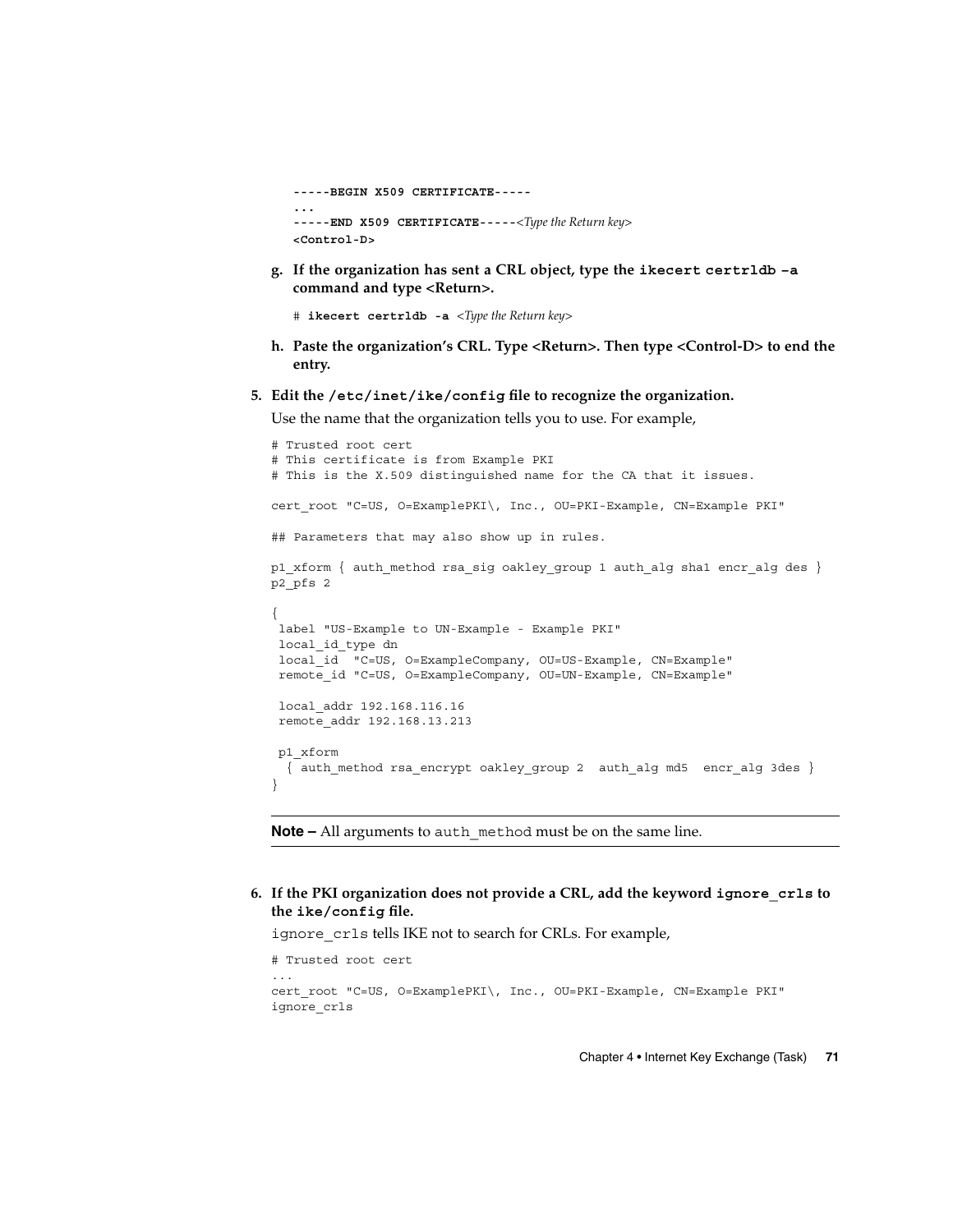```
-----BEGIN X509 CERTIFICATE-----
...
-----END X509 CERTIFICATE-----<Type the Return key>
<Control-D>
```

g. **If the organization has sent a CRL object, type the `ikecert certrldb -a` command and type <Return>.**

```
# ikecert certrldb -a <Type the Return key>
```

h. **Paste the organization's CRL. Type <Return>. Then type <Control-D> to end the entry.**

5. **Edit the `/etc/inet/ike/config` file to recognize the organization.**

   Use the name that the organization tells you to use. For example,

```
# Trusted root cert
# This certificate is from Example PKI
# This is the X.509 distinguished name for the CA that it issues.

cert_root "C=US, O=ExamplePKI\, Inc., OU=PKI-Example, CN=Example PKI"

## Parameters that may also show up in rules.

p1_xform { auth_method rsa_sig oakley_group 1 auth_alg sha1 encr_alg des }
p2_pfs 2

{
 label "US-Example to UN-Example - Example PKI"
 local_id_type dn
 local_id  "C=US, O=ExampleCompany, OU=US-Example, CN=Example"
 remote_id "C=US, O=ExampleCompany, OU=UN-Example, CN=Example"

 local_addr 192.168.116.16
 remote_addr 192.168.13.213

 p1_xform
  { auth_method rsa_encrypt oakley_group 2  auth_alg md5  encr_alg 3des }
}
```

**Note –** All arguments to `auth_method` must be on the same line.

6. **If the PKI organization does not provide a CRL, add the keyword `ignore_crls` to the `ike/config` file.**

   `ignore_crls` tells IKE not to search for CRLs. For example,

```
# Trusted root cert
...
cert_root "C=US, O=ExamplePKI\, Inc., OU=PKI-Example, CN=Example PKI"
ignore_crls
```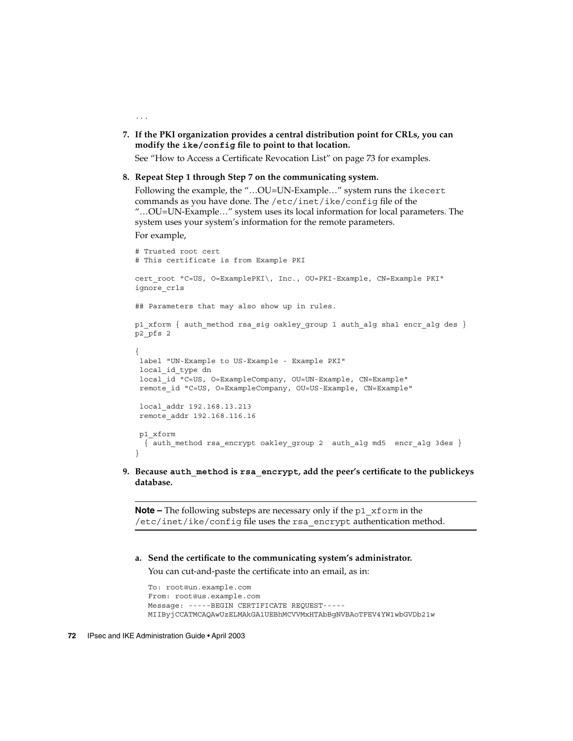```
...
```

7. **If the PKI organization provides a central distribution point for CRLs, you can modify the `ike/config` file to point to that location.**

   See "How to Access a Certificate Revocation List" on page 73 for examples.

8. **Repeat Step 1 through Step 7 on the communicating system.**

   Following the example, the "…OU=UN-Example…" system runs the `ikecert` commands as you have done. The `/etc/inet/ike/config` file of the "…OU=UN-Example…" system uses its local information for local parameters. The system uses your system's information for the remote parameters.

   For example,

```
# Trusted root cert
# This certificate is from Example PKI

cert_root "C=US, O=ExamplePKI\, Inc., OU=PKI-Example, CN=Example PKI"
ignore_crls

## Parameters that may also show up in rules.

p1_xform { auth_method rsa_sig oakley_group 1 auth_alg sha1 encr_alg des }
p2_pfs 2

{
 label "UN-Example to US-Example - Example PKI"
 local_id_type dn
 local_id "C=US, O=ExampleCompany, OU=UN-Example, CN=Example"
 remote_id "C=US, O=ExampleCompany, OU=US-Example, CN=Example"

 local_addr 192.168.13.213
 remote_addr 192.168.116.16

 p1_xform
  { auth_method rsa_encrypt oakley_group 2  auth_alg md5  encr_alg 3des }
}
```

9. **Because `auth_method` is `rsa_encrypt`, add the peer's certificate to the publickeys database.**

---

**Note –** The following substeps are necessary only if the `p1_xform` in the `/etc/inet/ike/config` file uses the `rsa_encrypt` authentication method.

---

   a. **Send the certificate to the communicating system's administrator.**

      You can cut-and-paste the certificate into an email, as in:

```
To: root@un.example.com
From: root@us.example.com
Message: -----BEGIN CERTIFICATE REQUEST-----
MIIByjCCATMCAQAwUzELMAkGA1UEBhMCVVMxHTAbBgNVBAoTFEV4YW1wbGVDb21w
```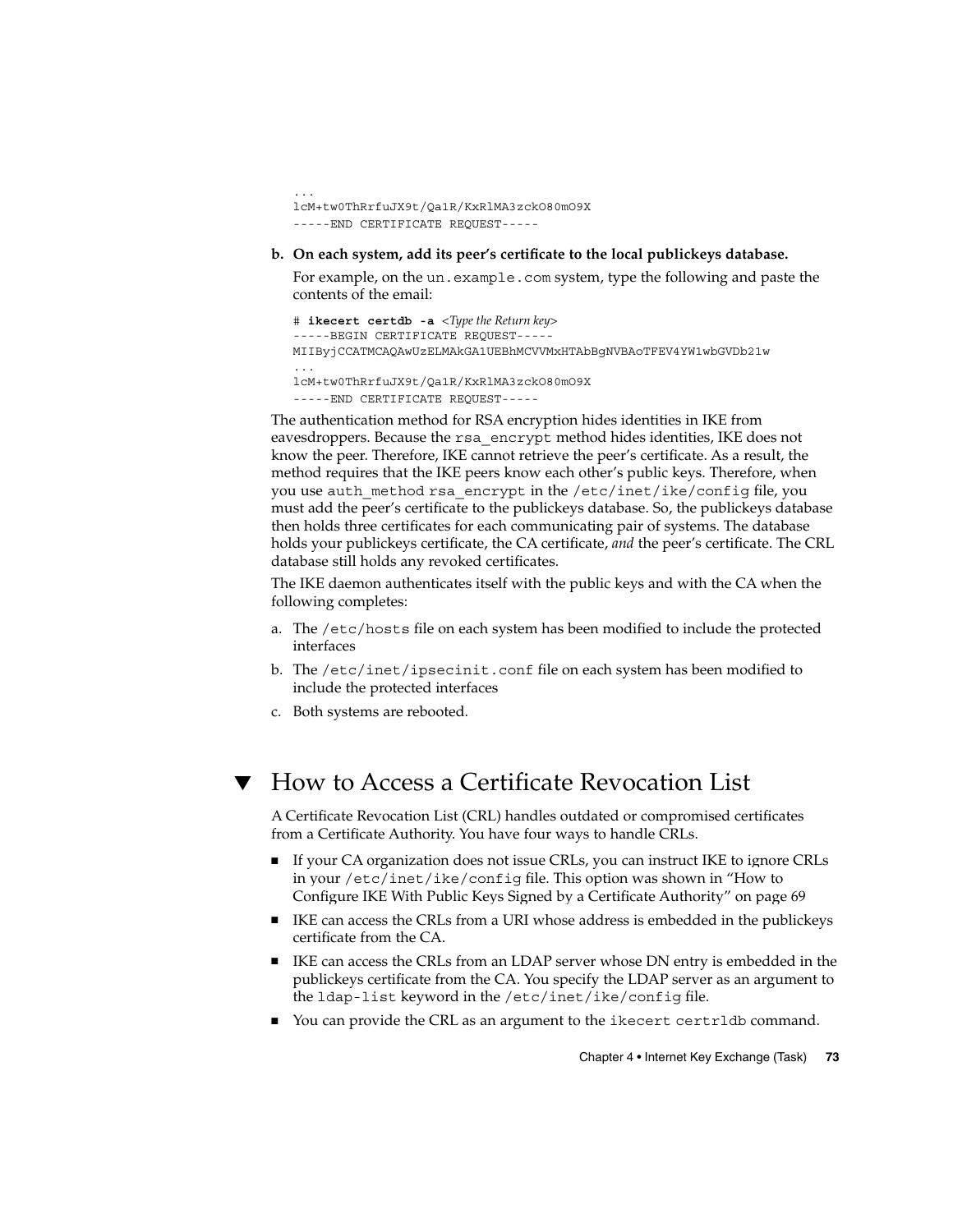```
...
lcM+tw0ThRrfuJX9t/Qa1R/KxRlMA3zckO80mO9X
-----END CERTIFICATE REQUEST-----
```

**b. On each system, add its peer's certificate to the local publickeys database.**

For example, on the `un.example.com` system, type the following and paste the contents of the email:

```
# ikecert certdb -a <Type the Return key>
-----BEGIN CERTIFICATE REQUEST-----
MIIByjCCATMCAQAwUzELMAkGA1UEBhMCVVMxHTAbBgNVBAoTFEV4YW1wbGVDb21w
...
lcM+tw0ThRrfuJX9t/Qa1R/KxRlMA3zckO80mO9X
-----END CERTIFICATE REQUEST-----
```

The authentication method for RSA encryption hides identities in IKE from eavesdroppers. Because the `rsa_encrypt` method hides identities, IKE does not know the peer. Therefore, IKE cannot retrieve the peer's certificate. As a result, the method requires that the IKE peers know each other's public keys. Therefore, when you use `auth_method rsa_encrypt` in the `/etc/inet/ike/config` file, you must add the peer's certificate to the publickeys database. So, the publickeys database then holds three certificates for each communicating pair of systems. The database holds your publickeys certificate, the CA certificate, *and* the peer's certificate. The CRL database still holds any revoked certificates.

The IKE daemon authenticates itself with the public keys and with the CA when the following completes:

a. The `/etc/hosts` file on each system has been modified to include the protected interfaces
b. The `/etc/inet/ipsecinit.conf` file on each system has been modified to include the protected interfaces
c. Both systems are rebooted.

## ▼ How to Access a Certificate Revocation List

A Certificate Revocation List (CRL) handles outdated or compromised certificates from a Certificate Authority. You have four ways to handle CRLs.

- If your CA organization does not issue CRLs, you can instruct IKE to ignore CRLs in your `/etc/inet/ike/config` file. This option was shown in "How to Configure IKE With Public Keys Signed by a Certificate Authority" on page 69
- IKE can access the CRLs from a URI whose address is embedded in the publickeys certificate from the CA.
- IKE can access the CRLs from an LDAP server whose DN entry is embedded in the publickeys certificate from the CA. You specify the LDAP server as an argument to the `ldap-list` keyword in the `/etc/inet/ike/config` file.
- You can provide the CRL as an argument to the `ikecert certrldb` command.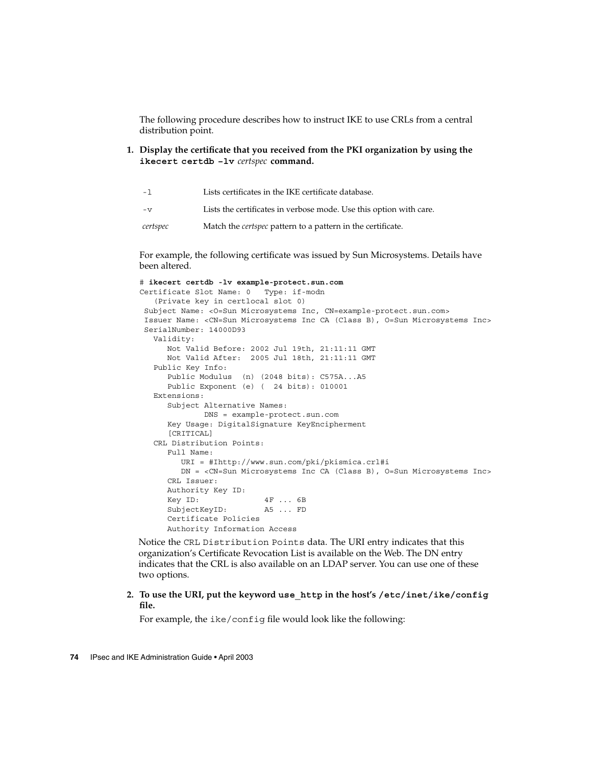The following procedure describes how to instruct IKE to use CRLs from a central distribution point.

1. **Display the certificate that you received from the PKI organization by using the `ikecert certdb -lv` *certspec* command.**

| | |
|---|---|
| `-l` | Lists certificates in the IKE certificate database. |
| `-v` | Lists the certificates in verbose mode. Use this option with care. |
| *certspec* | Match the *certspec* pattern to a pattern in the certificate. |

For example, the following certificate was issued by Sun Microsystems. Details have been altered.

```
# ikecert certdb -lv example-protect.sun.com
Certificate Slot Name: 0   Type: if-modn
   (Private key in certlocal slot 0)
 Subject Name: <O=Sun Microsystems Inc, CN=example-protect.sun.com>
 Issuer Name: <CN=Sun Microsystems Inc CA (Class B), O=Sun Microsystems Inc>
 SerialNumber: 14000D93
   Validity:
      Not Valid Before: 2002 Jul 19th, 21:11:11 GMT
      Not Valid After:  2005 Jul 18th, 21:11:11 GMT
   Public Key Info:
      Public Modulus  (n) (2048 bits): C575A...A5
      Public Exponent (e) (  24 bits): 010001
   Extensions:
      Subject Alternative Names:
              DNS = example-protect.sun.com
      Key Usage: DigitalSignature KeyEncipherment
      [CRITICAL]
   CRL Distribution Points:
      Full Name:
         URI = #Ihttp://www.sun.com/pki/pkismica.crl#i
         DN = <CN=Sun Microsystems Inc CA (Class B), O=Sun Microsystems Inc>
      CRL Issuer:
      Authority Key ID:
      Key ID:             4F ... 6B
      SubjectKeyID:       A5 ... FD
      Certificate Policies
      Authority Information Access
```

Notice the `CRL Distribution Points` data. The URI entry indicates that this organization's Certificate Revocation List is available on the Web. The DN entry indicates that the CRL is also available on an LDAP server. You can use one of these two options.

2. **To use the URI, put the keyword `use_http` in the host's `/etc/inet/ike/config` file.**

For example, the `ike/config` file would look like the following: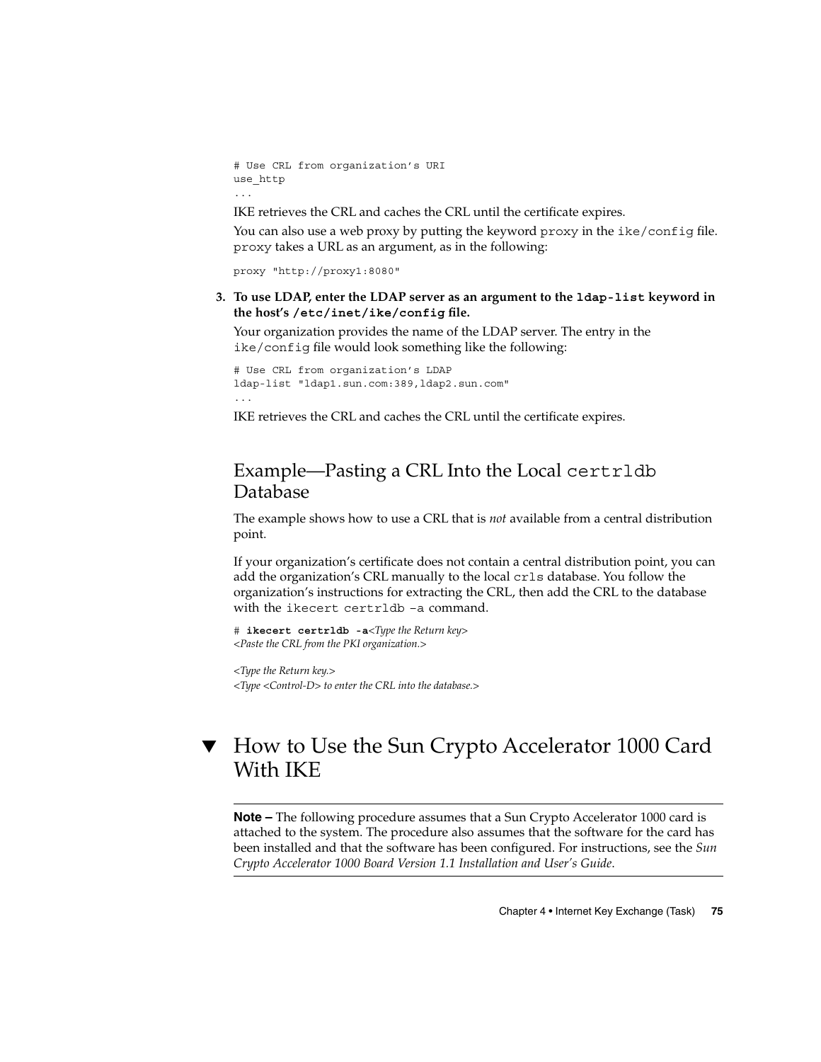```
# Use CRL from organization's URI
use_http
...
```

IKE retrieves the CRL and caches the CRL until the certificate expires.

You can also use a web proxy by putting the keyword `proxy` in the `ike/config` file. `proxy` takes a URL as an argument, as in the following:

```
proxy "http://proxy1:8080"
```

3. **To use LDAP, enter the LDAP server as an argument to the `ldap-list` keyword in the host's `/etc/inet/ike/config` file.**

   Your organization provides the name of the LDAP server. The entry in the `ike/config` file would look something like the following:

   ```
   # Use CRL from organization's LDAP
   ldap-list "ldap1.sun.com:389,ldap2.sun.com"
   ...
   ```

   IKE retrieves the CRL and caches the CRL until the certificate expires.

## Example—Pasting a CRL Into the Local `certrldb` Database

The example shows how to use a CRL that is *not* available from a central distribution point.

If your organization's certificate does not contain a central distribution point, you can add the organization's CRL manually to the local `crls` database. You follow the organization's instructions for extracting the CRL, then add the CRL to the database with the `ikecert certrldb -a` command.

```
# ikecert certrldb -a<Type the Return key>
<Paste the CRL from the PKI organization.>

<Type the Return key.>
<Type <Control-D> to enter the CRL into the database.>
```

# ▼ How to Use the Sun Crypto Accelerator 1000 Card With IKE

---

**Note –** The following procedure assumes that a Sun Crypto Accelerator 1000 card is attached to the system. The procedure also assumes that the software for the card has been installed and that the software has been configured. For instructions, see the *Sun Crypto Accelerator 1000 Board Version 1.1 Installation and User's Guide*.

---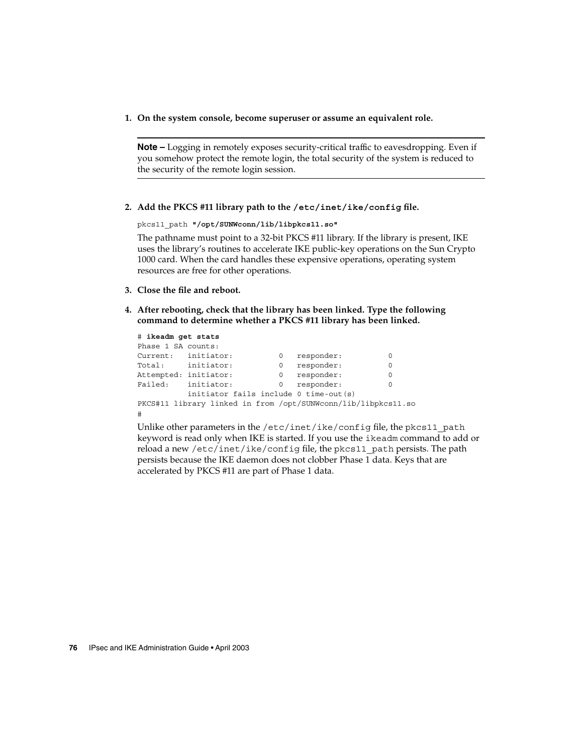1. **On the system console, become superuser or assume an equivalent role.**

> **Note –** Logging in remotely exposes security-critical traffic to eavesdropping. Even if you somehow protect the remote login, the total security of the system is reduced to the security of the remote login session.

2. **Add the PKCS #11 library path to the `/etc/inet/ike/config` file.**

   ```
   pkcs11_path "/opt/SUNWconn/lib/libpkcs11.so"
   ```

   The pathname must point to a 32-bit PKCS #11 library. If the library is present, IKE uses the library's routines to accelerate IKE public-key operations on the Sun Crypto 1000 card. When the card handles these expensive operations, operating system resources are free for other operations.

3. **Close the file and reboot.**

4. **After rebooting, check that the library has been linked. Type the following command to determine whether a PKCS #11 library has been linked.**

   ```
   # ikeadm get stats
   Phase 1 SA counts:
   Current:   initiator:          0   responder:          0
   Total:     initiator:          0   responder:          0
   Attempted: initiator:          0   responder:          0
   Failed:    initiator:          0   responder:          0
              initiator fails include 0 time-out(s)
   PKCS#11 library linked in from /opt/SUNWconn/lib/libpkcs11.so
   #
   ```

   Unlike other parameters in the `/etc/inet/ike/config` file, the `pkcs11_path` keyword is read only when IKE is started. If you use the `ikeadm` command to add or reload a new `/etc/inet/ike/config` file, the `pkcs11_path` persists. The path persists because the IKE daemon does not clobber Phase 1 data. Keys that are accelerated by PKCS #11 are part of Phase 1 data.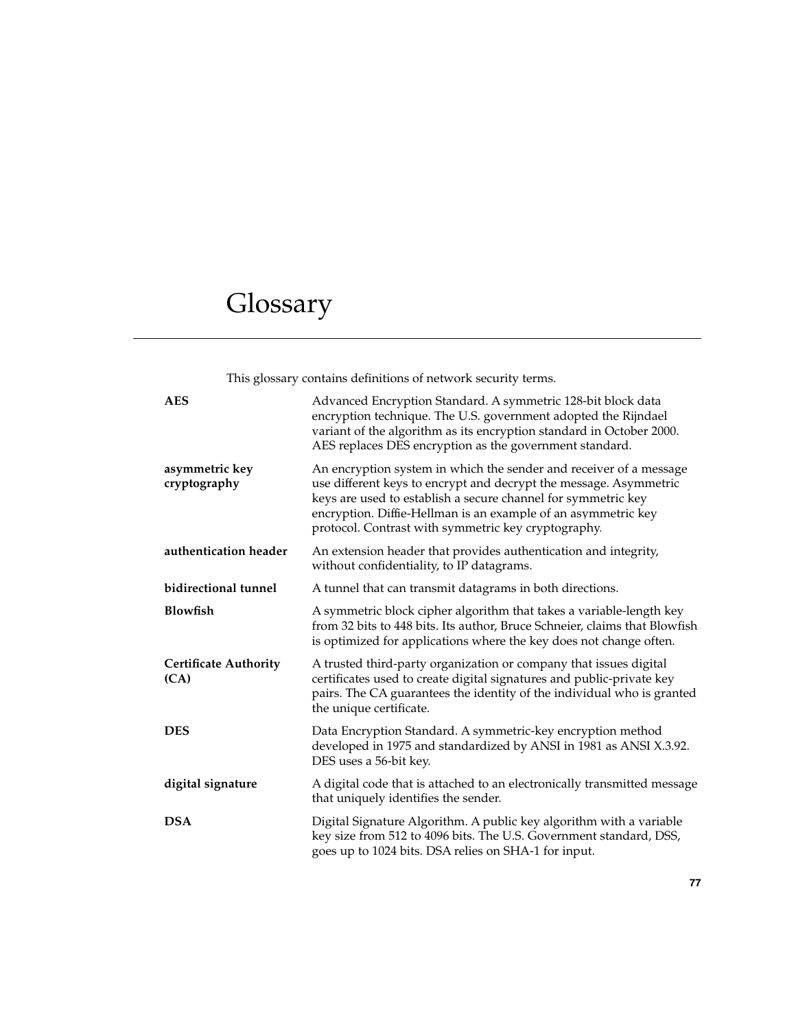# Glossary

This glossary contains definitions of network security terms.

**AES**
Advanced Encryption Standard. A symmetric 128-bit block data encryption technique. The U.S. government adopted the Rijndael variant of the algorithm as its encryption standard in October 2000. AES replaces DES encryption as the government standard.

**asymmetric key cryptography**
An encryption system in which the sender and receiver of a message use different keys to encrypt and decrypt the message. Asymmetric keys are used to establish a secure channel for symmetric key encryption. Diffie-Hellman is an example of an asymmetric key protocol. Contrast with symmetric key cryptography.

**authentication header**
An extension header that provides authentication and integrity, without confidentiality, to IP datagrams.

**bidirectional tunnel**
A tunnel that can transmit datagrams in both directions.

**Blowfish**
A symmetric block cipher algorithm that takes a variable-length key from 32 bits to 448 bits. Its author, Bruce Schneier, claims that Blowfish is optimized for applications where the key does not change often.

**Certificate Authority (CA)**
A trusted third-party organization or company that issues digital certificates used to create digital signatures and public-private key pairs. The CA guarantees the identity of the individual who is granted the unique certificate.

**DES**
Data Encryption Standard. A symmetric-key encryption method developed in 1975 and standardized by ANSI in 1981 as ANSI X.3.92. DES uses a 56-bit key.

**digital signature**
A digital code that is attached to an electronically transmitted message that uniquely identifies the sender.

**DSA**
Digital Signature Algorithm. A public key algorithm with a variable key size from 512 to 4096 bits. The U.S. Government standard, DSS, goes up to 1024 bits. DSA relies on SHA-1 for input.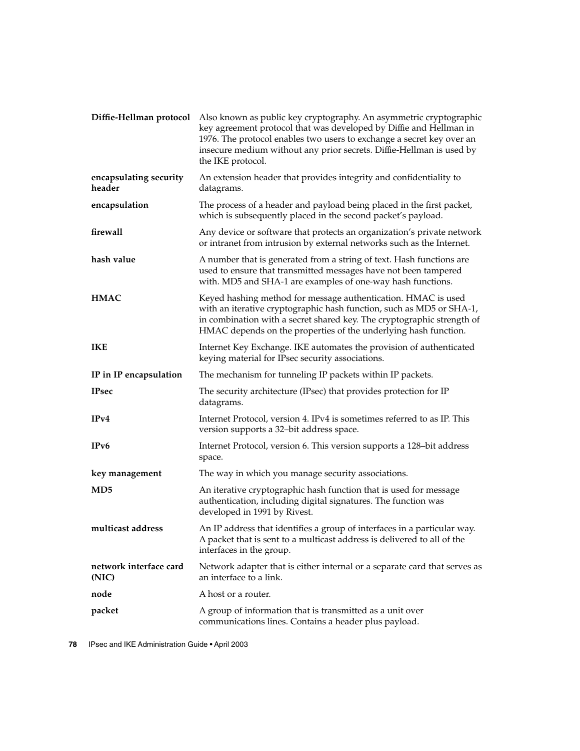**Diffie-Hellman protocol** Also known as public key cryptography. An asymmetric cryptographic key agreement protocol that was developed by Diffie and Hellman in 1976. The protocol enables two users to exchange a secret key over an insecure medium without any prior secrets. Diffie-Hellman is used by the IKE protocol.

**encapsulating security header** An extension header that provides integrity and confidentiality to datagrams.

**encapsulation** The process of a header and payload being placed in the first packet, which is subsequently placed in the second packet's payload.

**firewall** Any device or software that protects an organization's private network or intranet from intrusion by external networks such as the Internet.

**hash value** A number that is generated from a string of text. Hash functions are used to ensure that transmitted messages have not been tampered with. MD5 and SHA-1 are examples of one-way hash functions.

**HMAC** Keyed hashing method for message authentication. HMAC is used with an iterative cryptographic hash function, such as MD5 or SHA-1, in combination with a secret shared key. The cryptographic strength of HMAC depends on the properties of the underlying hash function.

**IKE** Internet Key Exchange. IKE automates the provision of authenticated keying material for IPsec security associations.

**IP in IP encapsulation** The mechanism for tunneling IP packets within IP packets.

**IPsec** The security architecture (IPsec) that provides protection for IP datagrams.

**IPv4** Internet Protocol, version 4. IPv4 is sometimes referred to as IP. This version supports a 32–bit address space.

**IPv6** Internet Protocol, version 6. This version supports a 128–bit address space.

**key management** The way in which you manage security associations.

**MD5** An iterative cryptographic hash function that is used for message authentication, including digital signatures. The function was developed in 1991 by Rivest.

**multicast address** An IP address that identifies a group of interfaces in a particular way. A packet that is sent to a multicast address is delivered to all of the interfaces in the group.

**network interface card (NIC)** Network adapter that is either internal or a separate card that serves as an interface to a link.

**node** A host or a router.

**packet** A group of information that is transmitted as a unit over communications lines. Contains a header plus payload.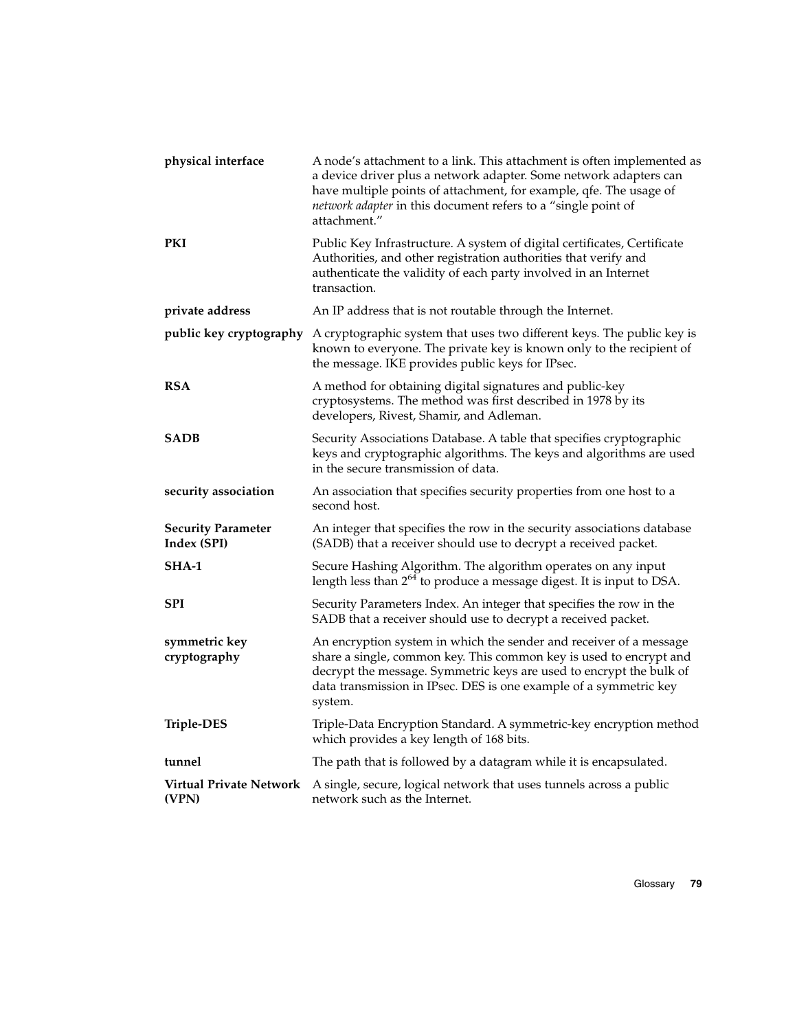**physical interface**
A node's attachment to a link. This attachment is often implemented as a device driver plus a network adapter. Some network adapters can have multiple points of attachment, for example, qfe. The usage of *network adapter* in this document refers to a "single point of attachment."

**PKI**
Public Key Infrastructure. A system of digital certificates, Certificate Authorities, and other registration authorities that verify and authenticate the validity of each party involved in an Internet transaction.

**private address**
An IP address that is not routable through the Internet.

**public key cryptography**
A cryptographic system that uses two different keys. The public key is known to everyone. The private key is known only to the recipient of the message. IKE provides public keys for IPsec.

**RSA**
A method for obtaining digital signatures and public-key cryptosystems. The method was first described in 1978 by its developers, Rivest, Shamir, and Adleman.

**SADB**
Security Associations Database. A table that specifies cryptographic keys and cryptographic algorithms. The keys and algorithms are used in the secure transmission of data.

**security association**
An association that specifies security properties from one host to a second host.

**Security Parameter Index (SPI)**
An integer that specifies the row in the security associations database (SADB) that a receiver should use to decrypt a received packet.

**SHA-1**
Secure Hashing Algorithm. The algorithm operates on any input length less than $2^{64}$ to produce a message digest. It is input to DSA.

**SPI**
Security Parameters Index. An integer that specifies the row in the SADB that a receiver should use to decrypt a received packet.

**symmetric key cryptography**
An encryption system in which the sender and receiver of a message share a single, common key. This common key is used to encrypt and decrypt the message. Symmetric keys are used to encrypt the bulk of data transmission in IPsec. DES is one example of a symmetric key system.

**Triple-DES**
Triple-Data Encryption Standard. A symmetric-key encryption method which provides a key length of 168 bits.

**tunnel**
The path that is followed by a datagram while it is encapsulated.

**Virtual Private Network (VPN)**
A single, secure, logical network that uses tunnels across a public network such as the Internet.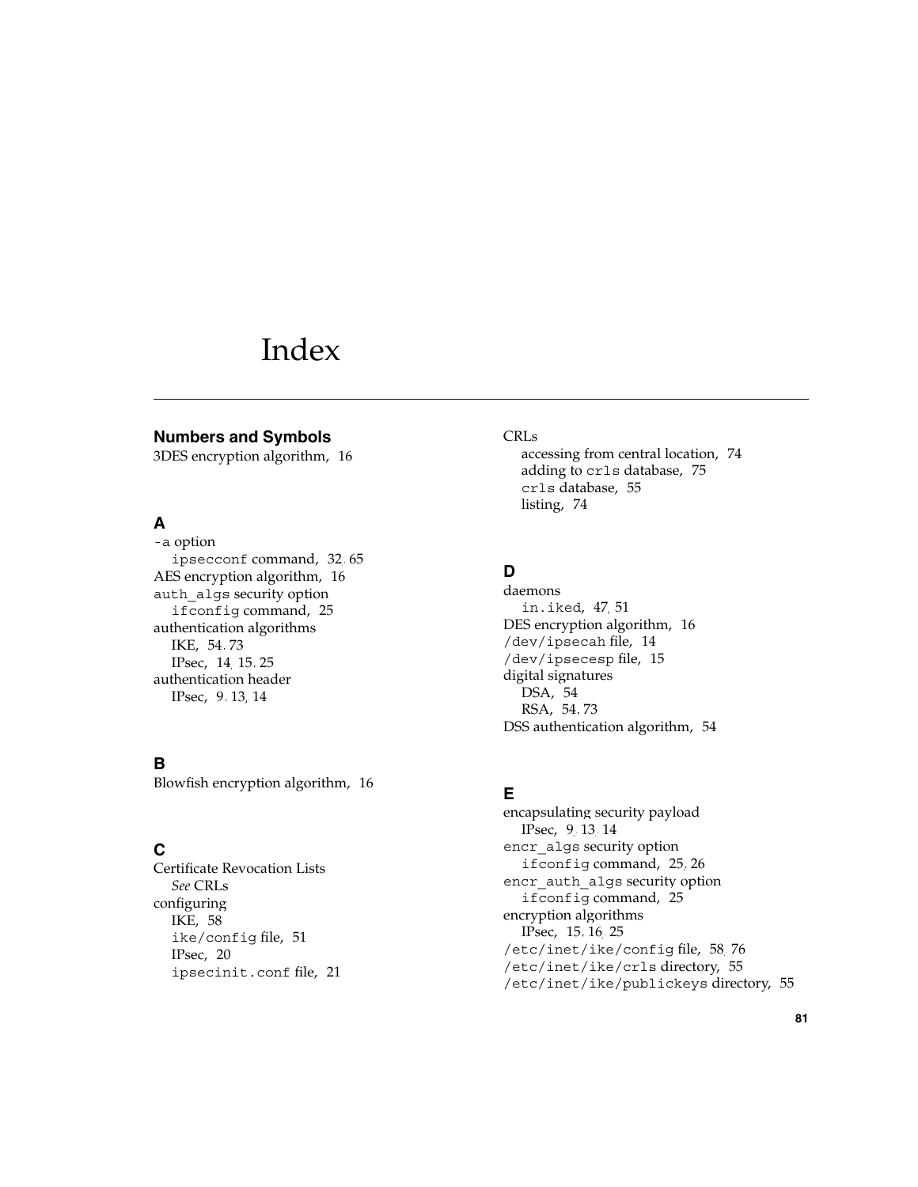# Index

## Numbers and Symbols

3DES encryption algorithm, 16

## A

-a option
  ipsecconf command, 32, 65
AES encryption algorithm, 16
auth_algs security option
  ifconfig command, 25
authentication algorithms
  IKE, 54, 73
  IPsec, 14, 15, 25
authentication header
  IPsec, 9, 13, 14

## B

Blowfish encryption algorithm, 16

## C

Certificate Revocation Lists
  *See* CRLs
configuring
  IKE, 58
  ike/config file, 51
  IPsec, 20
  ipsecinit.conf file, 21
CRLs
  accessing from central location, 74
  adding to crls database, 75
  crls database, 55
  listing, 74

## D

daemons
  in.iked, 47, 51
DES encryption algorithm, 16
/dev/ipsecah file, 14
/dev/ipsecesp file, 15
digital signatures
  DSA, 54
  RSA, 54, 73
DSS authentication algorithm, 54

## E

encapsulating security payload
  IPsec, 9, 13, 14
encr_algs security option
  ifconfig command, 25, 26
encr_auth_algs security option
  ifconfig command, 25
encryption algorithms
  IPsec, 15, 16, 25
/etc/inet/ike/config file, 58, 76
/etc/inet/ike/crls directory, 55
/etc/inet/ike/publickeys directory, 55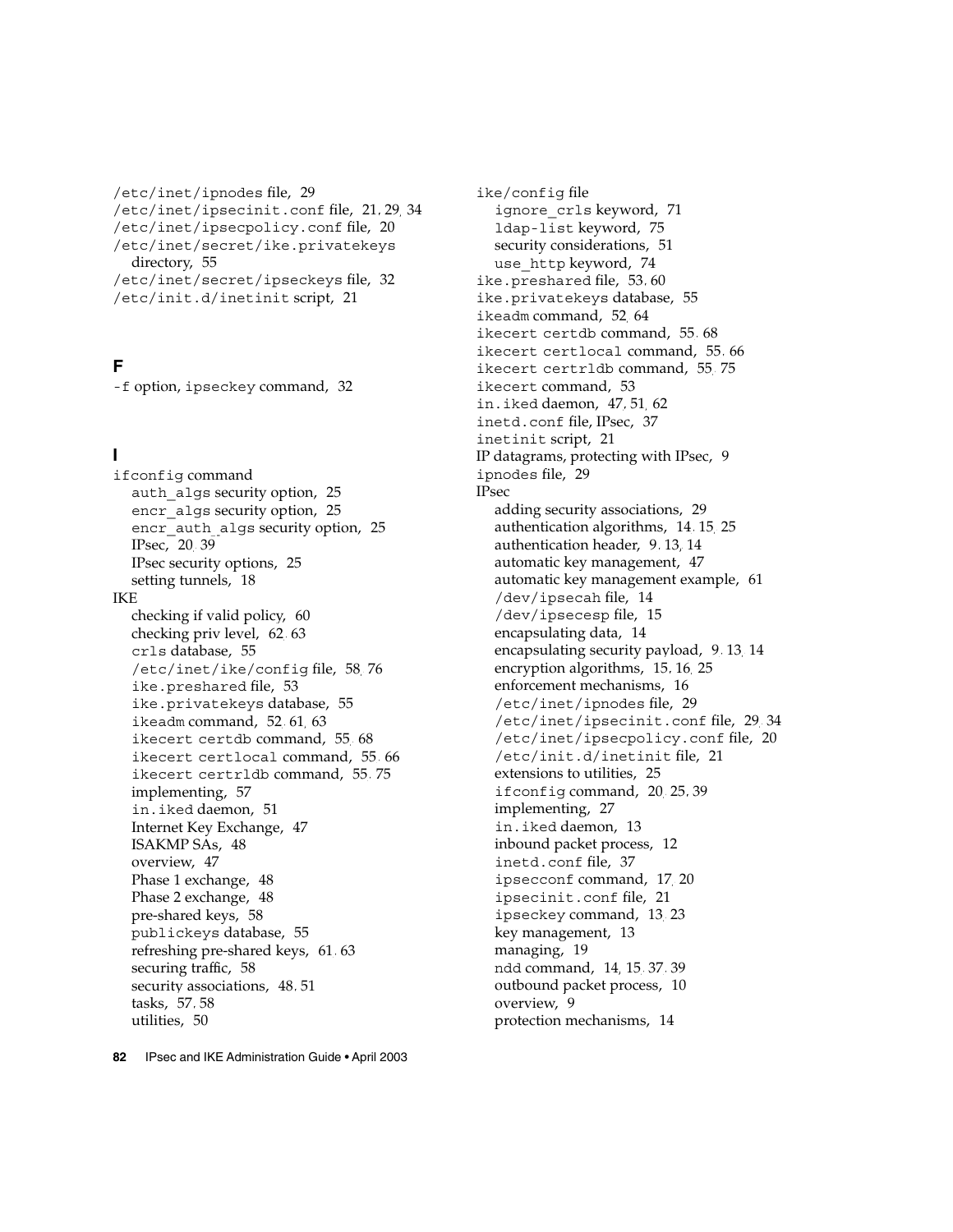/etc/inet/ipnodes file, 29
/etc/inet/ipsecinit.conf file, 21, 29, 34
/etc/inet/ipsecpolicy.conf file, 20
/etc/inet/secret/ike.privatekeys directory, 55
/etc/inet/secret/ipseckeys file, 32
/etc/init.d/inetinit script, 21

## F

-f option, ipseckey command, 32

## I

ifconfig command
  auth_algs security option, 25
  encr_algs security option, 25
  encr_auth_algs security option, 25
  IPsec, 20, 39
  IPsec security options, 25
  setting tunnels, 18
IKE
  checking if valid policy, 60
  checking priv level, 62, 63
  crls database, 55
  /etc/inet/ike/config file, 58, 76
  ike.preshared file, 53
  ike.privatekeys database, 55
  ikeadm command, 52, 61, 63
  ikecert certdb command, 55, 68
  ikecert certlocal command, 55, 66
  ikecert certrldb command, 55, 75
  implementing, 57
  in.iked daemon, 51
  Internet Key Exchange, 47
  ISAKMP SAs, 48
  overview, 47
  Phase 1 exchange, 48
  Phase 2 exchange, 48
  pre-shared keys, 58
  publickeys database, 55
  refreshing pre-shared keys, 61, 63
  securing traffic, 58
  security associations, 48, 51
  tasks, 57, 58
  utilities, 50
ike/config file
  ignore_crls keyword, 71
  ldap-list keyword, 75
  security considerations, 51
  use_http keyword, 74
ike.preshared file, 53, 60
ike.privatekeys database, 55
ikeadm command, 52, 64
ikecert certdb command, 55, 68
ikecert certlocal command, 55, 66
ikecert certrldb command, 55, 75
ikecert command, 53
in.iked daemon, 47, 51, 62
inetd.conf file, IPsec, 37
inetinit script, 21
IP datagrams, protecting with IPsec, 9
ipnodes file, 29
IPsec
  adding security associations, 29
  authentication algorithms, 14, 15, 25
  authentication header, 9, 13, 14
  automatic key management, 47
  automatic key management example, 61
  /dev/ipsecah file, 14
  /dev/ipsecesp file, 15
  encapsulating data, 14
  encapsulating security payload, 9, 13, 14
  encryption algorithms, 15, 16, 25
  enforcement mechanisms, 16
  /etc/inet/ipnodes file, 29
  /etc/inet/ipsecinit.conf file, 29, 34
  /etc/inet/ipsecpolicy.conf file, 20
  /etc/init.d/inetinit file, 21
  extensions to utilities, 25
  ifconfig command, 20, 25, 39
  implementing, 27
  in.iked daemon, 13
  inbound packet process, 12
  inetd.conf file, 37
  ipsecconf command, 17, 20
  ipsecinit.conf file, 21
  ipseckey command, 13, 23
  key management, 13
  managing, 19
  ndd command, 14, 15, 37, 39
  outbound packet process, 10
  overview, 9
  protection mechanisms, 14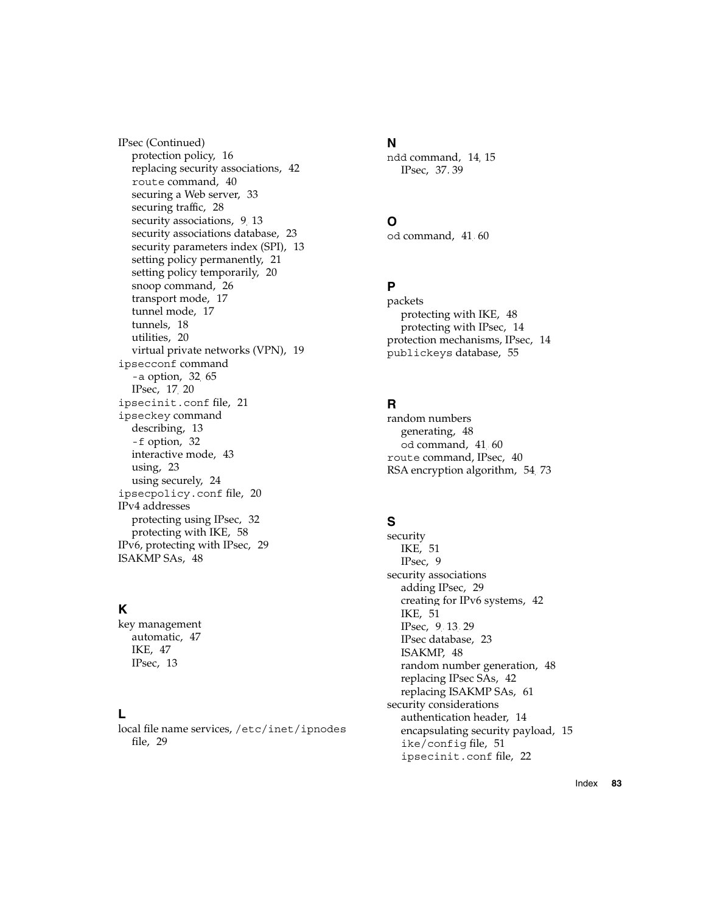IPsec (Continued)
- protection policy, 16
- replacing security associations, 42
- `route` command, 40
- securing a Web server, 33
- securing traffic, 28
- security associations, 9, 13
- security associations database, 23
- security parameters index (SPI), 13
- setting policy permanently, 21
- setting policy temporarily, 20
- snoop command, 26
- transport mode, 17
- tunnel mode, 17
- tunnels, 18
- utilities, 20
- virtual private networks (VPN), 19

`ipsecconf` command
- `-a` option, 32, 65
- IPsec, 17, 20

`ipsecinit.conf` file, 21

`ipseckey` command
- describing, 13
- `-f` option, 32
- interactive mode, 43
- using, 23
- using securely, 24

`ipsecpolicy.conf` file, 20

IPv4 addresses
- protecting using IPsec, 32
- protecting with IKE, 58

IPv6, protecting with IPsec, 29

ISAKMP SAs, 48

## K

key management
- automatic, 47
- IKE, 47
- IPsec, 13

## L

local file name services, `/etc/inet/ipnodes` file, 29

## N

`ndd` command, 14, 15
- IPsec, 37, 39

## O

`od` command, 41, 60

## P

packets
- protecting with IKE, 48
- protecting with IPsec, 14

protection mechanisms, IPsec, 14

`publickeys` database, 55

## R

random numbers
- generating, 48
- `od` command, 41, 60

`route` command, IPsec, 40

RSA encryption algorithm, 54, 73

## S

security
- IKE, 51
- IPsec, 9

security associations
- adding IPsec, 29
- creating for IPv6 systems, 42
- IKE, 51
- IPsec, 9, 13, 29
- IPsec database, 23
- ISAKMP, 48
- random number generation, 48
- replacing IPsec SAs, 42
- replacing ISAKMP SAs, 61

security considerations
- authentication header, 14
- encapsulating security payload, 15
- `ike/config` file, 51
- `ipsecinit.conf` file, 22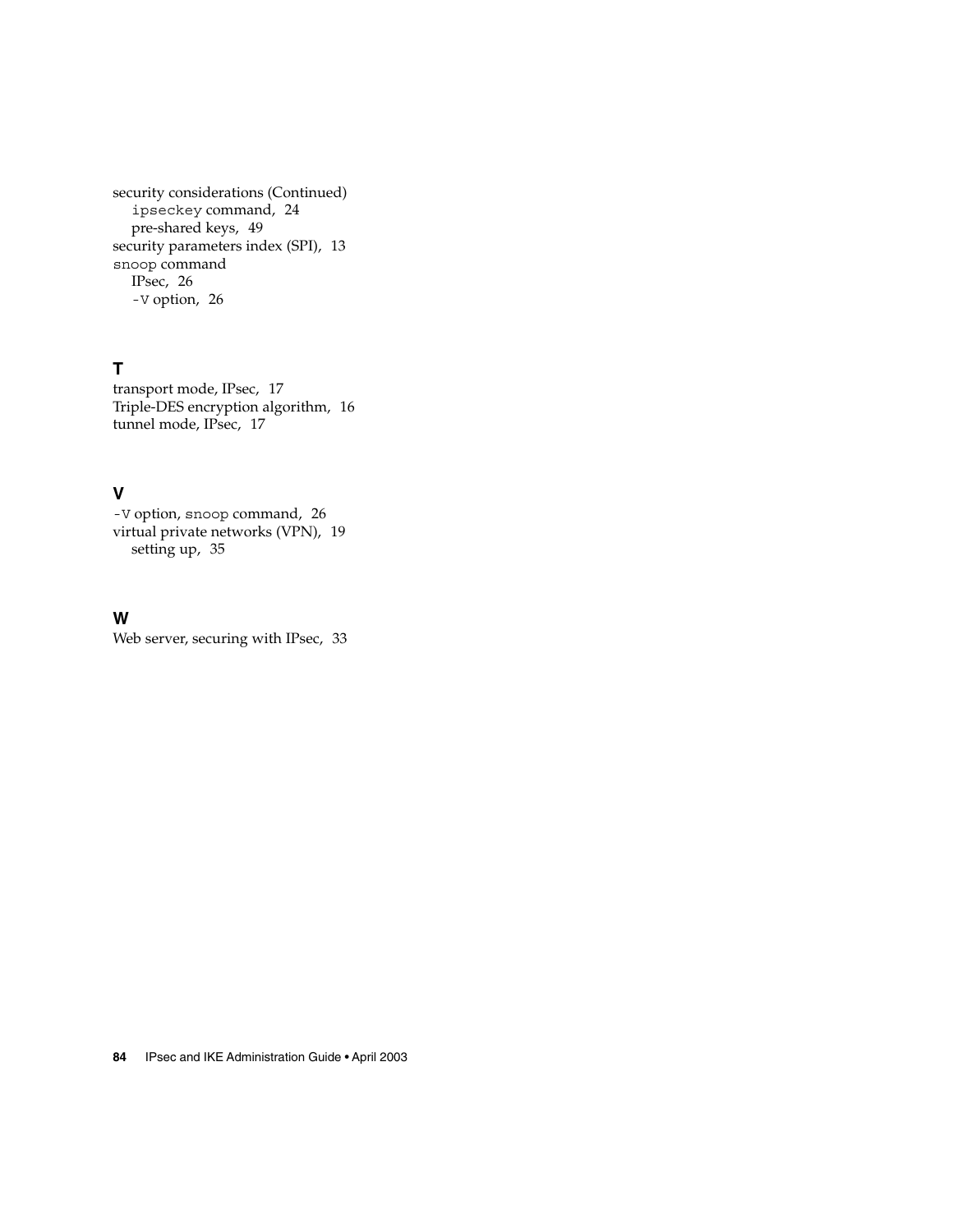security considerations (Continued)
  ipseckey command, 24
  pre-shared keys, 49
security parameters index (SPI), 13
snoop command
  IPsec, 26
  -V option, 26

## T

transport mode, IPsec, 17
Triple-DES encryption algorithm, 16
tunnel mode, IPsec, 17

## V

-V option, snoop command, 26
virtual private networks (VPN), 19
  setting up, 35

## W

Web server, securing with IPsec, 33